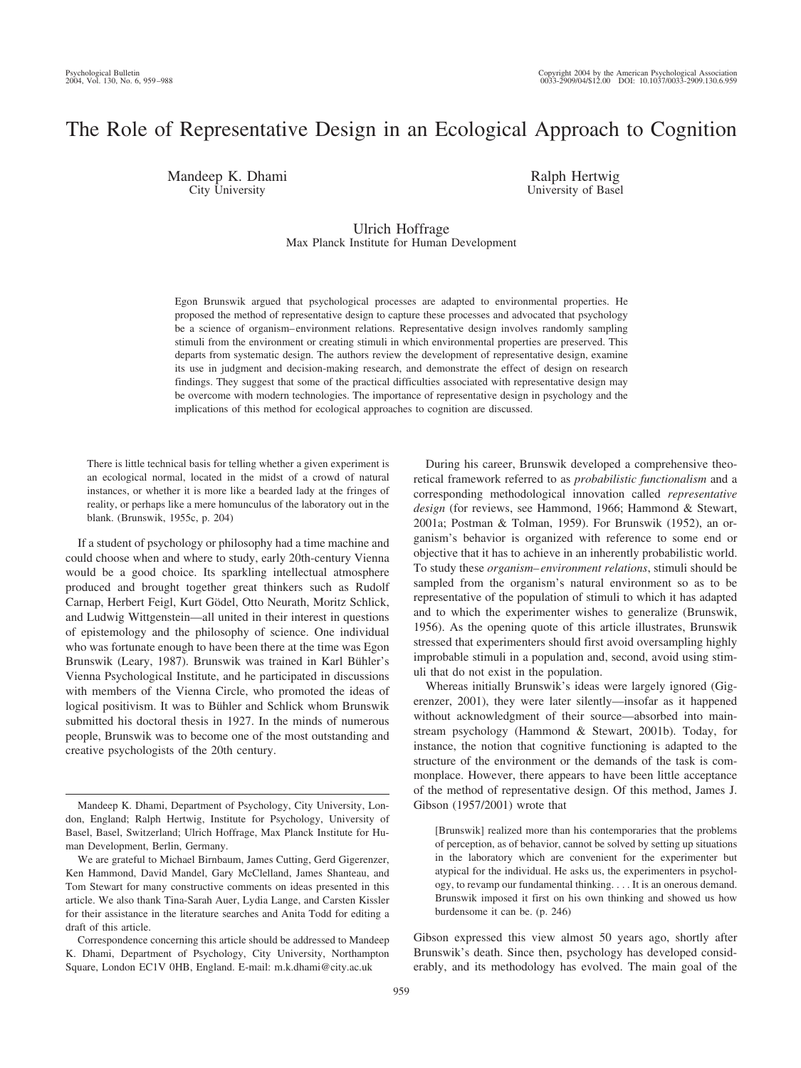# The Role of Representative Design in an Ecological Approach to Cognition

Mandeep K. Dhami
City University

Ralph Hertwig
University of Basel

Ulrich Hoffrage
Max Planck Institute for Human Development

Egon Brunswik argued that psychological processes are adapted to environmental properties. He proposed the method of representative design to capture these processes and advocated that psychology be a science of organism–environment relations. Representative design involves randomly sampling stimuli from the environment or creating stimuli in which environmental properties are preserved. This departs from systematic design. The authors review the development of representative design, examine its use in judgment and decision-making research, and demonstrate the effect of design on research findings. They suggest that some of the practical difficulties associated with representative design may be overcome with modern technologies. The importance of representative design in psychology and the implications of this method for ecological approaches to cognition are discussed.

> There is little technical basis for telling whether a given experiment is an ecological normal, located in the midst of a crowd of natural instances, or whether it is more like a bearded lady at the fringes of reality, or perhaps like a mere homunculus of the laboratory out in the blank. (Brunswik, 1955c, p. 204)

If a student of psychology or philosophy had a time machine and could choose when and where to study, early 20th-century Vienna would be a good choice. Its sparkling intellectual atmosphere produced and brought together great thinkers such as Rudolf Carnap, Herbert Feigl, Kurt Gödel, Otto Neurath, Moritz Schlick, and Ludwig Wittgenstein—all united in their interest in questions of epistemology and the philosophy of science. One individual who was fortunate enough to have been there at the time was Egon Brunswik (Leary, 1987). Brunswik was trained in Karl Bühler's Vienna Psychological Institute, and he participated in discussions with members of the Vienna Circle, who promoted the ideas of logical positivism. It was to Bühler and Schlick whom Brunswik submitted his doctoral thesis in 1927. In the minds of numerous people, Brunswik was to become one of the most outstanding and creative psychologists of the 20th century.

During his career, Brunswik developed a comprehensive theoretical framework referred to as *probabilistic functionalism* and a corresponding methodological innovation called *representative design* (for reviews, see Hammond, 1966; Hammond & Stewart, 2001a; Postman & Tolman, 1959). For Brunswik (1952), an organism's behavior is organized with reference to some end or objective that it has to achieve in an inherently probabilistic world. To study these *organism–environment relations*, stimuli should be sampled from the organism's natural environment so as to be representative of the population of stimuli to which it has adapted and to which the experimenter wishes to generalize (Brunswik, 1956). As the opening quote of this article illustrates, Brunswik stressed that experimenters should first avoid oversampling highly improbable stimuli in a population and, second, avoid using stimuli that do not exist in the population.

Whereas initially Brunswik's ideas were largely ignored (Gigerenzer, 2001), they were later silently—insofar as it happened without acknowledgment of their source—absorbed into mainstream psychology (Hammond & Stewart, 2001b). Today, for instance, the notion that cognitive functioning is adapted to the structure of the environment or the demands of the task is commonplace. However, there appears to have been little acceptance of the method of representative design. Of this method, James J. Gibson (1957/2001) wrote that

> [Brunswik] realized more than his contemporaries that the problems of perception, as of behavior, cannot be solved by setting up situations in the laboratory which are convenient for the experimenter but atypical for the individual. He asks us, the experimenters in psychology, to revamp our fundamental thinking. . . . It is an onerous demand. Brunswik imposed it first on his own thinking and showed us how burdensome it can be. (p. 246)

Gibson expressed this view almost 50 years ago, shortly after Brunswik's death. Since then, psychology has developed considerably, and its methodology has evolved. The main goal of the

---

Mandeep K. Dhami, Department of Psychology, City University, London, England; Ralph Hertwig, Institute for Psychology, University of Basel, Basel, Switzerland; Ulrich Hoffrage, Max Planck Institute for Human Development, Berlin, Germany.

We are grateful to Michael Birnbaum, James Cutting, Gerd Gigerenzer, Ken Hammond, David Mandel, Gary McClelland, James Shanteau, and Tom Stewart for many constructive comments on ideas presented in this article. We also thank Tina-Sarah Auer, Lydia Lange, and Carsten Kissler for their assistance in the literature searches and Anita Todd for editing a draft of this article.

Correspondence concerning this article should be addressed to Mandeep K. Dhami, Department of Psychology, City University, Northampton Square, London EC1V 0HB, England. E-mail: m.k.dhami@city.ac.uk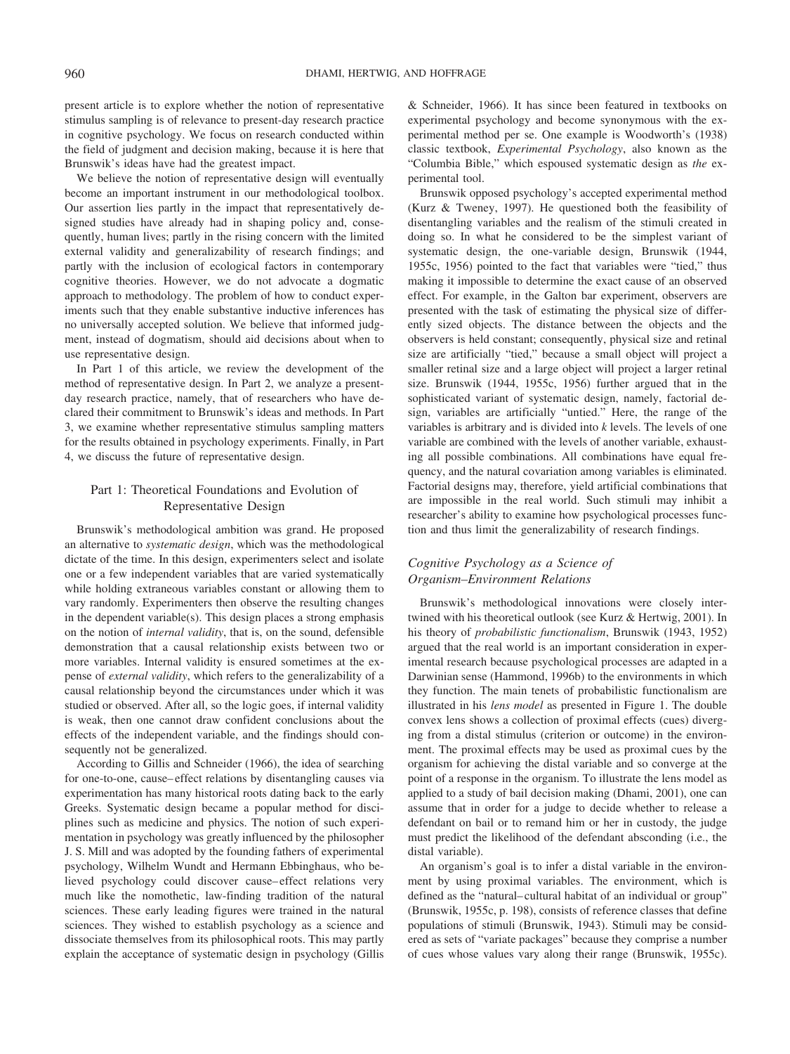present article is to explore whether the notion of representative stimulus sampling is of relevance to present-day research practice in cognitive psychology. We focus on research conducted within the field of judgment and decision making, because it is here that Brunswik's ideas have had the greatest impact.

We believe the notion of representative design will eventually become an important instrument in our methodological toolbox. Our assertion lies partly in the impact that representatively designed studies have already had in shaping policy and, consequently, human lives; partly in the rising concern with the limited external validity and generalizability of research findings; and partly with the inclusion of ecological factors in contemporary cognitive theories. However, we do not advocate a dogmatic approach to methodology. The problem of how to conduct experiments such that they enable substantive inductive inferences has no universally accepted solution. We believe that informed judgment, instead of dogmatism, should aid decisions about when to use representative design.

In Part 1 of this article, we review the development of the method of representative design. In Part 2, we analyze a present-day research practice, namely, that of researchers who have declared their commitment to Brunswik's ideas and methods. In Part 3, we examine whether representative stimulus sampling matters for the results obtained in psychology experiments. Finally, in Part 4, we discuss the future of representative design.

## Part 1: Theoretical Foundations and Evolution of Representative Design

Brunswik's methodological ambition was grand. He proposed an alternative to *systematic design*, which was the methodological dictate of the time. In this design, experimenters select and isolate one or a few independent variables that are varied systematically while holding extraneous variables constant or allowing them to vary randomly. Experimenters then observe the resulting changes in the dependent variable(s). This design places a strong emphasis on the notion of *internal validity*, that is, on the sound, defensible demonstration that a causal relationship exists between two or more variables. Internal validity is ensured sometimes at the expense of *external validity*, which refers to the generalizability of a causal relationship beyond the circumstances under which it was studied or observed. After all, so the logic goes, if internal validity is weak, then one cannot draw confident conclusions about the effects of the independent variable, and the findings should consequently not be generalized.

According to Gillis and Schneider (1966), the idea of searching for one-to-one, cause–effect relations by disentangling causes via experimentation has many historical roots dating back to the early Greeks. Systematic design became a popular method for disciplines such as medicine and physics. The notion of such experimentation in psychology was greatly influenced by the philosopher J. S. Mill and was adopted by the founding fathers of experimental psychology, Wilhelm Wundt and Hermann Ebbinghaus, who believed psychology could discover cause–effect relations very much like the nomothetic, law-finding tradition of the natural sciences. These early leading figures were trained in the natural sciences. They wished to establish psychology as a science and dissociate themselves from its philosophical roots. This may partly explain the acceptance of systematic design in psychology (Gillis & Schneider, 1966). It has since been featured in textbooks on experimental psychology and become synonymous with the experimental method per se. One example is Woodworth's (1938) classic textbook, *Experimental Psychology*, also known as the "Columbia Bible," which espoused systematic design as *the* experimental tool.

Brunswik opposed psychology's accepted experimental method (Kurz & Tweney, 1997). He questioned both the feasibility of disentangling variables and the realism of the stimuli created in doing so. In what he considered to be the simplest variant of systematic design, the one-variable design, Brunswik (1944, 1955c, 1956) pointed to the fact that variables were "tied," thus making it impossible to determine the exact cause of an observed effect. For example, in the Galton bar experiment, observers are presented with the task of estimating the physical size of differently sized objects. The distance between the objects and the observers is held constant; consequently, physical size and retinal size are artificially "tied," because a small object will project a smaller retinal size and a large object will project a larger retinal size. Brunswik (1944, 1955c, 1956) further argued that in the sophisticated variant of systematic design, namely, factorial design, variables are artificially "untied." Here, the range of the variables is arbitrary and is divided into *k* levels. The levels of one variable are combined with the levels of another variable, exhausting all possible combinations. All combinations have equal frequency, and the natural covariation among variables is eliminated. Factorial designs may, therefore, yield artificial combinations that are impossible in the real world. Such stimuli may inhibit a researcher's ability to examine how psychological processes function and thus limit the generalizability of research findings.

### Cognitive Psychology as a Science of Organism–Environment Relations

Brunswik's methodological innovations were closely intertwined with his theoretical outlook (see Kurz & Hertwig, 2001). In his theory of *probabilistic functionalism*, Brunswik (1943, 1952) argued that the real world is an important consideration in experimental research because psychological processes are adapted in a Darwinian sense (Hammond, 1996b) to the environments in which they function. The main tenets of probabilistic functionalism are illustrated in his *lens model* as presented in Figure 1. The double convex lens shows a collection of proximal effects (cues) diverging from a distal stimulus (criterion or outcome) in the environment. The proximal effects may be used as proximal cues by the organism for achieving the distal variable and so converge at the point of a response in the organism. To illustrate the lens model as applied to a study of bail decision making (Dhami, 2001), one can assume that in order for a judge to decide whether to release a defendant on bail or to remand him or her in custody, the judge must predict the likelihood of the defendant absconding (i.e., the distal variable).

An organism's goal is to infer a distal variable in the environment by using proximal variables. The environment, which is defined as the "natural–cultural habitat of an individual or group" (Brunswik, 1955c, p. 198), consists of reference classes that define populations of stimuli (Brunswik, 1943). Stimuli may be considered as sets of "variate packages" because they comprise a number of cues whose values vary along their range (Brunswik, 1955c).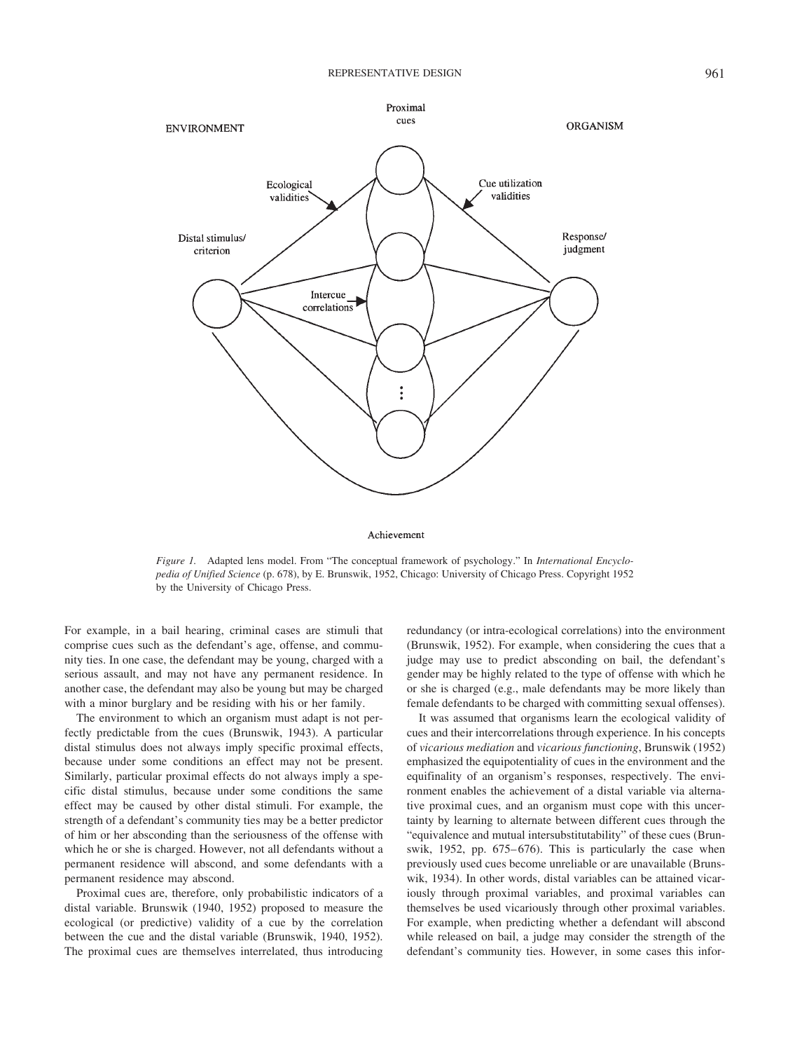*Figure 1.* Adapted lens model. From "The conceptual framework of psychology." In *International Encyclopedia of Unified Science* (p. 678), by E. Brunswik, 1952, Chicago: University of Chicago Press. Copyright 1952 by the University of Chicago Press.

For example, in a bail hearing, criminal cases are stimuli that comprise cues such as the defendant's age, offense, and community ties. In one case, the defendant may be young, charged with a serious assault, and may not have any permanent residence. In another case, the defendant may also be young but may be charged with a minor burglary and be residing with his or her family.

The environment to which an organism must adapt is not perfectly predictable from the cues (Brunswik, 1943). A particular distal stimulus does not always imply specific proximal effects, because under some conditions an effect may not be present. Similarly, particular proximal effects do not always imply a specific distal stimulus, because under some conditions the same effect may be caused by other distal stimuli. For example, the strength of a defendant's community ties may be a better predictor of him or her absconding than the seriousness of the offense with which he or she is charged. However, not all defendants without a permanent residence will abscond, and some defendants with a permanent residence may abscond.

Proximal cues are, therefore, only probabilistic indicators of a distal variable. Brunswik (1940, 1952) proposed to measure the ecological (or predictive) validity of a cue by the correlation between the cue and the distal variable (Brunswik, 1940, 1952). The proximal cues are themselves interrelated, thus introducing redundancy (or intra-ecological correlations) into the environment (Brunswik, 1952). For example, when considering the cues that a judge may use to predict absconding on bail, the defendant's gender may be highly related to the type of offense with which he or she is charged (e.g., male defendants may be more likely than female defendants to be charged with committing sexual offenses).

It was assumed that organisms learn the ecological validity of cues and their intercorrelations through experience. In his concepts of *vicarious mediation* and *vicarious functioning*, Brunswik (1952) emphasized the equipotentiality of cues in the environment and the equifinality of an organism's responses, respectively. The environment enables the achievement of a distal variable via alternative proximal cues, and an organism must cope with this uncertainty by learning to alternate between different cues through the "equivalence and mutual intersubstitutability" of these cues (Brunswik, 1952, pp. 675–676). This is particularly the case when previously used cues become unreliable or are unavailable (Brunswik, 1934). In other words, distal variables can be attained vicariously through proximal variables, and proximal variables can themselves be used vicariously through other proximal variables. For example, when predicting whether a defendant will abscond while released on bail, a judge may consider the strength of the defendant's community ties. However, in some cases this infor-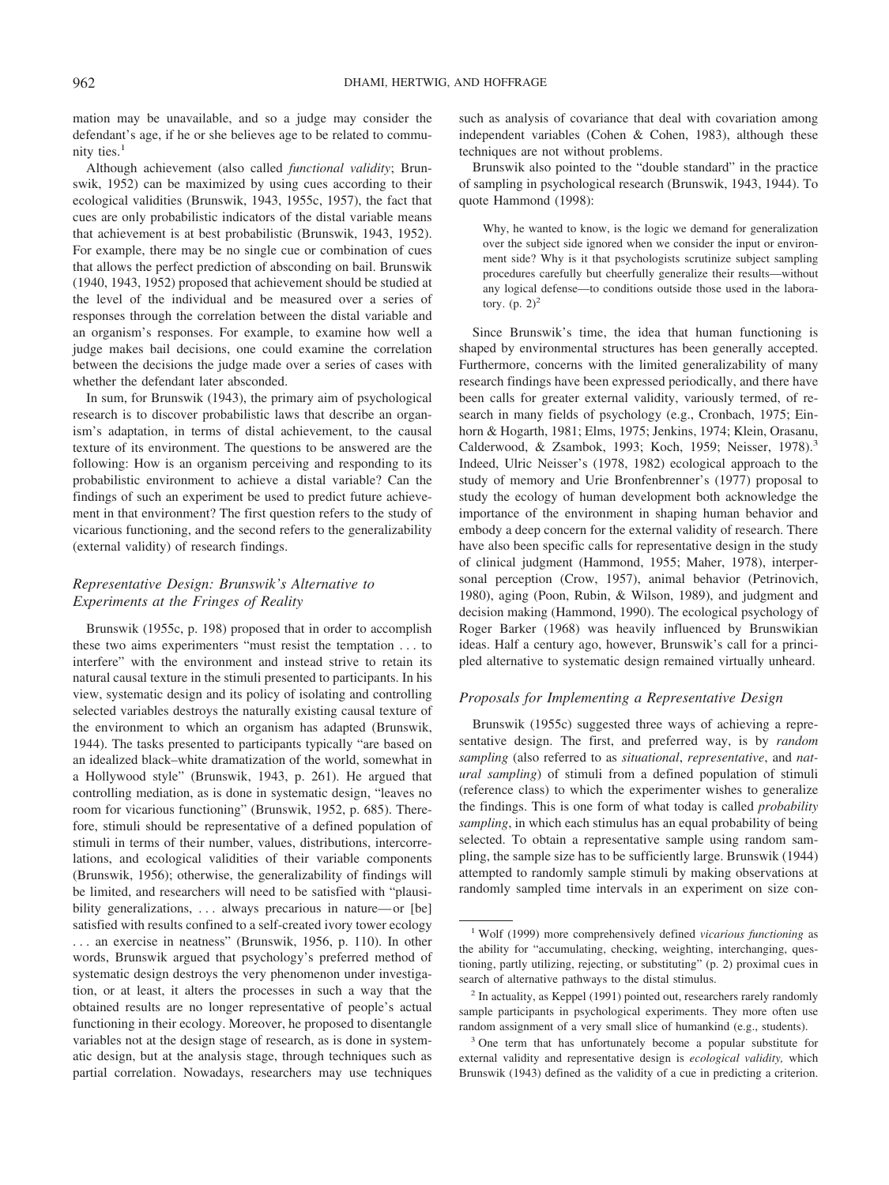mation may be unavailable, and so a judge may consider the defendant's age, if he or she believes age to be related to community ties.[1]

Although achievement (also called *functional validity*; Brunswik, 1952) can be maximized by using cues according to their ecological validities (Brunswik, 1943, 1955c, 1957), the fact that cues are only probabilistic indicators of the distal variable means that achievement is at best probabilistic (Brunswik, 1943, 1952). For example, there may be no single cue or combination of cues that allows the perfect prediction of absconding on bail. Brunswik (1940, 1943, 1952) proposed that achievement should be studied at the level of the individual and be measured over a series of responses through the correlation between the distal variable and an organism's responses. For example, to examine how well a judge makes bail decisions, one could examine the correlation between the decisions the judge made over a series of cases with whether the defendant later absconded.

In sum, for Brunswik (1943), the primary aim of psychological research is to discover probabilistic laws that describe an organism's adaptation, in terms of distal achievement, to the causal texture of its environment. The questions to be answered are the following: How is an organism perceiving and responding to its probabilistic environment to achieve a distal variable? Can the findings of such an experiment be used to predict future achievement in that environment? The first question refers to the study of vicarious functioning, and the second refers to the generalizability (external validity) of research findings.

### *Representative Design: Brunswik's Alternative to Experiments at the Fringes of Reality*

Brunswik (1955c, p. 198) proposed that in order to accomplish these two aims experimenters "must resist the temptation . . . to interfere" with the environment and instead strive to retain its natural causal texture in the stimuli presented to participants. In his view, systematic design and its policy of isolating and controlling selected variables destroys the naturally existing causal texture of the environment to which an organism has adapted (Brunswik, 1944). The tasks presented to participants typically "are based on an idealized black–white dramatization of the world, somewhat in a Hollywood style" (Brunswik, 1943, p. 261). He argued that controlling mediation, as is done in systematic design, "leaves no room for vicarious functioning" (Brunswik, 1952, p. 685). Therefore, stimuli should be representative of a defined population of stimuli in terms of their number, values, distributions, intercorrelations, and ecological validities of their variable components (Brunswik, 1956); otherwise, the generalizability of findings will be limited, and researchers will need to be satisfied with "plausibility generalizations, . . . always precarious in nature—or [be] satisfied with results confined to a self-created ivory tower ecology . . . an exercise in neatness" (Brunswik, 1956, p. 110). In other words, Brunswik argued that psychology's preferred method of systematic design destroys the very phenomenon under investigation, or at least, it alters the processes in such a way that the obtained results are no longer representative of people's actual functioning in their ecology. Moreover, he proposed to disentangle variables not at the design stage of research, as is done in systematic design, but at the analysis stage, through techniques such as partial correlation. Nowadays, researchers may use techniques such as analysis of covariance that deal with covariation among independent variables (Cohen & Cohen, 1983), although these techniques are not without problems.

Brunswik also pointed to the "double standard" in the practice of sampling in psychological research (Brunswik, 1943, 1944). To quote Hammond (1998):

> Why, he wanted to know, is the logic we demand for generalization over the subject side ignored when we consider the input or environment side? Why is it that psychologists scrutinize subject sampling procedures carefully but cheerfully generalize their results—without any logical defense—to conditions outside those used in the laboratory. (p. 2)[2]

Since Brunswik's time, the idea that human functioning is shaped by environmental structures has been generally accepted. Furthermore, concerns with the limited generalizability of many research findings have been expressed periodically, and there have been calls for greater external validity, variously termed, of research in many fields of psychology (e.g., Cronbach, 1975; Einhorn & Hogarth, 1981; Elms, 1975; Jenkins, 1974; Klein, Orasanu, Calderwood, & Zsambok, 1993; Koch, 1959; Neisser, 1978).[3] Indeed, Ulric Neisser's (1978, 1982) ecological approach to the study of memory and Urie Bronfenbrenner's (1977) proposal to study the ecology of human development both acknowledge the importance of the environment in shaping human behavior and embody a deep concern for the external validity of research. There have also been specific calls for representative design in the study of clinical judgment (Hammond, 1955; Maher, 1978), interpersonal perception (Crow, 1957), animal behavior (Petrinovich, 1980), aging (Poon, Rubin, & Wilson, 1989), and judgment and decision making (Hammond, 1990). The ecological psychology of Roger Barker (1968) was heavily influenced by Brunswikian ideas. Half a century ago, however, Brunswik's call for a principled alternative to systematic design remained virtually unheard.

### *Proposals for Implementing a Representative Design*

Brunswik (1955c) suggested three ways of achieving a representative design. The first, and preferred way, is by *random sampling* (also referred to as *situational*, *representative*, and *natural sampling*) of stimuli from a defined population of stimuli (reference class) to which the experimenter wishes to generalize the findings. This is one form of what today is called *probability sampling*, in which each stimulus has an equal probability of being selected. To obtain a representative sample using random sampling, the sample size has to be sufficiently large. Brunswik (1944) attempted to randomly sample stimuli by making observations at randomly sampled time intervals in an experiment on size con-

---

[1] Wolf (1999) more comprehensively defined *vicarious functioning* as the ability for "accumulating, checking, weighting, interchanging, questioning, partly utilizing, rejecting, or substituting" (p. 2) proximal cues in search of alternative pathways to the distal stimulus.

[2] In actuality, as Keppel (1991) pointed out, researchers rarely randomly sample participants in psychological experiments. They more often use random assignment of a very small slice of humankind (e.g., students).

[3] One term that has unfortunately become a popular substitute for external validity and representative design is *ecological validity,* which Brunswik (1943) defined as the validity of a cue in predicting a criterion.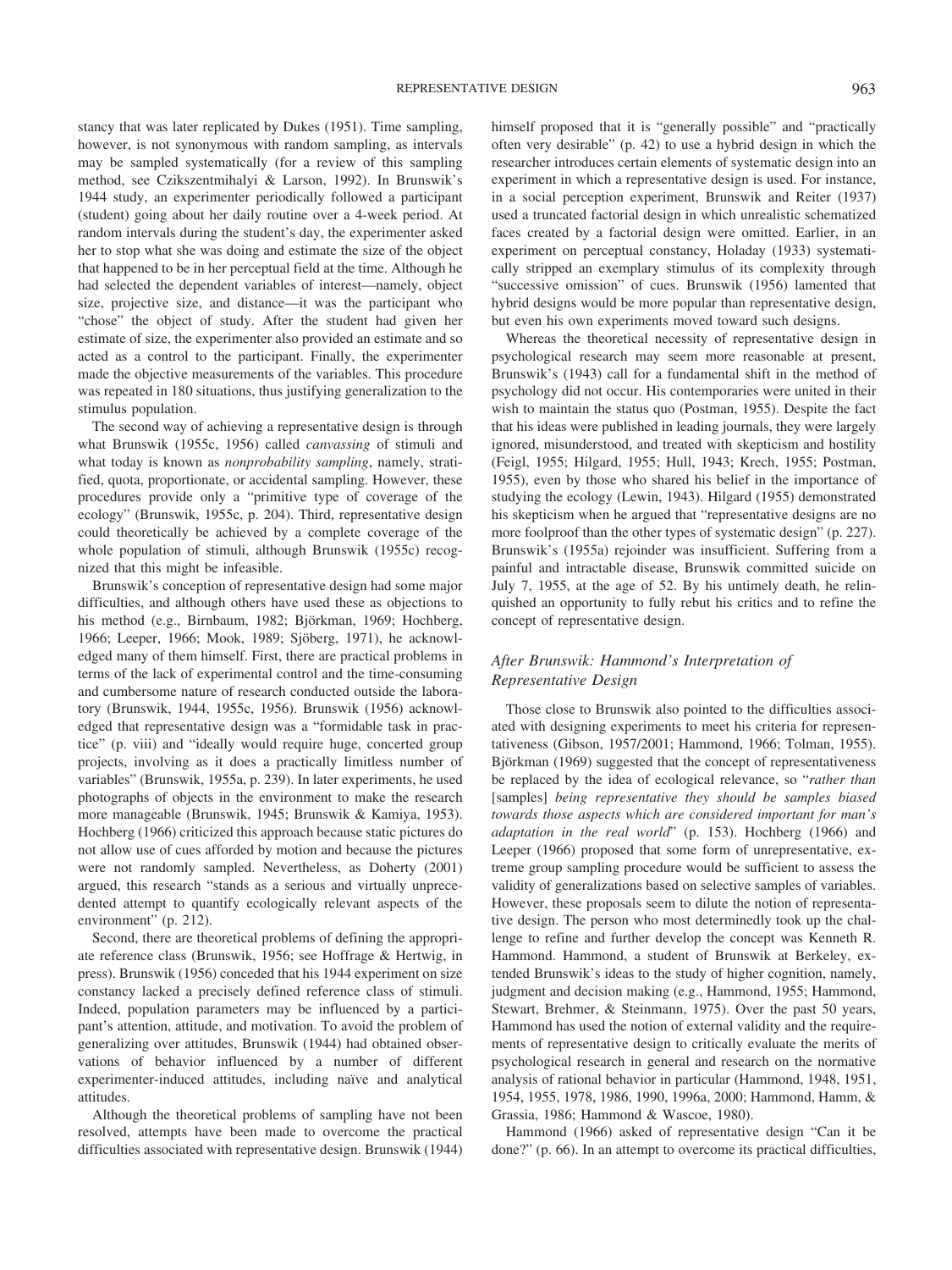stancy that was later replicated by Dukes (1951). Time sampling, however, is not synonymous with random sampling, as intervals may be sampled systematically (for a review of this sampling method, see Czikszentmihalyi & Larson, 1992). In Brunswik's 1944 study, an experimenter periodically followed a participant (student) going about her daily routine over a 4-week period. At random intervals during the student's day, the experimenter asked her to stop what she was doing and estimate the size of the object that happened to be in her perceptual field at the time. Although he had selected the dependent variables of interest—namely, object size, projective size, and distance—it was the participant who "chose" the object of study. After the student had given her estimate of size, the experimenter also provided an estimate and so acted as a control to the participant. Finally, the experimenter made the objective measurements of the variables. This procedure was repeated in 180 situations, thus justifying generalization to the stimulus population.

The second way of achieving a representative design is through what Brunswik (1955c, 1956) called *canvassing* of stimuli and what today is known as *nonprobability sampling*, namely, stratified, quota, proportionate, or accidental sampling. However, these procedures provide only a "primitive type of coverage of the ecology" (Brunswik, 1955c, p. 204). Third, representative design could theoretically be achieved by a complete coverage of the whole population of stimuli, although Brunswik (1955c) recognized that this might be infeasible.

Brunswik's conception of representative design had some major difficulties, and although others have used these as objections to his method (e.g., Birnbaum, 1982; Björkman, 1969; Hochberg, 1966; Leeper, 1966; Mook, 1989; Sjöberg, 1971), he acknowledged many of them himself. First, there are practical problems in terms of the lack of experimental control and the time-consuming and cumbersome nature of research conducted outside the laboratory (Brunswik, 1944, 1955c, 1956). Brunswik (1956) acknowledged that representative design was a "formidable task in practice" (p. viii) and "ideally would require huge, concerted group projects, involving as it does a practically limitless number of variables" (Brunswik, 1955a, p. 239). In later experiments, he used photographs of objects in the environment to make the research more manageable (Brunswik, 1945; Brunswik & Kamiya, 1953). Hochberg (1966) criticized this approach because static pictures do not allow use of cues afforded by motion and because the pictures were not randomly sampled. Nevertheless, as Doherty (2001) argued, this research "stands as a serious and virtually unprecedented attempt to quantify ecologically relevant aspects of the environment" (p. 212).

Second, there are theoretical problems of defining the appropriate reference class (Brunswik, 1956; see Hoffrage & Hertwig, in press). Brunswik (1956) conceded that his 1944 experiment on size constancy lacked a precisely defined reference class of stimuli. Indeed, population parameters may be influenced by a participant's attention, attitude, and motivation. To avoid the problem of generalizing over attitudes, Brunswik (1944) had obtained observations of behavior influenced by a number of different experimenter-induced attitudes, including naïve and analytical attitudes.

Although the theoretical problems of sampling have not been resolved, attempts have been made to overcome the practical difficulties associated with representative design. Brunswik (1944) himself proposed that it is "generally possible" and "practically often very desirable" (p. 42) to use a hybrid design in which the researcher introduces certain elements of systematic design into an experiment in which a representative design is used. For instance, in a social perception experiment, Brunswik and Reiter (1937) used a truncated factorial design in which unrealistic schematized faces created by a factorial design were omitted. Earlier, in an experiment on perceptual constancy, Holaday (1933) systematically stripped an exemplary stimulus of its complexity through "successive omission" of cues. Brunswik (1956) lamented that hybrid designs would be more popular than representative design, but even his own experiments moved toward such designs.

Whereas the theoretical necessity of representative design in psychological research may seem more reasonable at present, Brunswik's (1943) call for a fundamental shift in the method of psychology did not occur. His contemporaries were united in their wish to maintain the status quo (Postman, 1955). Despite the fact that his ideas were published in leading journals, they were largely ignored, misunderstood, and treated with skepticism and hostility (Feigl, 1955; Hilgard, 1955; Hull, 1943; Krech, 1955; Postman, 1955), even by those who shared his belief in the importance of studying the ecology (Lewin, 1943). Hilgard (1955) demonstrated his skepticism when he argued that "representative designs are no more foolproof than the other types of systematic design" (p. 227). Brunswik's (1955a) rejoinder was insufficient. Suffering from a painful and intractable disease, Brunswik committed suicide on July 7, 1955, at the age of 52. By his untimely death, he relinquished an opportunity to fully rebut his critics and to refine the concept of representative design.

### After Brunswik: Hammond's Interpretation of Representative Design

Those close to Brunswik also pointed to the difficulties associated with designing experiments to meet his criteria for representativeness (Gibson, 1957/2001; Hammond, 1966; Tolman, 1955). Björkman (1969) suggested that the concept of representativeness be replaced by the idea of ecological relevance, so "*rather than* [samples] *being representative they should be samples biased towards those aspects which are considered important for man's adaptation in the real world*" (p. 153). Hochberg (1966) and Leeper (1966) proposed that some form of unrepresentative, extreme group sampling procedure would be sufficient to assess the validity of generalizations based on selective samples of variables. However, these proposals seem to dilute the notion of representative design. The person who most determinedly took up the challenge to refine and further develop the concept was Kenneth R. Hammond. Hammond, a student of Brunswik at Berkeley, extended Brunswik's ideas to the study of higher cognition, namely, judgment and decision making (e.g., Hammond, 1955; Hammond, Stewart, Brehmer, & Steinmann, 1975). Over the past 50 years, Hammond has used the notion of external validity and the requirements of representative design to critically evaluate the merits of psychological research in general and research on the normative analysis of rational behavior in particular (Hammond, 1948, 1951, 1954, 1955, 1978, 1986, 1990, 1996a, 2000; Hammond, Hamm, & Grassia, 1986; Hammond & Wascoe, 1980).

Hammond (1966) asked of representative design "Can it be done?" (p. 66). In an attempt to overcome its practical difficulties,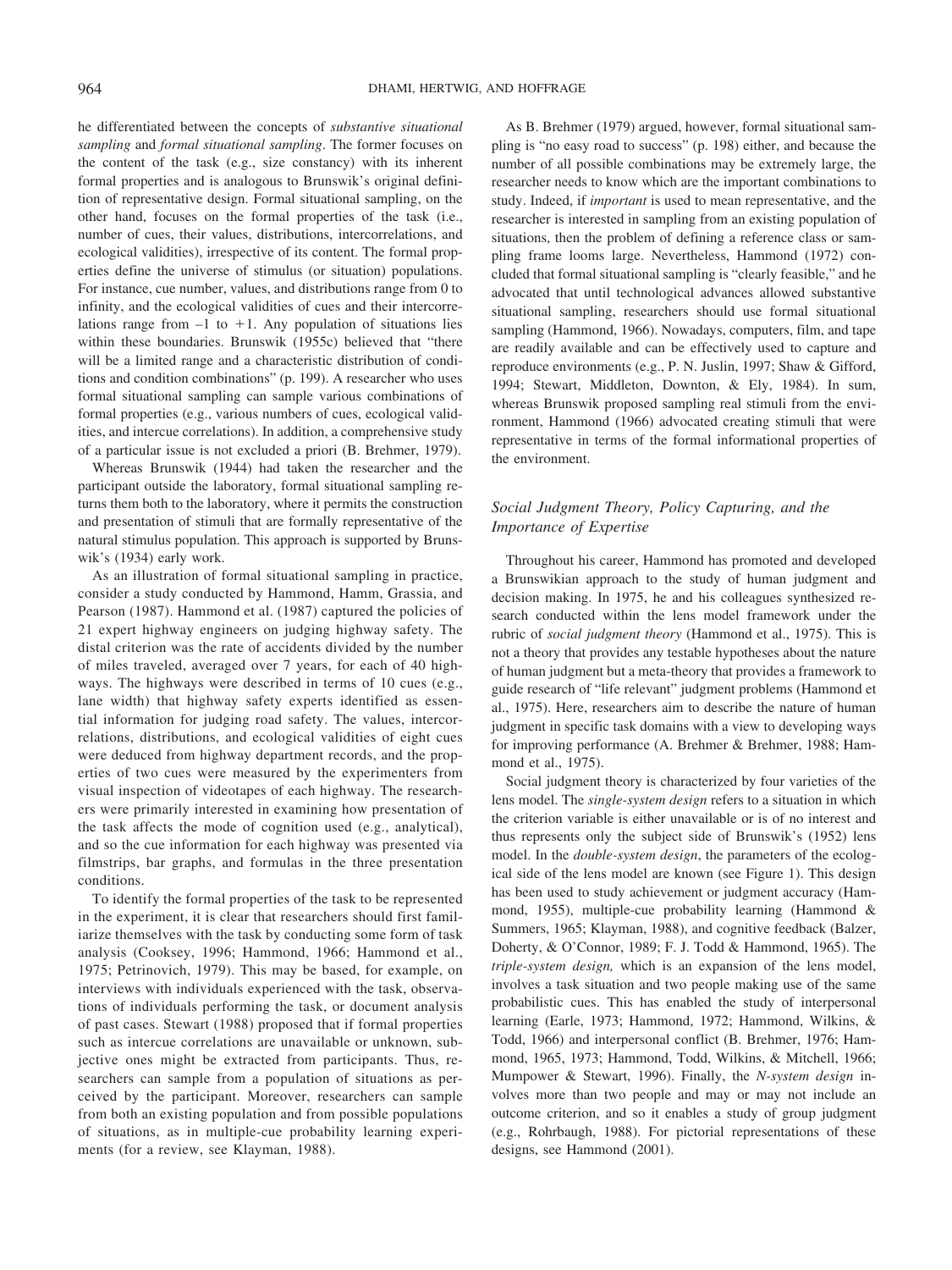he differentiated between the concepts of *substantive situational sampling* and *formal situational sampling*. The former focuses on the content of the task (e.g., size constancy) with its inherent formal properties and is analogous to Brunswik's original definition of representative design. Formal situational sampling, on the other hand, focuses on the formal properties of the task (i.e., number of cues, their values, distributions, intercorrelations, and ecological validities), irrespective of its content. The formal properties define the universe of stimulus (or situation) populations. For instance, cue number, values, and distributions range from 0 to infinity, and the ecological validities of cues and their intercorrelations range from $-1$ to $+1$. Any population of situations lies within these boundaries. Brunswik (1955c) believed that "there will be a limited range and a characteristic distribution of conditions and condition combinations" (p. 199). A researcher who uses formal situational sampling can sample various combinations of formal properties (e.g., various numbers of cues, ecological validities, and intercue correlations). In addition, a comprehensive study of a particular issue is not excluded a priori (B. Brehmer, 1979).

Whereas Brunswik (1944) had taken the researcher and the participant outside the laboratory, formal situational sampling returns them both to the laboratory, where it permits the construction and presentation of stimuli that are formally representative of the natural stimulus population. This approach is supported by Brunswik's (1934) early work.

As an illustration of formal situational sampling in practice, consider a study conducted by Hammond, Hamm, Grassia, and Pearson (1987). Hammond et al. (1987) captured the policies of 21 expert highway engineers on judging highway safety. The distal criterion was the rate of accidents divided by the number of miles traveled, averaged over 7 years, for each of 40 highways. The highways were described in terms of 10 cues (e.g., lane width) that highway safety experts identified as essential information for judging road safety. The values, intercorrelations, distributions, and ecological validities of eight cues were deduced from highway department records, and the properties of two cues were measured by the experimenters from visual inspection of videotapes of each highway. The researchers were primarily interested in examining how presentation of the task affects the mode of cognition used (e.g., analytical), and so the cue information for each highway was presented via filmstrips, bar graphs, and formulas in the three presentation conditions.

To identify the formal properties of the task to be represented in the experiment, it is clear that researchers should first familiarize themselves with the task by conducting some form of task analysis (Cooksey, 1996; Hammond, 1966; Hammond et al., 1975; Petrinovich, 1979). This may be based, for example, on interviews with individuals experienced with the task, observations of individuals performing the task, or document analysis of past cases. Stewart (1988) proposed that if formal properties such as intercue correlations are unavailable or unknown, subjective ones might be extracted from participants. Thus, researchers can sample from a population of situations as perceived by the participant. Moreover, researchers can sample from both an existing population and from possible populations of situations, as in multiple-cue probability learning experiments (for a review, see Klayman, 1988).

As B. Brehmer (1979) argued, however, formal situational sampling is "no easy road to success" (p. 198) either, and because the number of all possible combinations may be extremely large, the researcher needs to know which are the important combinations to study. Indeed, if *important* is used to mean representative, and the researcher is interested in sampling from an existing population of situations, then the problem of defining a reference class or sampling frame looms large. Nevertheless, Hammond (1972) concluded that formal situational sampling is "clearly feasible," and he advocated that until technological advances allowed substantive situational sampling, researchers should use formal situational sampling (Hammond, 1966). Nowadays, computers, film, and tape are readily available and can be effectively used to capture and reproduce environments (e.g., P. N. Juslin, 1997; Shaw & Gifford, 1994; Stewart, Middleton, Downton, & Ely, 1984). In sum, whereas Brunswik proposed sampling real stimuli from the environment, Hammond (1966) advocated creating stimuli that were representative in terms of the formal informational properties of the environment.

### *Social Judgment Theory, Policy Capturing, and the Importance of Expertise*

Throughout his career, Hammond has promoted and developed a Brunswikian approach to the study of human judgment and decision making. In 1975, he and his colleagues synthesized research conducted within the lens model framework under the rubric of *social judgment theory* (Hammond et al., 1975). This is not a theory that provides any testable hypotheses about the nature of human judgment but a meta-theory that provides a framework to guide research of "life relevant" judgment problems (Hammond et al., 1975). Here, researchers aim to describe the nature of human judgment in specific task domains with a view to developing ways for improving performance (A. Brehmer & Brehmer, 1988; Hammond et al., 1975).

Social judgment theory is characterized by four varieties of the lens model. The *single-system design* refers to a situation in which the criterion variable is either unavailable or is of no interest and thus represents only the subject side of Brunswik's (1952) lens model. In the *double-system design*, the parameters of the ecological side of the lens model are known (see Figure 1). This design has been used to study achievement or judgment accuracy (Hammond, 1955), multiple-cue probability learning (Hammond & Summers, 1965; Klayman, 1988), and cognitive feedback (Balzer, Doherty, & O'Connor, 1989; F. J. Todd & Hammond, 1965). The *triple-system design,* which is an expansion of the lens model, involves a task situation and two people making use of the same probabilistic cues. This has enabled the study of interpersonal learning (Earle, 1973; Hammond, 1972; Hammond, Wilkins, & Todd, 1966) and interpersonal conflict (B. Brehmer, 1976; Hammond, 1965, 1973; Hammond, Todd, Wilkins, & Mitchell, 1966; Mumpower & Stewart, 1996). Finally, the *N-system design* involves more than two people and may or may not include an outcome criterion, and so it enables a study of group judgment (e.g., Rohrbaugh, 1988). For pictorial representations of these designs, see Hammond (2001).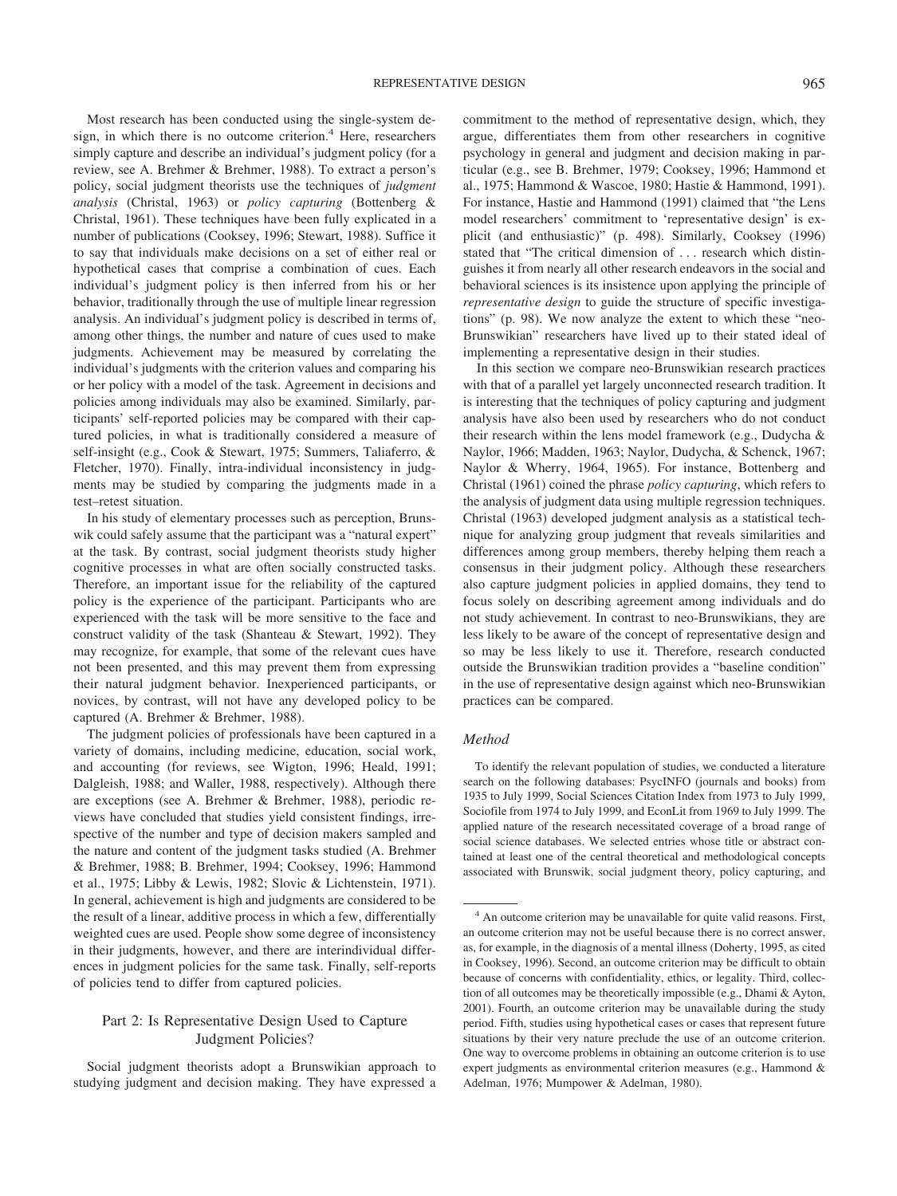Most research has been conducted using the single-system design, in which there is no outcome criterion.[4] Here, researchers simply capture and describe an individual's judgment policy (for a review, see A. Brehmer & Brehmer, 1988). To extract a person's policy, social judgment theorists use the techniques of *judgment analysis* (Christal, 1963) or *policy capturing* (Bottenberg & Christal, 1961). These techniques have been fully explicated in a number of publications (Cooksey, 1996; Stewart, 1988). Suffice it to say that individuals make decisions on a set of either real or hypothetical cases that comprise a combination of cues. Each individual's judgment policy is then inferred from his or her behavior, traditionally through the use of multiple linear regression analysis. An individual's judgment policy is described in terms of, among other things, the number and nature of cues used to make judgments. Achievement may be measured by correlating the individual's judgments with the criterion values and comparing his or her policy with a model of the task. Agreement in decisions and policies among individuals may also be examined. Similarly, participants' self-reported policies may be compared with their captured policies, in what is traditionally considered a measure of self-insight (e.g., Cook & Stewart, 1975; Summers, Taliaferro, & Fletcher, 1970). Finally, intra-individual inconsistency in judgments may be studied by comparing the judgments made in a test–retest situation.

In his study of elementary processes such as perception, Brunswik could safely assume that the participant was a "natural expert" at the task. By contrast, social judgment theorists study higher cognitive processes in what are often socially constructed tasks. Therefore, an important issue for the reliability of the captured policy is the experience of the participant. Participants who are experienced with the task will be more sensitive to the face and construct validity of the task (Shanteau & Stewart, 1992). They may recognize, for example, that some of the relevant cues have not been presented, and this may prevent them from expressing their natural judgment behavior. Inexperienced participants, or novices, by contrast, will not have any developed policy to be captured (A. Brehmer & Brehmer, 1988).

The judgment policies of professionals have been captured in a variety of domains, including medicine, education, social work, and accounting (for reviews, see Wigton, 1996; Heald, 1991; Dalgleish, 1988; and Waller, 1988, respectively). Although there are exceptions (see A. Brehmer & Brehmer, 1988), periodic reviews have concluded that studies yield consistent findings, irrespective of the number and type of decision makers sampled and the nature and content of the judgment tasks studied (A. Brehmer & Brehmer, 1988; B. Brehmer, 1994; Cooksey, 1996; Hammond et al., 1975; Libby & Lewis, 1982; Slovic & Lichtenstein, 1971). In general, achievement is high and judgments are considered to be the result of a linear, additive process in which a few, differentially weighted cues are used. People show some degree of inconsistency in their judgments, however, and there are interindividual differences in judgment policies for the same task. Finally, self-reports of policies tend to differ from captured policies.

## Part 2: Is Representative Design Used to Capture Judgment Policies?

Social judgment theorists adopt a Brunswikian approach to studying judgment and decision making. They have expressed a commitment to the method of representative design, which, they argue, differentiates them from other researchers in cognitive psychology in general and judgment and decision making in particular (e.g., see B. Brehmer, 1979; Cooksey, 1996; Hammond et al., 1975; Hammond & Wascoe, 1980; Hastie & Hammond, 1991). For instance, Hastie and Hammond (1991) claimed that "the Lens model researchers' commitment to 'representative design' is explicit (and enthusiastic)" (p. 498). Similarly, Cooksey (1996) stated that "The critical dimension of . . . research which distinguishes it from nearly all other research endeavors in the social and behavioral sciences is its insistence upon applying the principle of *representative design* to guide the structure of specific investigations" (p. 98). We now analyze the extent to which these "neo-Brunswikian" researchers have lived up to their stated ideal of implementing a representative design in their studies.

In this section we compare neo-Brunswikian research practices with that of a parallel yet largely unconnected research tradition. It is interesting that the techniques of policy capturing and judgment analysis have also been used by researchers who do not conduct their research within the lens model framework (e.g., Dudycha & Naylor, 1966; Madden, 1963; Naylor, Dudycha, & Schenck, 1967; Naylor & Wherry, 1964, 1965). For instance, Bottenberg and Christal (1961) coined the phrase *policy capturing*, which refers to the analysis of judgment data using multiple regression techniques. Christal (1963) developed judgment analysis as a statistical technique for analyzing group judgment that reveals similarities and differences among group members, thereby helping them reach a consensus in their judgment policy. Although these researchers also capture judgment policies in applied domains, they tend to focus solely on describing agreement among individuals and do not study achievement. In contrast to neo-Brunswikians, they are less likely to be aware of the concept of representative design and so may be less likely to use it. Therefore, research conducted outside the Brunswikian tradition provides a "baseline condition" in the use of representative design against which neo-Brunswikian practices can be compared.

### Method

To identify the relevant population of studies, we conducted a literature search on the following databases: PsycINFO (journals and books) from 1935 to July 1999, Social Sciences Citation Index from 1973 to July 1999, Sociofile from 1974 to July 1999, and EconLit from 1969 to July 1999. The applied nature of the research necessitated coverage of a broad range of social science databases. We selected entries whose title or abstract contained at least one of the central theoretical and methodological concepts associated with Brunswik, social judgment theory, policy capturing, and

[4] An outcome criterion may be unavailable for quite valid reasons. First, an outcome criterion may not be useful because there is no correct answer, as, for example, in the diagnosis of a mental illness (Doherty, 1995, as cited in Cooksey, 1996). Second, an outcome criterion may be difficult to obtain because of concerns with confidentiality, ethics, or legality. Third, collection of all outcomes may be theoretically impossible (e.g., Dhami & Ayton, 2001). Fourth, an outcome criterion may be unavailable during the study period. Fifth, studies using hypothetical cases or cases that represent future situations by their very nature preclude the use of an outcome criterion. One way to overcome problems in obtaining an outcome criterion is to use expert judgments as environmental criterion measures (e.g., Hammond & Adelman, 1976; Mumpower & Adelman, 1980).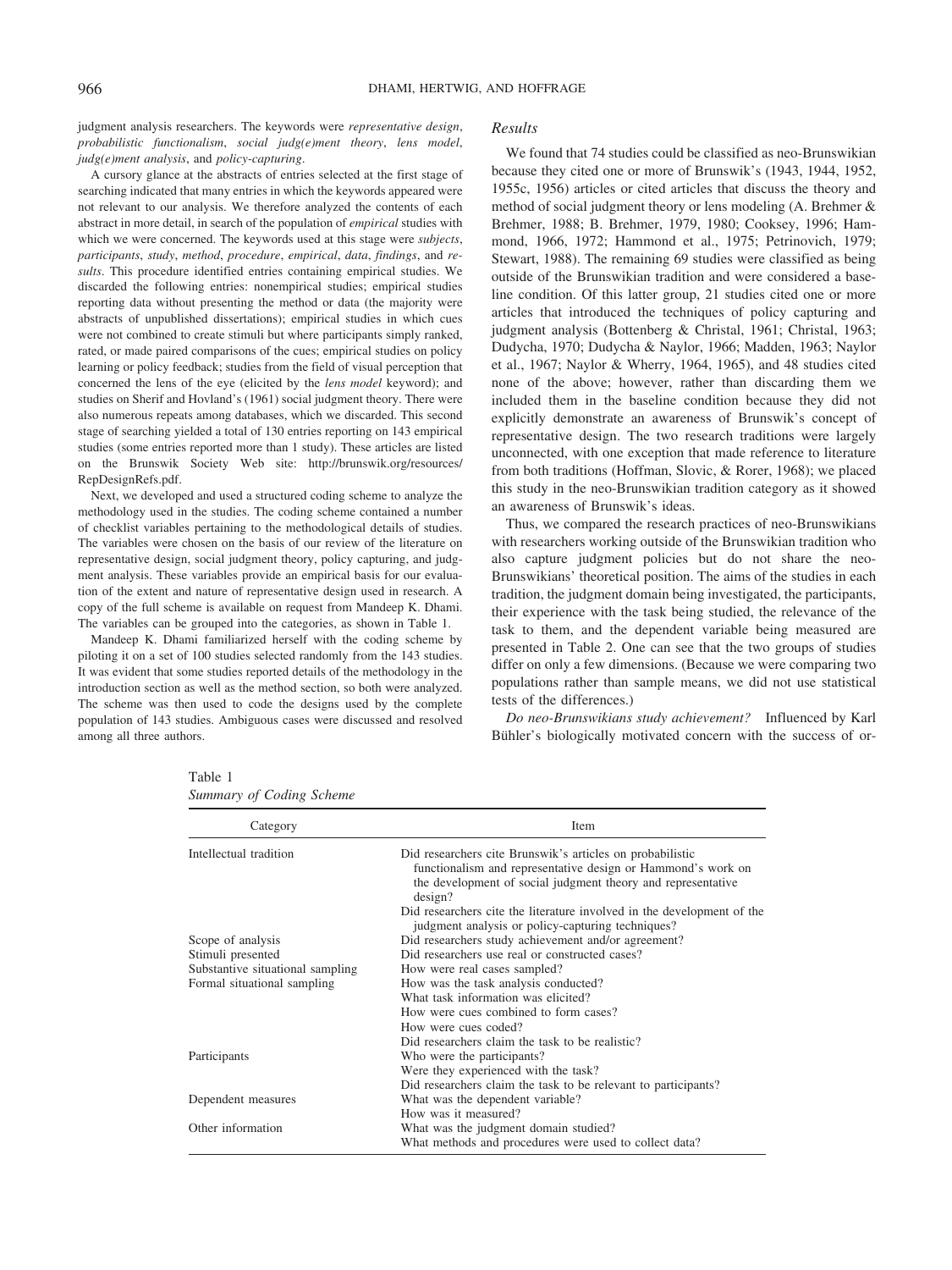judgment analysis researchers. The keywords were *representative design*, *probabilistic functionalism*, *social judg(e)ment theory*, *lens model*, *judg(e)ment analysis*, and *policy-capturing*.

A cursory glance at the abstracts of entries selected at the first stage of searching indicated that many entries in which the keywords appeared were not relevant to our analysis. We therefore analyzed the contents of each abstract in more detail, in search of the population of *empirical* studies with which we were concerned. The keywords used at this stage were *subjects*, *participants*, *study*, *method*, *procedure*, *empirical*, *data*, *findings*, and *results*. This procedure identified entries containing empirical studies. We discarded the following entries: nonempirical studies; empirical studies reporting data without presenting the method or data (the majority were abstracts of unpublished dissertations); empirical studies in which cues were not combined to create stimuli but where participants simply ranked, rated, or made paired comparisons of the cues; empirical studies on policy learning or policy feedback; studies from the field of visual perception that concerned the lens of the eye (elicited by the *lens model* keyword); and studies on Sherif and Hovland's (1961) social judgment theory. There were also numerous repeats among databases, which we discarded. This second stage of searching yielded a total of 130 entries reporting on 143 empirical studies (some entries reported more than 1 study). These articles are listed on the Brunswik Society Web site: http://brunswik.org/resources/RepDesignRefs.pdf.

Next, we developed and used a structured coding scheme to analyze the methodology used in the studies. The coding scheme contained a number of checklist variables pertaining to the methodological details of studies. The variables were chosen on the basis of our review of the literature on representative design, social judgment theory, policy capturing, and judgment analysis. These variables provide an empirical basis for our evaluation of the extent and nature of representative design used in research. A copy of the full scheme is available on request from Mandeep K. Dhami. The variables can be grouped into the categories, as shown in Table 1.

Mandeep K. Dhami familiarized herself with the coding scheme by piloting it on a set of 100 studies selected randomly from the 143 studies. It was evident that some studies reported details of the methodology in the introduction section as well as the method section, so both were analyzed. The scheme was then used to code the designs used by the complete population of 143 studies. Ambiguous cases were discussed and resolved among all three authors.

### Results

We found that 74 studies could be classified as neo-Brunswikian because they cited one or more of Brunswik's (1943, 1944, 1952, 1955c, 1956) articles or cited articles that discuss the theory and method of social judgment theory or lens modeling (A. Brehmer & Brehmer, 1988; B. Brehmer, 1979, 1980; Cooksey, 1996; Hammond, 1966, 1972; Hammond et al., 1975; Petrinovich, 1979; Stewart, 1988). The remaining 69 studies were classified as being outside of the Brunswikian tradition and were considered a baseline condition. Of this latter group, 21 studies cited one or more articles that introduced the techniques of policy capturing and judgment analysis (Bottenberg & Christal, 1961; Christal, 1963; Dudycha, 1970; Dudycha & Naylor, 1966; Madden, 1963; Naylor et al., 1967; Naylor & Wherry, 1964, 1965), and 48 studies cited none of the above; however, rather than discarding them we included them in the baseline condition because they did not explicitly demonstrate an awareness of Brunswik's concept of representative design. The two research traditions were largely unconnected, with one exception that made reference to literature from both traditions (Hoffman, Slovic, & Rorer, 1968); we placed this study in the neo-Brunswikian tradition category as it showed an awareness of Brunswik's ideas.

Thus, we compared the research practices of neo-Brunswikians with researchers working outside of the Brunswikian tradition who also capture judgment policies but do not share the neo-Brunswikians' theoretical position. The aims of the studies in each tradition, the judgment domain being investigated, the participants, their experience with the task being studied, the relevance of the task to them, and the dependent variable being measured are presented in Table 2. One can see that the two groups of studies differ on only a few dimensions. (Because we were comparing two populations rather than sample means, we did not use statistical tests of the differences.)

*Do neo-Brunswikians study achievement?* Influenced by Karl Bühler's biologically motivated concern with the success of or-

Table 1
*Summary of Coding Scheme*

| Category | Item |
|---|---|
| Intellectual tradition | Did researchers cite Brunswik's articles on probabilistic functionalism and representative design or Hammond's work on the development of social judgment theory and representative design? |
| | Did researchers cite the literature involved in the development of the judgment analysis or policy-capturing techniques? |
| Scope of analysis | Did researchers study achievement and/or agreement? |
| Stimuli presented | Did researchers use real or constructed cases? |
| Substantive situational sampling | How were real cases sampled? |
| Formal situational sampling | How was the task analysis conducted? |
| | What task information was elicited? |
| | How were cues combined to form cases? |
| | How were cues coded? |
| | Did researchers claim the task to be realistic? |
| Participants | Who were the participants? |
| | Were they experienced with the task? |
| | Did researchers claim the task to be relevant to participants? |
| Dependent measures | What was the dependent variable? |
| | How was it measured? |
| Other information | What was the judgment domain studied? |
| | What methods and procedures were used to collect data? |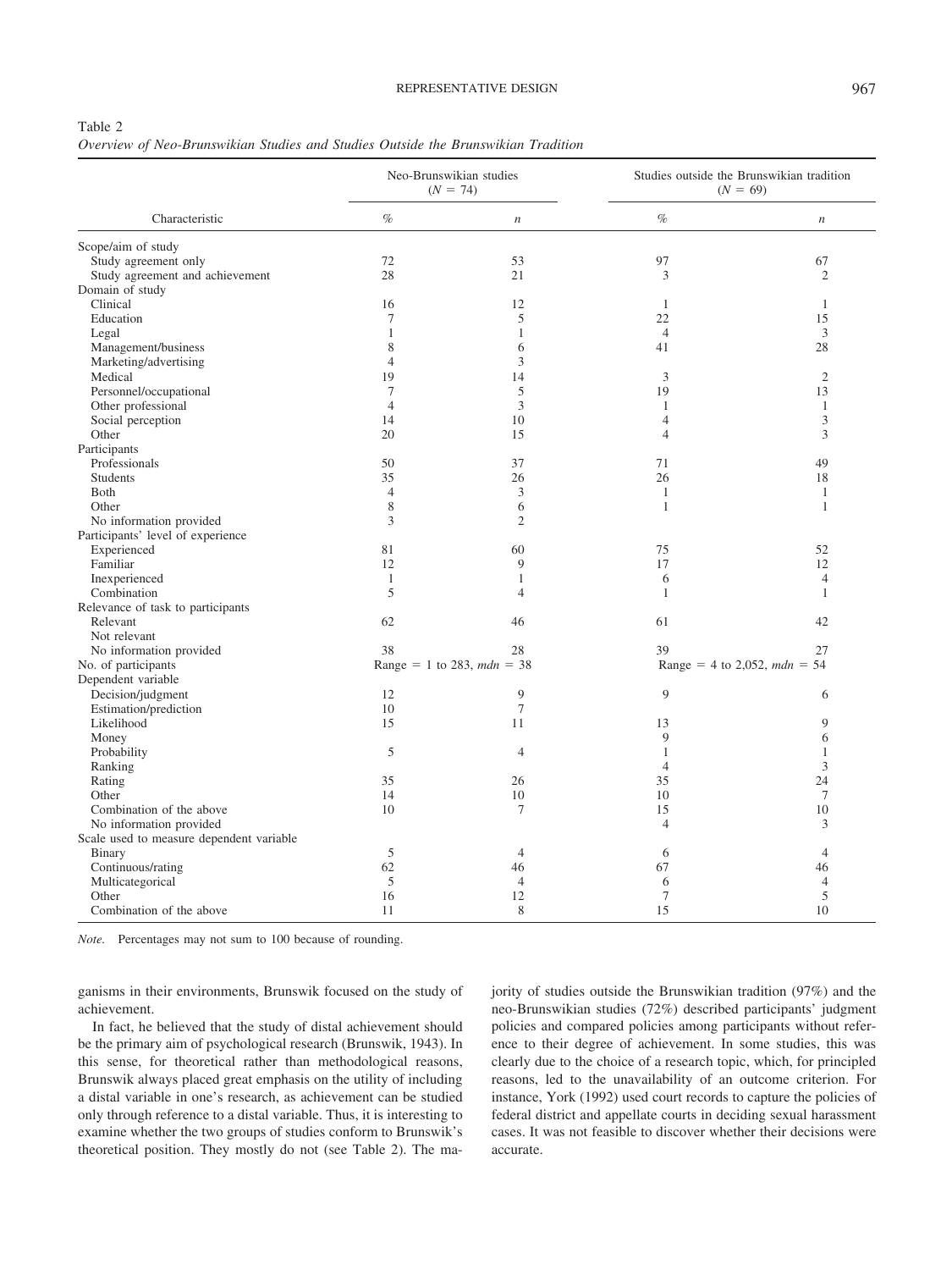Table 2
*Overview of Neo-Brunswikian Studies and Studies Outside the Brunswikian Tradition*

| Characteristic | Neo-Brunswikian studies ($N$ = 74) | | Studies outside the Brunswikian tradition ($N$ = 69) | |
|---|---|---|---|---|
| | % | $n$ | % | $n$ |
| Scope/aim of study | | | | |
| Study agreement only | 72 | 53 | 97 | 67 |
| Study agreement and achievement | 28 | 21 | 3 | 2 |
| Domain of study | | | | |
| Clinical | 16 | 12 | 1 | 1 |
| Education | 7 | 5 | 22 | 15 |
| Legal | 1 | 1 | 4 | 3 |
| Management/business | 8 | 6 | 41 | 28 |
| Marketing/advertising | 4 | 3 | | |
| Medical | 19 | 14 | 3 | 2 |
| Personnel/occupational | 7 | 5 | 19 | 13 |
| Other professional | 4 | 3 | 1 | 1 |
| Social perception | 14 | 10 | 4 | 3 |
| Other | 20 | 15 | 4 | 3 |
| Participants | | | | |
| Professionals | 50 | 37 | 71 | 49 |
| Students | 35 | 26 | 26 | 18 |
| Both | 4 | 3 | 1 | 1 |
| Other | 8 | 6 | 1 | 1 |
| No information provided | 3 | 2 | | |
| Participants' level of experience | | | | |
| Experienced | 81 | 60 | 75 | 52 |
| Familiar | 12 | 9 | 17 | 12 |
| Inexperienced | 1 | 1 | 6 | 4 |
| Combination | 5 | 4 | 1 | 1 |
| Relevance of task to participants | | | | |
| Relevant | 62 | 46 | 61 | 42 |
| Not relevant | | | | |
| No information provided | 38 | 28 | 39 | 27 |
| No. of participants | Range = 1 to 283, $mdn$ = 38 | | Range = 4 to 2,052, $mdn$ = 54 | |
| Dependent variable | | | | |
| Decision/judgment | 12 | 9 | 9 | 6 |
| Estimation/prediction | 10 | 7 | | |
| Likelihood | 15 | 11 | 13 | 9 |
| Money | | | 9 | 6 |
| Probability | 5 | 4 | 1 | 1 |
| Ranking | | | 4 | 3 |
| Rating | 35 | 26 | 35 | 24 |
| Other | 14 | 10 | 10 | 7 |
| Combination of the above | 10 | 7 | 15 | 10 |
| No information provided | | | 4 | 3 |
| Scale used to measure dependent variable | | | | |
| Binary | 5 | 4 | 6 | 4 |
| Continuous/rating | 62 | 46 | 67 | 46 |
| Multicategorical | 5 | 4 | 6 | 4 |
| Other | 16 | 12 | 7 | 5 |
| Combination of the above | 11 | 8 | 15 | 10 |

*Note.* Percentages may not sum to 100 because of rounding.

ganisms in their environments, Brunswik focused on the study of achievement.

In fact, he believed that the study of distal achievement should be the primary aim of psychological research (Brunswik, 1943). In this sense, for theoretical rather than methodological reasons, Brunswik always placed great emphasis on the utility of including a distal variable in one's research, as achievement can be studied only through reference to a distal variable. Thus, it is interesting to examine whether the two groups of studies conform to Brunswik's theoretical position. They mostly do not (see Table 2). The majority of studies outside the Brunswikian tradition (97%) and the neo-Brunswikian studies (72%) described participants' judgment policies and compared policies among participants without reference to their degree of achievement. In some studies, this was clearly due to the choice of a research topic, which, for principled reasons, led to the unavailability of an outcome criterion. For instance, York (1992) used court records to capture the policies of federal district and appellate courts in deciding sexual harassment cases. It was not feasible to discover whether their decisions were accurate.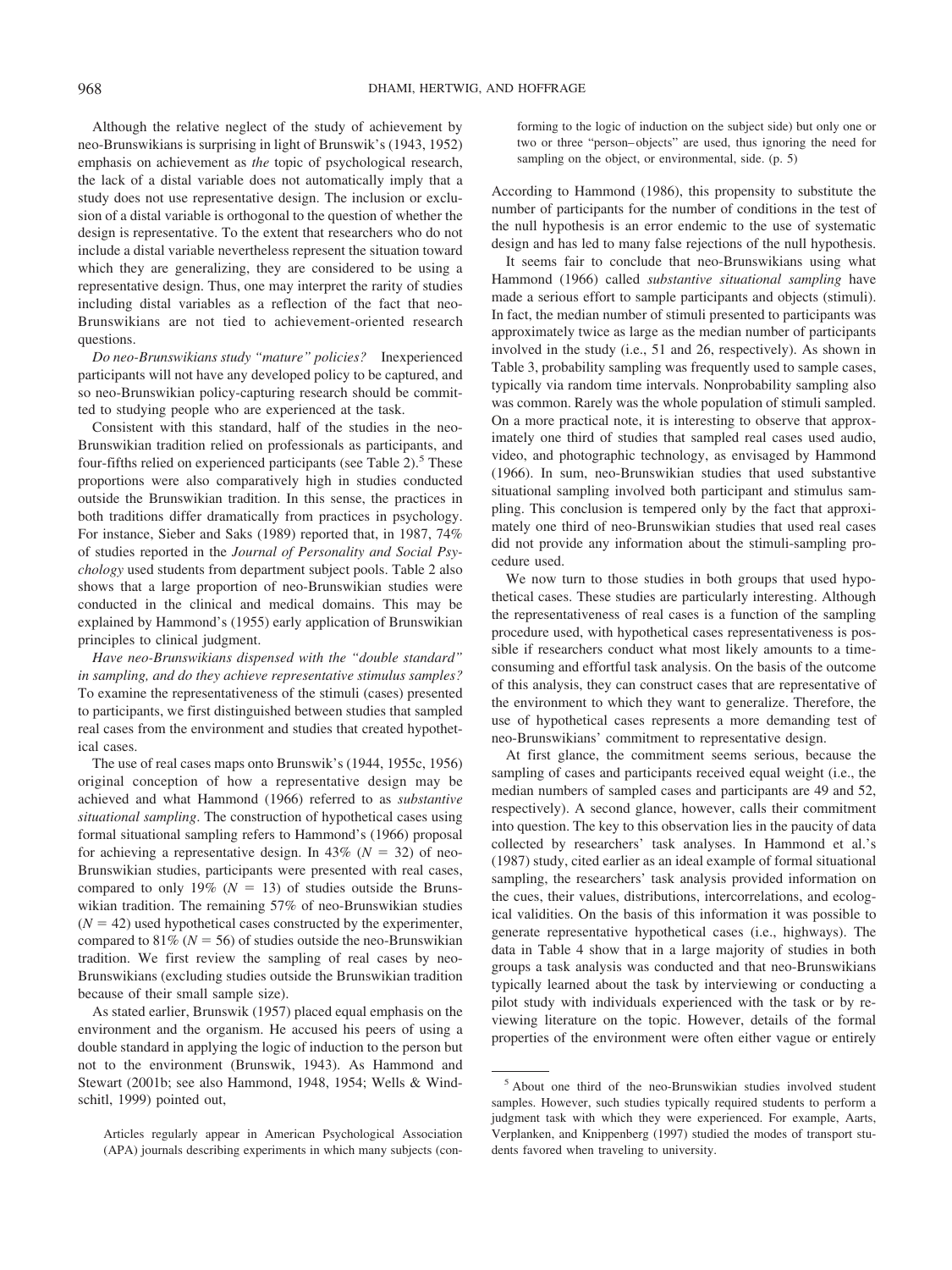Although the relative neglect of the study of achievement by neo-Brunswikians is surprising in light of Brunswik's (1943, 1952) emphasis on achievement as *the* topic of psychological research, the lack of a distal variable does not automatically imply that a study does not use representative design. The inclusion or exclusion of a distal variable is orthogonal to the question of whether the design is representative. To the extent that researchers who do not include a distal variable nevertheless represent the situation toward which they are generalizing, they are considered to be using a representative design. Thus, one may interpret the rarity of studies including distal variables as a reflection of the fact that neo-Brunswikians are not tied to achievement-oriented research questions.

*Do neo-Brunswikians study "mature" policies?* Inexperienced participants will not have any developed policy to be captured, and so neo-Brunswikian policy-capturing research should be committed to studying people who are experienced at the task.

Consistent with this standard, half of the studies in the neo-Brunswikian tradition relied on professionals as participants, and four-fifths relied on experienced participants (see Table 2).[5] These proportions were also comparatively high in studies conducted outside the Brunswikian tradition. In this sense, the practices in both traditions differ dramatically from practices in psychology. For instance, Sieber and Saks (1989) reported that, in 1987, 74% of studies reported in the *Journal of Personality and Social Psychology* used students from department subject pools. Table 2 also shows that a large proportion of neo-Brunswikian studies were conducted in the clinical and medical domains. This may be explained by Hammond's (1955) early application of Brunswikian principles to clinical judgment.

*Have neo-Brunswikians dispensed with the "double standard" in sampling, and do they achieve representative stimulus samples?* To examine the representativeness of the stimuli (cases) presented to participants, we first distinguished between studies that sampled real cases from the environment and studies that created hypothetical cases.

The use of real cases maps onto Brunswik's (1944, 1955c, 1956) original conception of how a representative design may be achieved and what Hammond (1966) referred to as *substantive situational sampling*. The construction of hypothetical cases using formal situational sampling refers to Hammond's (1966) proposal for achieving a representative design. In 43% ($N = 32$) of neo-Brunswikian studies, participants were presented with real cases, compared to only 19% ($N = 13$) of studies outside the Brunswikian tradition. The remaining 57% of neo-Brunswikian studies ($N = 42$) used hypothetical cases constructed by the experimenter, compared to 81% ($N = 56$) of studies outside the neo-Brunswikian tradition. We first review the sampling of real cases by neo-Brunswikians (excluding studies outside the Brunswikian tradition because of their small sample size).

As stated earlier, Brunswik (1957) placed equal emphasis on the environment and the organism. He accused his peers of using a double standard in applying the logic of induction to the person but not to the environment (Brunswik, 1943). As Hammond and Stewart (2001b; see also Hammond, 1948, 1954; Wells & Windschitl, 1999) pointed out,

> Articles regularly appear in American Psychological Association (APA) journals describing experiments in which many subjects (conforming to the logic of induction on the subject side) but only one or two or three "person–objects" are used, thus ignoring the need for sampling on the object, or environmental, side. (p. 5)

According to Hammond (1986), this propensity to substitute the number of participants for the number of conditions in the test of the null hypothesis is an error endemic to the use of systematic design and has led to many false rejections of the null hypothesis.

It seems fair to conclude that neo-Brunswikians using what Hammond (1966) called *substantive situational sampling* have made a serious effort to sample participants and objects (stimuli). In fact, the median number of stimuli presented to participants was approximately twice as large as the median number of participants involved in the study (i.e., 51 and 26, respectively). As shown in Table 3, probability sampling was frequently used to sample cases, typically via random time intervals. Nonprobability sampling also was common. Rarely was the whole population of stimuli sampled. On a more practical note, it is interesting to observe that approximately one third of studies that sampled real cases used audio, video, and photographic technology, as envisaged by Hammond (1966). In sum, neo-Brunswikian studies that used substantive situational sampling involved both participant and stimulus sampling. This conclusion is tempered only by the fact that approximately one third of neo-Brunswikian studies that used real cases did not provide any information about the stimuli-sampling procedure used.

We now turn to those studies in both groups that used hypothetical cases. These studies are particularly interesting. Although the representativeness of real cases is a function of the sampling procedure used, with hypothetical cases representativeness is possible if researchers conduct what most likely amounts to a time-consuming and effortful task analysis. On the basis of the outcome of this analysis, they can construct cases that are representative of the environment to which they want to generalize. Therefore, the use of hypothetical cases represents a more demanding test of neo-Brunswikians' commitment to representative design.

At first glance, the commitment seems serious, because the sampling of cases and participants received equal weight (i.e., the median numbers of sampled cases and participants are 49 and 52, respectively). A second glance, however, calls their commitment into question. The key to this observation lies in the paucity of data collected by researchers' task analyses. In Hammond et al.'s (1987) study, cited earlier as an ideal example of formal situational sampling, the researchers' task analysis provided information on the cues, their values, distributions, intercorrelations, and ecological validities. On the basis of this information it was possible to generate representative hypothetical cases (i.e., highways). The data in Table 4 show that in a large majority of studies in both groups a task analysis was conducted and that neo-Brunswikians typically learned about the task by interviewing or conducting a pilot study with individuals experienced with the task or by reviewing literature on the topic. However, details of the formal properties of the environment were often either vague or entirely

---

[5] About one third of the neo-Brunswikian studies involved student samples. However, such studies typically required students to perform a judgment task with which they were experienced. For example, Aarts, Verplanken, and Knippenberg (1997) studied the modes of transport students favored when traveling to university.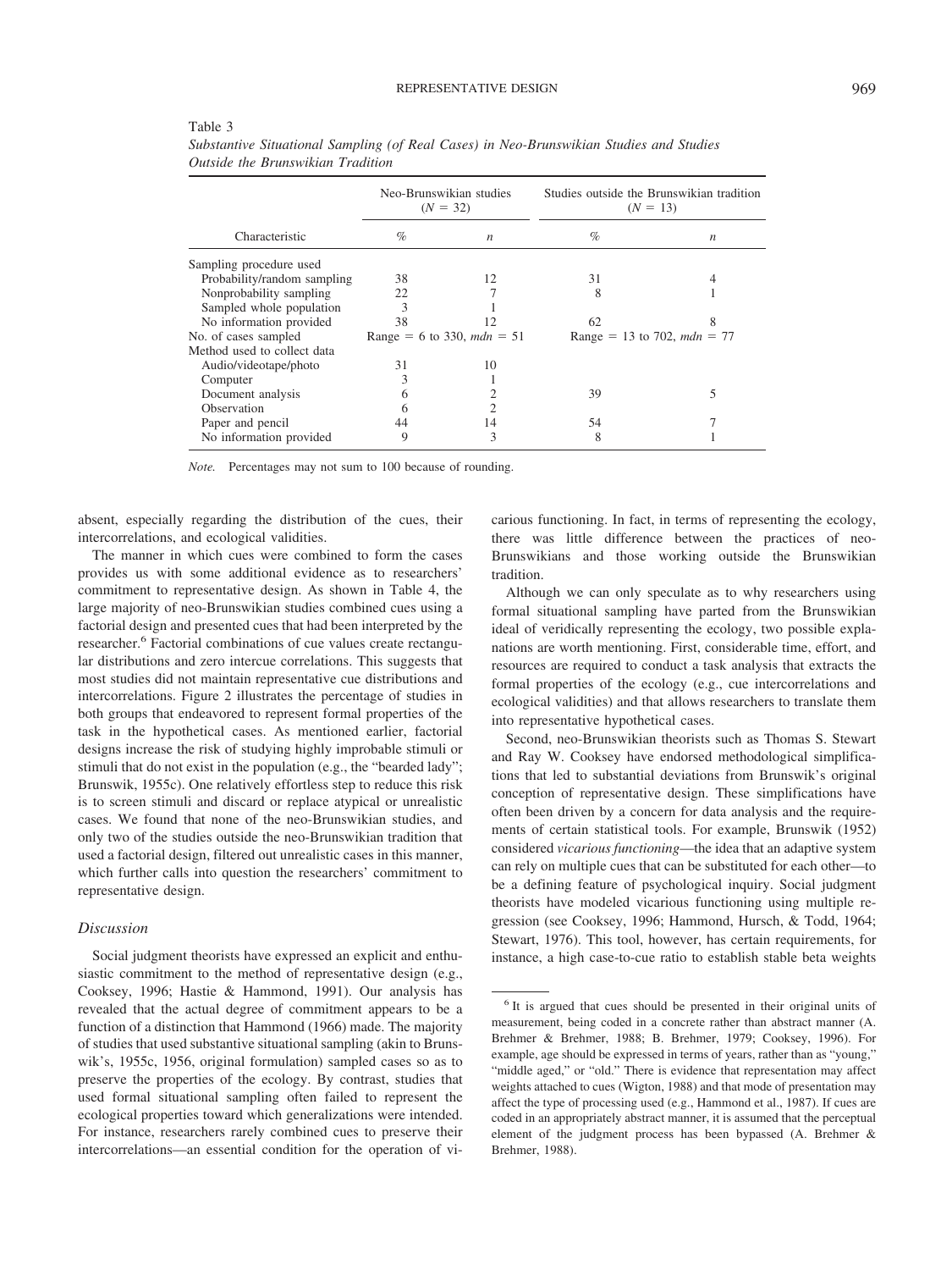Table 3
*Substantive Situational Sampling (of Real Cases) in Neo-Brunswikian Studies and Studies Outside the Brunswikian Tradition*

| Characteristic | Neo-Brunswikian studies ($N$ = 32) | | Studies outside the Brunswikian tradition ($N$ = 13) | |
|---|---|---|---|---|
| | % | *n* | % | *n* |
| Sampling procedure used | | | | |
| Probability/random sampling | 38 | 12 | 31 | 4 |
| Nonprobability sampling | 22 | 7 | 8 | 1 |
| Sampled whole population | 3 | 1 | | |
| No information provided | 38 | 12 | 62 | 8 |
| No. of cases sampled | Range = 6 to 330, *mdn* = 51 | | Range = 13 to 702, *mdn* = 77 | |
| Method used to collect data | | | | |
| Audio/videotape/photo | 31 | 10 | | |
| Computer | 3 | 1 | | |
| Document analysis | 6 | 2 | 39 | 5 |
| Observation | 6 | 2 | | |
| Paper and pencil | 44 | 14 | 54 | 7 |
| No information provided | 9 | 3 | 8 | 1 |

*Note.* Percentages may not sum to 100 because of rounding.

absent, especially regarding the distribution of the cues, their intercorrelations, and ecological validities.

The manner in which cues were combined to form the cases provides us with some additional evidence as to researchers' commitment to representative design. As shown in Table 4, the large majority of neo-Brunswikian studies combined cues using a factorial design and presented cues that had been interpreted by the researcher.[6] Factorial combinations of cue values create rectangular distributions and zero intercue correlations. This suggests that most studies did not maintain representative cue distributions and intercorrelations. Figure 2 illustrates the percentage of studies in both groups that endeavored to represent formal properties of the task in the hypothetical cases. As mentioned earlier, factorial designs increase the risk of studying highly improbable stimuli or stimuli that do not exist in the population (e.g., the "bearded lady"; Brunswik, 1955c). One relatively effortless step to reduce this risk is to screen stimuli and discard or replace atypical or unrealistic cases. We found that none of the neo-Brunswikian studies, and only two of the studies outside the neo-Brunswikian tradition that used a factorial design, filtered out unrealistic cases in this manner, which further calls into question the researchers' commitment to representative design.

### Discussion

Social judgment theorists have expressed an explicit and enthusiastic commitment to the method of representative design (e.g., Cooksey, 1996; Hastie & Hammond, 1991). Our analysis has revealed that the actual degree of commitment appears to be a function of a distinction that Hammond (1966) made. The majority of studies that used substantive situational sampling (akin to Brunswik's, 1955c, 1956, original formulation) sampled cases so as to preserve the properties of the ecology. By contrast, studies that used formal situational sampling often failed to represent the ecological properties toward which generalizations were intended. For instance, researchers rarely combined cues to preserve their intercorrelations—an essential condition for the operation of vicarious functioning. In fact, in terms of representing the ecology, there was little difference between the practices of neo-Brunswikians and those working outside the Brunswikian tradition.

Although we can only speculate as to why researchers using formal situational sampling have parted from the Brunswikian ideal of veridically representing the ecology, two possible explanations are worth mentioning. First, considerable time, effort, and resources are required to conduct a task analysis that extracts the formal properties of the ecology (e.g., cue intercorrelations and ecological validities) and that allows researchers to translate them into representative hypothetical cases.

Second, neo-Brunswikian theorists such as Thomas S. Stewart and Ray W. Cooksey have endorsed methodological simplifications that led to substantial deviations from Brunswik's original conception of representative design. These simplifications have often been driven by a concern for data analysis and the requirements of certain statistical tools. For example, Brunswik (1952) considered *vicarious functioning*—the idea that an adaptive system can rely on multiple cues that can be substituted for each other—to be a defining feature of psychological inquiry. Social judgment theorists have modeled vicarious functioning using multiple regression (see Cooksey, 1996; Hammond, Hursch, & Todd, 1964; Stewart, 1976). This tool, however, has certain requirements, for instance, a high case-to-cue ratio to establish stable beta weights

[6] It is argued that cues should be presented in their original units of measurement, being coded in a concrete rather than abstract manner (A. Brehmer & Brehmer, 1988; B. Brehmer, 1979; Cooksey, 1996). For example, age should be expressed in terms of years, rather than as "young," "middle aged," or "old." There is evidence that representation may affect weights attached to cues (Wigton, 1988) and that mode of presentation may affect the type of processing used (e.g., Hammond et al., 1987). If cues are coded in an appropriately abstract manner, it is assumed that the perceptual element of the judgment process has been bypassed (A. Brehmer & Brehmer, 1988).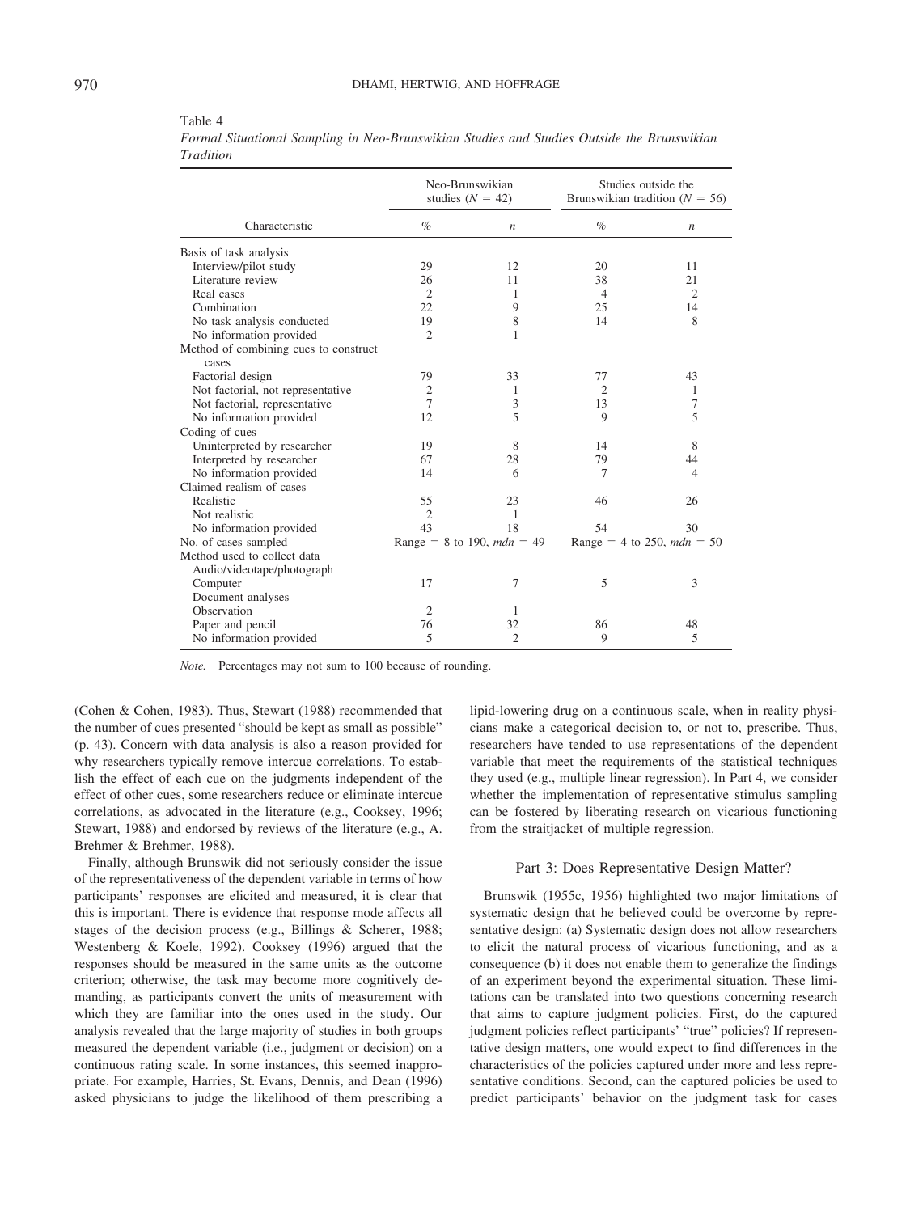Table 4

*Formal Situational Sampling in Neo-Brunswikian Studies and Studies Outside the Brunswikian Tradition*

| Characteristic | Neo-Brunswikian studies ($N$ = 42) | | Studies outside the Brunswikian tradition ($N$ = 56) | |
|---|---|---|---|---|
| | % | $n$ | % | $n$ |
| Basis of task analysis | | | | |
| Interview/pilot study | 29 | 12 | 20 | 11 |
| Literature review | 26 | 11 | 38 | 21 |
| Real cases | 2 | 1 | 4 | 2 |
| Combination | 22 | 9 | 25 | 14 |
| No task analysis conducted | 19 | 8 | 14 | 8 |
| No information provided | 2 | 1 | | |
| Method of combining cues to construct cases | | | | |
| Factorial design | 79 | 33 | 77 | 43 |
| Not factorial, not representative | 2 | 1 | 2 | 1 |
| Not factorial, representative | 7 | 3 | 13 | 7 |
| No information provided | 12 | 5 | 9 | 5 |
| Coding of cues | | | | |
| Uninterpreted by researcher | 19 | 8 | 14 | 8 |
| Interpreted by researcher | 67 | 28 | 79 | 44 |
| No information provided | 14 | 6 | 7 | 4 |
| Claimed realism of cases | | | | |
| Realistic | 55 | 23 | 46 | 26 |
| Not realistic | 2 | 1 | | |
| No information provided | 43 | 18 | 54 | 30 |
| No. of cases sampled | Range = 8 to 190, *mdn* = 49 | | Range = 4 to 250, *mdn* = 50 | |
| Method used to collect data | | | | |
| Audio/videotape/photograph | | | | |
| Computer | 17 | 7 | 5 | 3 |
| Document analyses | | | | |
| Observation | 2 | 1 | | |
| Paper and pencil | 76 | 32 | 86 | 48 |
| No information provided | 5 | 2 | 9 | 5 |

*Note.* Percentages may not sum to 100 because of rounding.

(Cohen & Cohen, 1983). Thus, Stewart (1988) recommended that the number of cues presented "should be kept as small as possible" (p. 43). Concern with data analysis is also a reason provided for why researchers typically remove intercue correlations. To establish the effect of each cue on the judgments independent of the effect of other cues, some researchers reduce or eliminate intercue correlations, as advocated in the literature (e.g., Cooksey, 1996; Stewart, 1988) and endorsed by reviews of the literature (e.g., A. Brehmer & Brehmer, 1988).

Finally, although Brunswik did not seriously consider the issue of the representativeness of the dependent variable in terms of how participants' responses are elicited and measured, it is clear that this is important. There is evidence that response mode affects all stages of the decision process (e.g., Billings & Scherer, 1988; Westenberg & Koele, 1992). Cooksey (1996) argued that the responses should be measured in the same units as the outcome criterion; otherwise, the task may become more cognitively demanding, as participants convert the units of measurement with which they are familiar into the ones used in the study. Our analysis revealed that the large majority of studies in both groups measured the dependent variable (i.e., judgment or decision) on a continuous rating scale. In some instances, this seemed inappropriate. For example, Harries, St. Evans, Dennis, and Dean (1996) asked physicians to judge the likelihood of them prescribing a lipid-lowering drug on a continuous scale, when in reality physicians make a categorical decision to, or not to, prescribe. Thus, researchers have tended to use representations of the dependent variable that meet the requirements of the statistical techniques they used (e.g., multiple linear regression). In Part 4, we consider whether the implementation of representative stimulus sampling can be fostered by liberating research on vicarious functioning from the straitjacket of multiple regression.

## Part 3: Does Representative Design Matter?

Brunswik (1955c, 1956) highlighted two major limitations of systematic design that he believed could be overcome by representative design: (a) Systematic design does not allow researchers to elicit the natural process of vicarious functioning, and as a consequence (b) it does not enable them to generalize the findings of an experiment beyond the experimental situation. These limitations can be translated into two questions concerning research that aims to capture judgment policies. First, do the captured judgment policies reflect participants' "true" policies? If representative design matters, one would expect to find differences in the characteristics of the policies captured under more and less representative conditions. Second, can the captured policies be used to predict participants' behavior on the judgment task for cases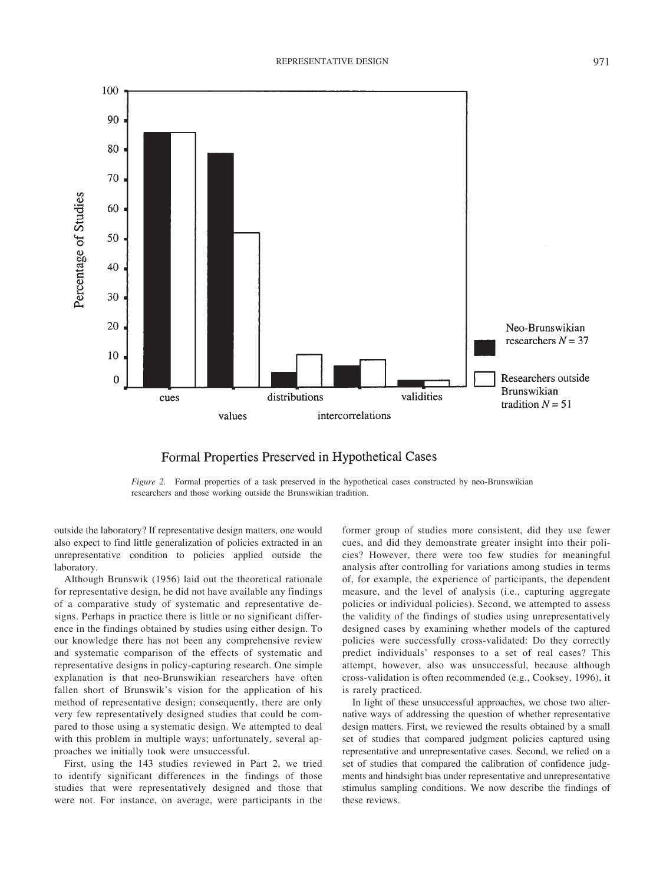Formal Properties Preserved in Hypothetical Cases

*Figure 2.* Formal properties of a task preserved in the hypothetical cases constructed by neo-Brunswikian researchers and those working outside the Brunswikian tradition.

outside the laboratory? If representative design matters, one would also expect to find little generalization of policies extracted in an unrepresentative condition to policies applied outside the laboratory.

Although Brunswik (1956) laid out the theoretical rationale for representative design, he did not have available any findings of a comparative study of systematic and representative designs. Perhaps in practice there is little or no significant difference in the findings obtained by studies using either design. To our knowledge there has not been any comprehensive review and systematic comparison of the effects of systematic and representative designs in policy-capturing research. One simple explanation is that neo-Brunswikian researchers have often fallen short of Brunswik's vision for the application of his method of representative design; consequently, there are only very few representatively designed studies that could be compared to those using a systematic design. We attempted to deal with this problem in multiple ways; unfortunately, several approaches we initially took were unsuccessful.

First, using the 143 studies reviewed in Part 2, we tried to identify significant differences in the findings of those studies that were representatively designed and those that were not. For instance, on average, were participants in the former group of studies more consistent, did they use fewer cues, and did they demonstrate greater insight into their policies? However, there were too few studies for meaningful analysis after controlling for variations among studies in terms of, for example, the experience of participants, the dependent measure, and the level of analysis (i.e., capturing aggregate policies or individual policies). Second, we attempted to assess the validity of the findings of studies using unrepresentatively designed cases by examining whether models of the captured policies were successfully cross-validated: Do they correctly predict individuals' responses to a set of real cases? This attempt, however, also was unsuccessful, because although cross-validation is often recommended (e.g., Cooksey, 1996), it is rarely practiced.

In light of these unsuccessful approaches, we chose two alternative ways of addressing the question of whether representative design matters. First, we reviewed the results obtained by a small set of studies that compared judgment policies captured using representative and unrepresentative cases. Second, we relied on a set of studies that compared the calibration of confidence judgments and hindsight bias under representative and unrepresentative stimulus sampling conditions. We now describe the findings of these reviews.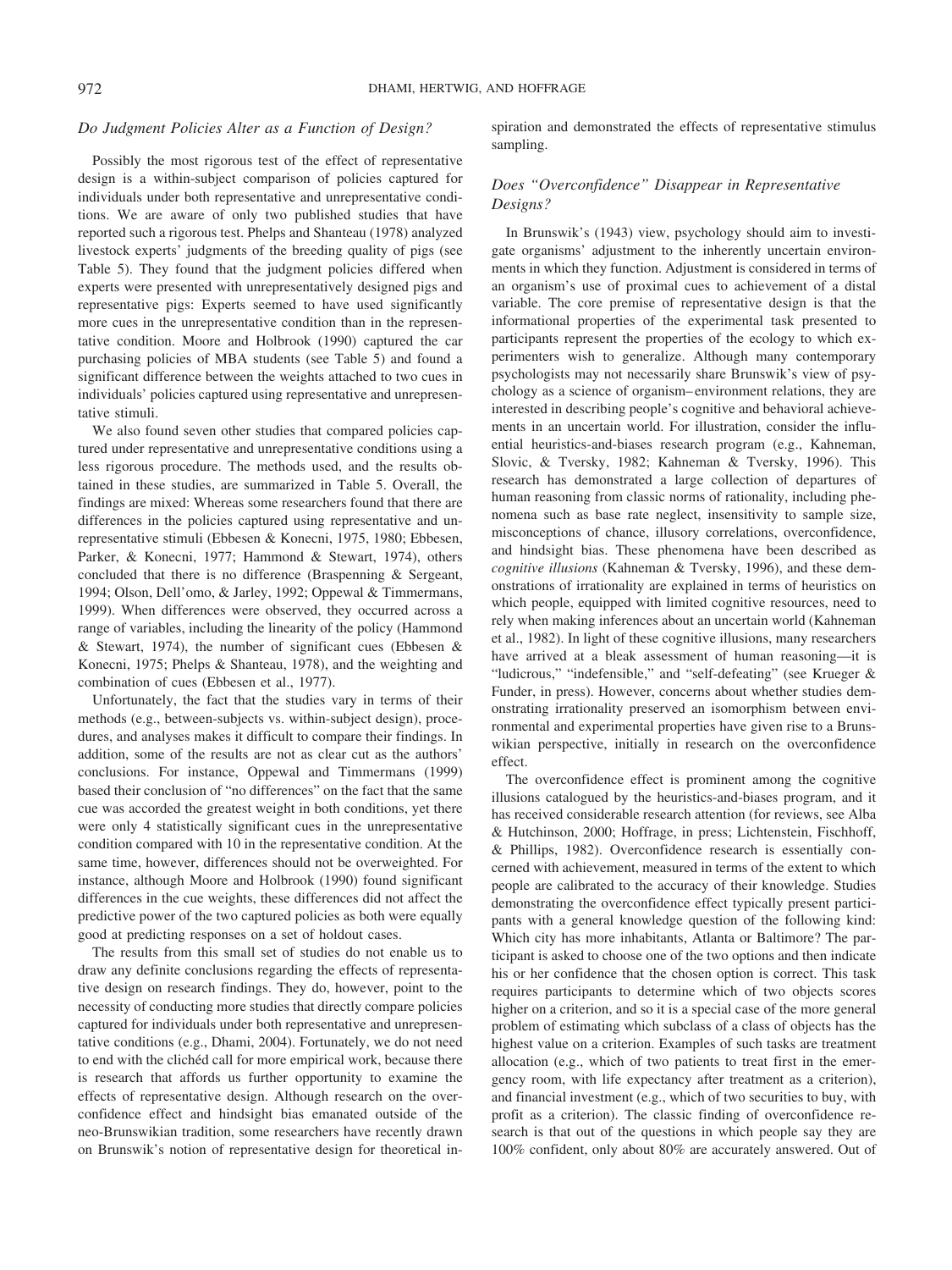### Do Judgment Policies Alter as a Function of Design?

Possibly the most rigorous test of the effect of representative design is a within-subject comparison of policies captured for individuals under both representative and unrepresentative conditions. We are aware of only two published studies that have reported such a rigorous test. Phelps and Shanteau (1978) analyzed livestock experts' judgments of the breeding quality of pigs (see Table 5). They found that the judgment policies differed when experts were presented with unrepresentatively designed pigs and representative pigs: Experts seemed to have used significantly more cues in the unrepresentative condition than in the representative condition. Moore and Holbrook (1990) captured the car purchasing policies of MBA students (see Table 5) and found a significant difference between the weights attached to two cues in individuals' policies captured using representative and unrepresentative stimuli.

We also found seven other studies that compared policies captured under representative and unrepresentative conditions using a less rigorous procedure. The methods used, and the results obtained in these studies, are summarized in Table 5. Overall, the findings are mixed: Whereas some researchers found that there are differences in the policies captured using representative and unrepresentative stimuli (Ebbesen & Konecni, 1975, 1980; Ebbesen, Parker, & Konecni, 1977; Hammond & Stewart, 1974), others concluded that there is no difference (Braspenning & Sergeant, 1994; Olson, Dell'omo, & Jarley, 1992; Oppewal & Timmermans, 1999). When differences were observed, they occurred across a range of variables, including the linearity of the policy (Hammond & Stewart, 1974), the number of significant cues (Ebbesen & Konecni, 1975; Phelps & Shanteau, 1978), and the weighting and combination of cues (Ebbesen et al., 1977).

Unfortunately, the fact that the studies vary in terms of their methods (e.g., between-subjects vs. within-subject design), procedures, and analyses makes it difficult to compare their findings. In addition, some of the results are not as clear cut as the authors' conclusions. For instance, Oppewal and Timmermans (1999) based their conclusion of "no differences" on the fact that the same cue was accorded the greatest weight in both conditions, yet there were only 4 statistically significant cues in the unrepresentative condition compared with 10 in the representative condition. At the same time, however, differences should not be overweighted. For instance, although Moore and Holbrook (1990) found significant differences in the cue weights, these differences did not affect the predictive power of the two captured policies as both were equally good at predicting responses on a set of holdout cases.

The results from this small set of studies do not enable us to draw any definite conclusions regarding the effects of representative design on research findings. They do, however, point to the necessity of conducting more studies that directly compare policies captured for individuals under both representative and unrepresentative conditions (e.g., Dhami, 2004). Fortunately, we do not need to end with the clichéd call for more empirical work, because there is research that affords us further opportunity to examine the effects of representative design. Although research on the overconfidence effect and hindsight bias emanated outside of the neo-Brunswikian tradition, some researchers have recently drawn on Brunswik's notion of representative design for theoretical inspiration and demonstrated the effects of representative stimulus sampling.

### Does "Overconfidence" Disappear in Representative Designs?

In Brunswik's (1943) view, psychology should aim to investigate organisms' adjustment to the inherently uncertain environments in which they function. Adjustment is considered in terms of an organism's use of proximal cues to achievement of a distal variable. The core premise of representative design is that the informational properties of the experimental task presented to participants represent the properties of the ecology to which experimenters wish to generalize. Although many contemporary psychologists may not necessarily share Brunswik's view of psychology as a science of organism–environment relations, they are interested in describing people's cognitive and behavioral achievements in an uncertain world. For illustration, consider the influential heuristics-and-biases research program (e.g., Kahneman, Slovic, & Tversky, 1982; Kahneman & Tversky, 1996). This research has demonstrated a large collection of departures of human reasoning from classic norms of rationality, including phenomena such as base rate neglect, insensitivity to sample size, misconceptions of chance, illusory correlations, overconfidence, and hindsight bias. These phenomena have been described as *cognitive illusions* (Kahneman & Tversky, 1996), and these demonstrations of irrationality are explained in terms of heuristics on which people, equipped with limited cognitive resources, need to rely when making inferences about an uncertain world (Kahneman et al., 1982). In light of these cognitive illusions, many researchers have arrived at a bleak assessment of human reasoning—it is "ludicrous," "indefensible," and "self-defeating" (see Krueger & Funder, in press). However, concerns about whether studies demonstrating irrationality preserved an isomorphism between environmental and experimental properties have given rise to a Brunswikian perspective, initially in research on the overconfidence effect.

The overconfidence effect is prominent among the cognitive illusions catalogued by the heuristics-and-biases program, and it has received considerable research attention (for reviews, see Alba & Hutchinson, 2000; Hoffrage, in press; Lichtenstein, Fischhoff, & Phillips, 1982). Overconfidence research is essentially concerned with achievement, measured in terms of the extent to which people are calibrated to the accuracy of their knowledge. Studies demonstrating the overconfidence effect typically present participants with a general knowledge question of the following kind: Which city has more inhabitants, Atlanta or Baltimore? The participant is asked to choose one of the two options and then indicate his or her confidence that the chosen option is correct. This task requires participants to determine which of two objects scores higher on a criterion, and so it is a special case of the more general problem of estimating which subclass of a class of objects has the highest value on a criterion. Examples of such tasks are treatment allocation (e.g., which of two patients to treat first in the emergency room, with life expectancy after treatment as a criterion), and financial investment (e.g., which of two securities to buy, with profit as a criterion). The classic finding of overconfidence research is that out of the questions in which people say they are 100% confident, only about 80% are accurately answered. Out of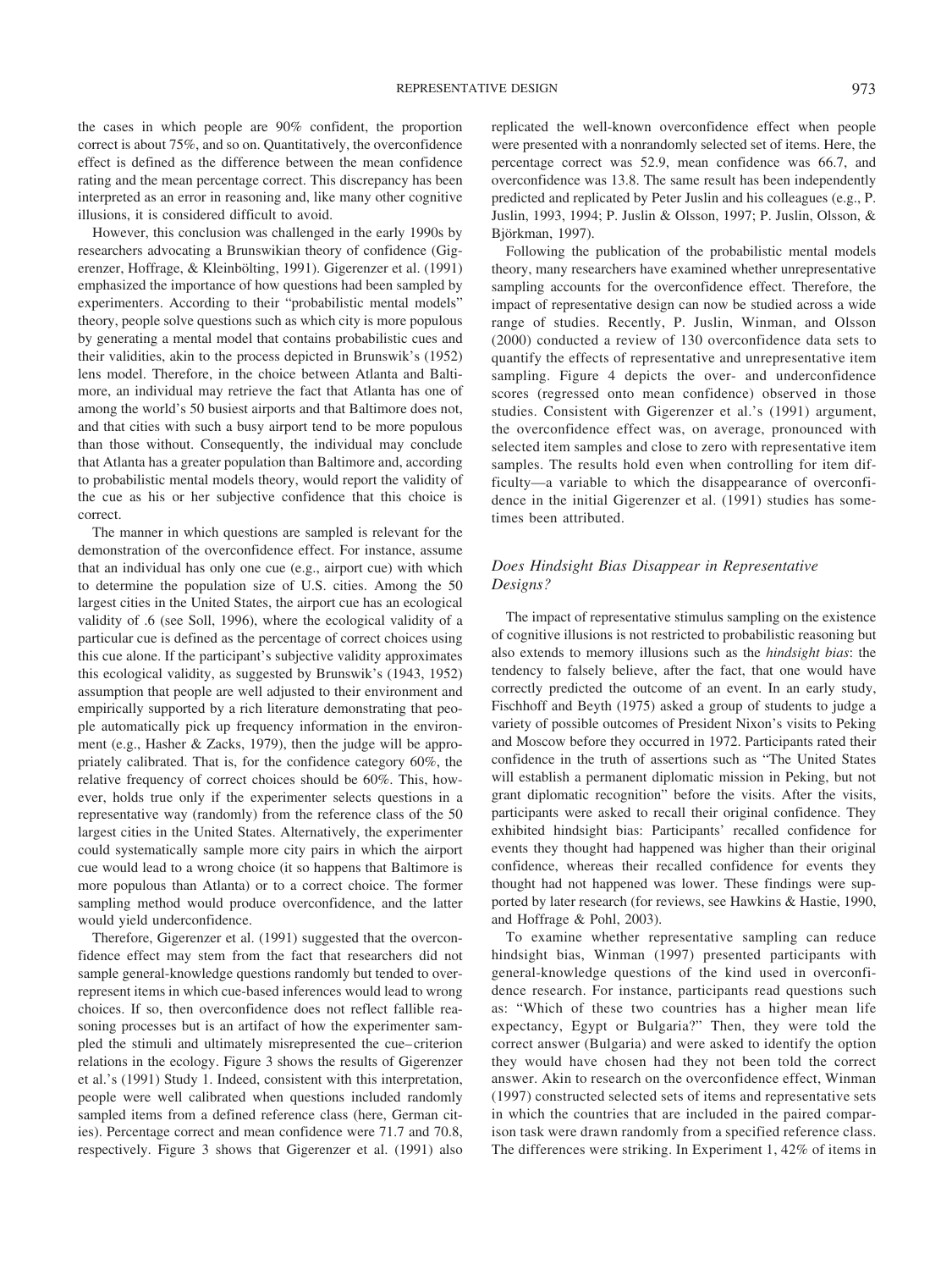the cases in which people are 90% confident, the proportion correct is about 75%, and so on. Quantitatively, the overconfidence effect is defined as the difference between the mean confidence rating and the mean percentage correct. This discrepancy has been interpreted as an error in reasoning and, like many other cognitive illusions, it is considered difficult to avoid.

However, this conclusion was challenged in the early 1990s by researchers advocating a Brunswikian theory of confidence (Gigerenzer, Hoffrage, & Kleinbölting, 1991). Gigerenzer et al. (1991) emphasized the importance of how questions had been sampled by experimenters. According to their "probabilistic mental models" theory, people solve questions such as which city is more populous by generating a mental model that contains probabilistic cues and their validities, akin to the process depicted in Brunswik's (1952) lens model. Therefore, in the choice between Atlanta and Baltimore, an individual may retrieve the fact that Atlanta has one of among the world's 50 busiest airports and that Baltimore does not, and that cities with such a busy airport tend to be more populous than those without. Consequently, the individual may conclude that Atlanta has a greater population than Baltimore and, according to probabilistic mental models theory, would report the validity of the cue as his or her subjective confidence that this choice is correct.

The manner in which questions are sampled is relevant for the demonstration of the overconfidence effect. For instance, assume that an individual has only one cue (e.g., airport cue) with which to determine the population size of U.S. cities. Among the 50 largest cities in the United States, the airport cue has an ecological validity of .6 (see Soll, 1996), where the ecological validity of a particular cue is defined as the percentage of correct choices using this cue alone. If the participant's subjective validity approximates this ecological validity, as suggested by Brunswik's (1943, 1952) assumption that people are well adjusted to their environment and empirically supported by a rich literature demonstrating that people automatically pick up frequency information in the environment (e.g., Hasher & Zacks, 1979), then the judge will be appropriately calibrated. That is, for the confidence category 60%, the relative frequency of correct choices should be 60%. This, however, holds true only if the experimenter selects questions in a representative way (randomly) from the reference class of the 50 largest cities in the United States. Alternatively, the experimenter could systematically sample more city pairs in which the airport cue would lead to a wrong choice (it so happens that Baltimore is more populous than Atlanta) or to a correct choice. The former sampling method would produce overconfidence, and the latter would yield underconfidence.

Therefore, Gigerenzer et al. (1991) suggested that the overconfidence effect may stem from the fact that researchers did not sample general-knowledge questions randomly but tended to overrepresent items in which cue-based inferences would lead to wrong choices. If so, then overconfidence does not reflect fallible reasoning processes but is an artifact of how the experimenter sampled the stimuli and ultimately misrepresented the cue–criterion relations in the ecology. Figure 3 shows the results of Gigerenzer et al.'s (1991) Study 1. Indeed, consistent with this interpretation, people were well calibrated when questions included randomly sampled items from a defined reference class (here, German cities). Percentage correct and mean confidence were 71.7 and 70.8, respectively. Figure 3 shows that Gigerenzer et al. (1991) also replicated the well-known overconfidence effect when people were presented with a nonrandomly selected set of items. Here, the percentage correct was 52.9, mean confidence was 66.7, and overconfidence was 13.8. The same result has been independently predicted and replicated by Peter Juslin and his colleagues (e.g., P. Juslin, 1993, 1994; P. Juslin & Olsson, 1997; P. Juslin, Olsson, & Björkman, 1997).

Following the publication of the probabilistic mental models theory, many researchers have examined whether unrepresentative sampling accounts for the overconfidence effect. Therefore, the impact of representative design can now be studied across a wide range of studies. Recently, P. Juslin, Winman, and Olsson (2000) conducted a review of 130 overconfidence data sets to quantify the effects of representative and unrepresentative item sampling. Figure 4 depicts the over- and underconfidence scores (regressed onto mean confidence) observed in those studies. Consistent with Gigerenzer et al.'s (1991) argument, the overconfidence effect was, on average, pronounced with selected item samples and close to zero with representative item samples. The results hold even when controlling for item difficulty—a variable to which the disappearance of overconfidence in the initial Gigerenzer et al. (1991) studies has sometimes been attributed.

### *Does Hindsight Bias Disappear in Representative Designs?*

The impact of representative stimulus sampling on the existence of cognitive illusions is not restricted to probabilistic reasoning but also extends to memory illusions such as the *hindsight bias*: the tendency to falsely believe, after the fact, that one would have correctly predicted the outcome of an event. In an early study, Fischhoff and Beyth (1975) asked a group of students to judge a variety of possible outcomes of President Nixon's visits to Peking and Moscow before they occurred in 1972. Participants rated their confidence in the truth of assertions such as "The United States will establish a permanent diplomatic mission in Peking, but not grant diplomatic recognition" before the visits. After the visits, participants were asked to recall their original confidence. They exhibited hindsight bias: Participants' recalled confidence for events they thought had happened was higher than their original confidence, whereas their recalled confidence for events they thought had not happened was lower. These findings were supported by later research (for reviews, see Hawkins & Hastie, 1990, and Hoffrage & Pohl, 2003).

To examine whether representative sampling can reduce hindsight bias, Winman (1997) presented participants with general-knowledge questions of the kind used in overconfidence research. For instance, participants read questions such as: "Which of these two countries has a higher mean life expectancy, Egypt or Bulgaria?" Then, they were told the correct answer (Bulgaria) and were asked to identify the option they would have chosen had they not been told the correct answer. Akin to research on the overconfidence effect, Winman (1997) constructed selected sets of items and representative sets in which the countries that are included in the paired comparison task were drawn randomly from a specified reference class. The differences were striking. In Experiment 1, 42% of items in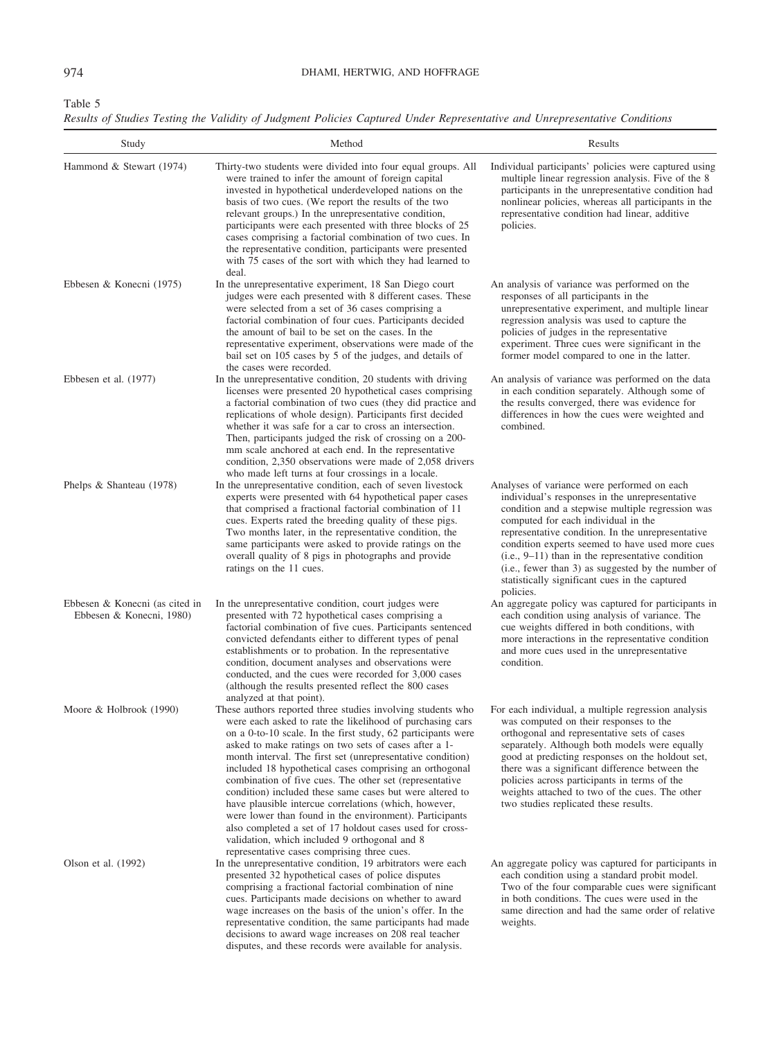Table 5

*Results of Studies Testing the Validity of Judgment Policies Captured Under Representative and Unrepresentative Conditions*

| Study | Method | Results |
|---|---|---|
| Hammond & Stewart (1974) | Thirty-two students were divided into four equal groups. All were trained to infer the amount of foreign capital invested in hypothetical underdeveloped nations on the basis of two cues. (We report the results of the two relevant groups.) In the unrepresentative condition, participants were each presented with three blocks of 25 cases comprising a factorial combination of two cues. In the representative condition, participants were presented with 75 cases of the sort with which they had learned to deal. | Individual participants' policies were captured using multiple linear regression analysis. Five of the 8 participants in the unrepresentative condition had nonlinear policies, whereas all participants in the representative condition had linear, additive policies. |
| Ebbesen & Konecni (1975) | In the unrepresentative experiment, 18 San Diego court judges were each presented with 8 different cases. These were selected from a set of 36 cases comprising a factorial combination of four cues. Participants decided the amount of bail to be set on the cases. In the representative experiment, observations were made of the bail set on 105 cases by 5 of the judges, and details of the cases were recorded. | An analysis of variance was performed on the responses of all participants in the unrepresentative experiment, and multiple linear regression analysis was used to capture the policies of judges in the representative experiment. Three cues were significant in the former model compared to one in the latter. |
| Ebbesen et al. (1977) | In the unrepresentative condition, 20 students with driving licenses were presented 20 hypothetical cases comprising a factorial combination of two cues (they did practice and replications of whole design). Participants first decided whether it was safe for a car to cross an intersection. Then, participants judged the risk of crossing on a 200-mm scale anchored at each end. In the representative condition, 2,350 observations were made of 2,058 drivers who made left turns at four crossings in a locale. | An analysis of variance was performed on the data in each condition separately. Although some of the results converged, there was evidence for differences in how the cues were weighted and combined. |
| Phelps & Shanteau (1978) | In the unrepresentative condition, each of seven livestock experts were presented with 64 hypothetical paper cases that comprised a fractional factorial combination of 11 cues. Experts rated the breeding quality of these pigs. Two months later, in the representative condition, the same participants were asked to provide ratings on the overall quality of 8 pigs in photographs and provide ratings on the 11 cues. | Analyses of variance were performed on each individual's responses in the unrepresentative condition and a stepwise multiple regression was computed for each individual in the representative condition. In the unrepresentative condition experts seemed to have used more cues (i.e., 9–11) than in the representative condition (i.e., fewer than 3) as suggested by the number of statistically significant cues in the captured policies. |
| Ebbesen & Konecni (as cited in Ebbesen & Konecni, 1980) | In the unrepresentative condition, court judges were presented with 72 hypothetical cases comprising a factorial combination of five cues. Participants sentenced convicted defendants either to different types of penal establishments or to probation. In the representative condition, document analyses and observations were conducted, and the cues were recorded for 3,000 cases (although the results presented reflect the 800 cases analyzed at that point). | An aggregate policy was captured for participants in each condition using analysis of variance. The cue weights differed in both conditions, with more interactions in the representative condition and more cues used in the unrepresentative condition. |
| Moore & Holbrook (1990) | These authors reported three studies involving students who were each asked to rate the likelihood of purchasing cars on a 0-to-10 scale. In the first study, 62 participants were asked to make ratings on two sets of cases after a 1-month interval. The first set (unrepresentative condition) included 18 hypothetical cases comprising an orthogonal combination of five cues. The other set (representative condition) included these same cases but were altered to have plausible intercue correlations (which, however, were lower than found in the environment). Participants also completed a set of 17 holdout cases used for cross-validation, which included 9 orthogonal and 8 representative cases comprising three cues. | For each individual, a multiple regression analysis was computed on their responses to the orthogonal and representative sets of cases separately. Although both models were equally good at predicting responses on the holdout set, there was a significant difference between the policies across participants in terms of the weights attached to two of the cues. The other two studies replicated these results. |
| Olson et al. (1992) | In the unrepresentative condition, 19 arbitrators were each presented 32 hypothetical cases of police disputes comprising a fractional factorial combination of nine cues. Participants made decisions on whether to award wage increases on the basis of the union's offer. In the representative condition, the same participants had made decisions to award wage increases on 208 real teacher disputes, and these records were available for analysis. | An aggregate policy was captured for participants in each condition using a standard probit model. Two of the four comparable cues were significant in both conditions. The cues were used in the same direction and had the same order of relative weights. |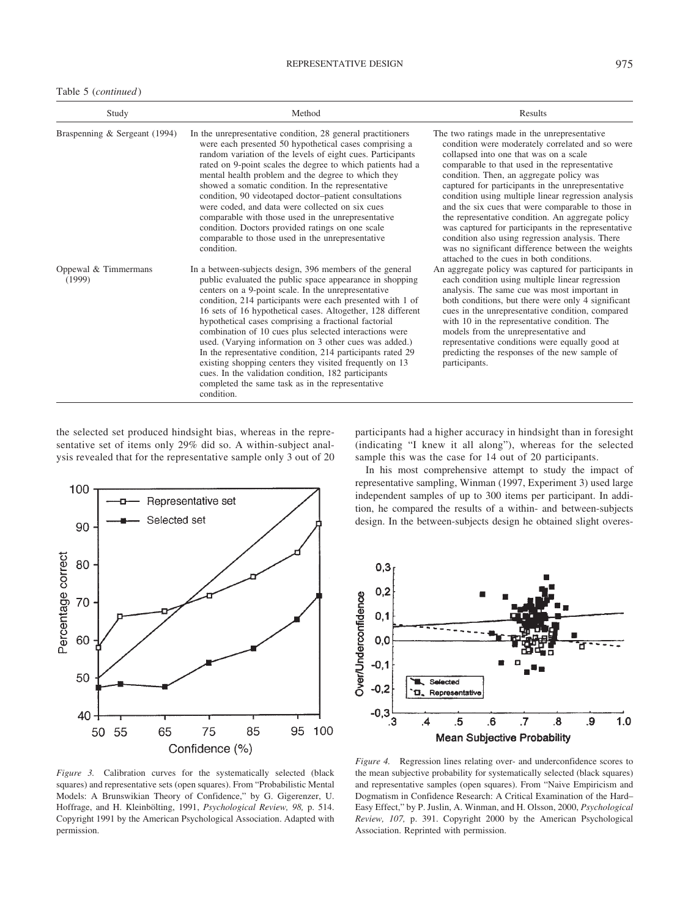Table 5 (*continued*)

| Study | Method | Results |
| --- | --- | --- |
| Braspenning & Sergeant (1994) | In the unrepresentative condition, 28 general practitioners were each presented 50 hypothetical cases comprising a random variation of the levels of eight cues. Participants rated on 9-point scales the degree to which patients had a mental health problem and the degree to which they showed a somatic condition. In the representative condition, 90 videotaped doctor–patient consultations were coded, and data were collected on six cues comparable with those used in the unrepresentative condition. Doctors provided ratings on one scale comparable to those used in the unrepresentative condition. | The two ratings made in the unrepresentative condition were moderately correlated and so were collapsed into one that was on a scale comparable to that used in the representative condition. Then, an aggregate policy was captured for participants in the unrepresentative condition using multiple linear regression analysis and the six cues that were comparable to those in the representative condition. An aggregate policy was captured for participants in the representative condition also using regression analysis. There was no significant difference between the weights attached to the cues in both conditions. |
| Oppewal & Timmermans (1999) | In a between-subjects design, 396 members of the general public evaluated the public space appearance in shopping centers on a 9-point scale. In the unrepresentative condition, 214 participants were each presented with 1 of 16 sets of 16 hypothetical cases. Altogether, 128 different hypothetical cases comprising a fractional factorial combination of 10 cues plus selected interactions were used. (Varying information on 3 other cues was added.) In the representative condition, 214 participants rated 29 existing shopping centers they visited frequently on 13 cues. In the validation condition, 182 participants completed the same task as in the representative condition. | An aggregate policy was captured for participants in each condition using multiple linear regression analysis. The same cue was most important in both conditions, but there were only 4 significant cues in the unrepresentative condition, compared with 10 in the representative condition. The models from the unrepresentative and representative conditions were equally good at predicting the responses of the new sample of participants. |

the selected set produced hindsight bias, whereas in the representative set of items only 29% did so. A within-subject analysis revealed that for the representative sample only 3 out of 20 participants had a higher accuracy in hindsight than in foresight (indicating "I knew it all along"), whereas for the selected sample this was the case for 14 out of 20 participants.

*Figure 3.* Calibration curves for the systematically selected (black squares) and representative sets (open squares). From "Probabilistic Mental Models: A Brunswikian Theory of Confidence," by G. Gigerenzer, U. Hoffrage, and H. Kleinbölting, 1991, *Psychological Review, 98,* p. 514. Copyright 1991 by the American Psychological Association. Adapted with permission.

In his most comprehensive attempt to study the impact of representative sampling, Winman (1997, Experiment 3) used large independent samples of up to 300 items per participant. In addition, he compared the results of a within- and between-subjects design. In the between-subjects design he obtained slight overes-

*Figure 4.* Regression lines relating over- and underconfidence scores to the mean subjective probability for systematically selected (black squares) and representative samples (open squares). From "Naive Empiricism and Dogmatism in Confidence Research: A Critical Examination of the Hard–Easy Effect," by P. Juslin, A. Winman, and H. Olsson, 2000, *Psychological Review, 107,* p. 391. Copyright 2000 by the American Psychological Association. Reprinted with permission.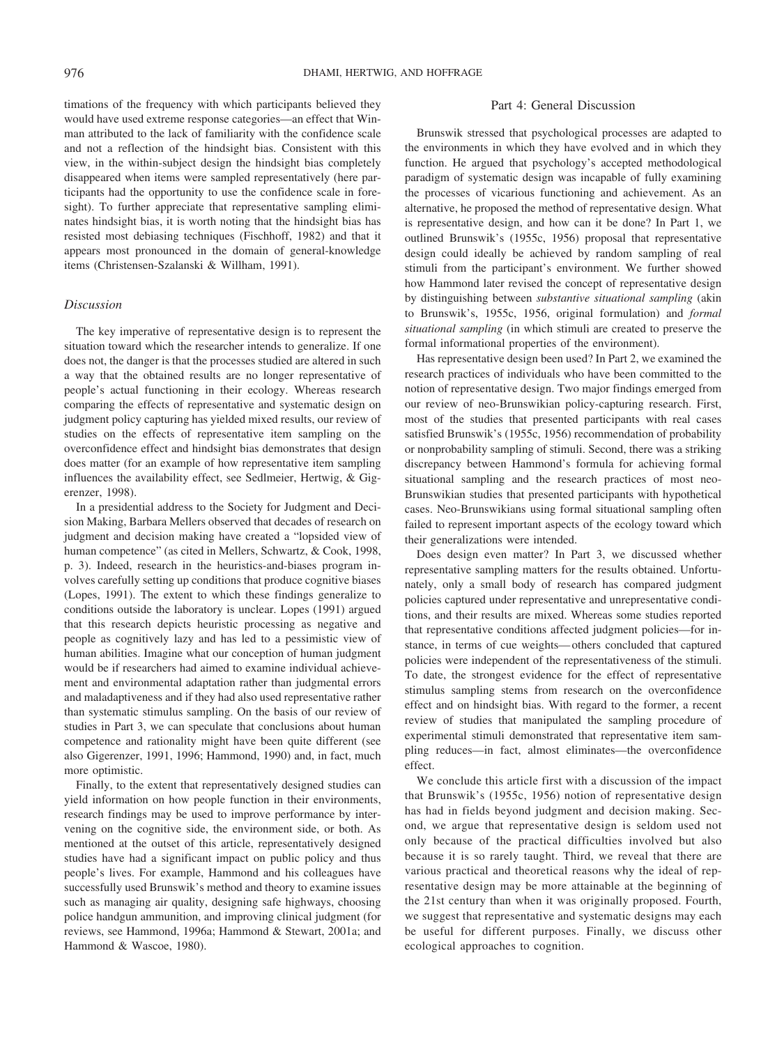timations of the frequency with which participants believed they would have used extreme response categories—an effect that Winman attributed to the lack of familiarity with the confidence scale and not a reflection of the hindsight bias. Consistent with this view, in the within-subject design the hindsight bias completely disappeared when items were sampled representatively (here participants had the opportunity to use the confidence scale in foresight). To further appreciate that representative sampling eliminates hindsight bias, it is worth noting that the hindsight bias has resisted most debiasing techniques (Fischhoff, 1982) and that it appears most pronounced in the domain of general-knowledge items (Christensen-Szalanski & Willham, 1991).

### *Discussion*

The key imperative of representative design is to represent the situation toward which the researcher intends to generalize. If one does not, the danger is that the processes studied are altered in such a way that the obtained results are no longer representative of people's actual functioning in their ecology. Whereas research comparing the effects of representative and systematic design on judgment policy capturing has yielded mixed results, our review of studies on the effects of representative item sampling on the overconfidence effect and hindsight bias demonstrates that design does matter (for an example of how representative item sampling influences the availability effect, see Sedlmeier, Hertwig, & Gigerenzer, 1998).

In a presidential address to the Society for Judgment and Decision Making, Barbara Mellers observed that decades of research on judgment and decision making have created a "lopsided view of human competence" (as cited in Mellers, Schwartz, & Cook, 1998, p. 3). Indeed, research in the heuristics-and-biases program involves carefully setting up conditions that produce cognitive biases (Lopes, 1991). The extent to which these findings generalize to conditions outside the laboratory is unclear. Lopes (1991) argued that this research depicts heuristic processing as negative and people as cognitively lazy and has led to a pessimistic view of human abilities. Imagine what our conception of human judgment would be if researchers had aimed to examine individual achievement and environmental adaptation rather than judgmental errors and maladaptiveness and if they had also used representative rather than systematic stimulus sampling. On the basis of our review of studies in Part 3, we can speculate that conclusions about human competence and rationality might have been quite different (see also Gigerenzer, 1991, 1996; Hammond, 1990) and, in fact, much more optimistic.

Finally, to the extent that representatively designed studies can yield information on how people function in their environments, research findings may be used to improve performance by intervening on the cognitive side, the environment side, or both. As mentioned at the outset of this article, representatively designed studies have had a significant impact on public policy and thus people's lives. For example, Hammond and his colleagues have successfully used Brunswik's method and theory to examine issues such as managing air quality, designing safe highways, choosing police handgun ammunition, and improving clinical judgment (for reviews, see Hammond, 1996a; Hammond & Stewart, 2001a; and Hammond & Wascoe, 1980).

## Part 4: General Discussion

Brunswik stressed that psychological processes are adapted to the environments in which they have evolved and in which they function. He argued that psychology's accepted methodological paradigm of systematic design was incapable of fully examining the processes of vicarious functioning and achievement. As an alternative, he proposed the method of representative design. What is representative design, and how can it be done? In Part 1, we outlined Brunswik's (1955c, 1956) proposal that representative design could ideally be achieved by random sampling of real stimuli from the participant's environment. We further showed how Hammond later revised the concept of representative design by distinguishing between *substantive situational sampling* (akin to Brunswik's, 1955c, 1956, original formulation) and *formal situational sampling* (in which stimuli are created to preserve the formal informational properties of the environment).

Has representative design been used? In Part 2, we examined the research practices of individuals who have been committed to the notion of representative design. Two major findings emerged from our review of neo-Brunswikian policy-capturing research. First, most of the studies that presented participants with real cases satisfied Brunswik's (1955c, 1956) recommendation of probability or nonprobability sampling of stimuli. Second, there was a striking discrepancy between Hammond's formula for achieving formal situational sampling and the research practices of most neo-Brunswikian studies that presented participants with hypothetical cases. Neo-Brunswikians using formal situational sampling often failed to represent important aspects of the ecology toward which their generalizations were intended.

Does design even matter? In Part 3, we discussed whether representative sampling matters for the results obtained. Unfortunately, only a small body of research has compared judgment policies captured under representative and unrepresentative conditions, and their results are mixed. Whereas some studies reported that representative conditions affected judgment policies—for instance, in terms of cue weights—others concluded that captured policies were independent of the representativeness of the stimuli. To date, the strongest evidence for the effect of representative stimulus sampling stems from research on the overconfidence effect and on hindsight bias. With regard to the former, a recent review of studies that manipulated the sampling procedure of experimental stimuli demonstrated that representative item sampling reduces—in fact, almost eliminates—the overconfidence effect.

We conclude this article first with a discussion of the impact that Brunswik's (1955c, 1956) notion of representative design has had in fields beyond judgment and decision making. Second, we argue that representative design is seldom used not only because of the practical difficulties involved but also because it is so rarely taught. Third, we reveal that there are various practical and theoretical reasons why the ideal of representative design may be more attainable at the beginning of the 21st century than when it was originally proposed. Fourth, we suggest that representative and systematic designs may each be useful for different purposes. Finally, we discuss other ecological approaches to cognition.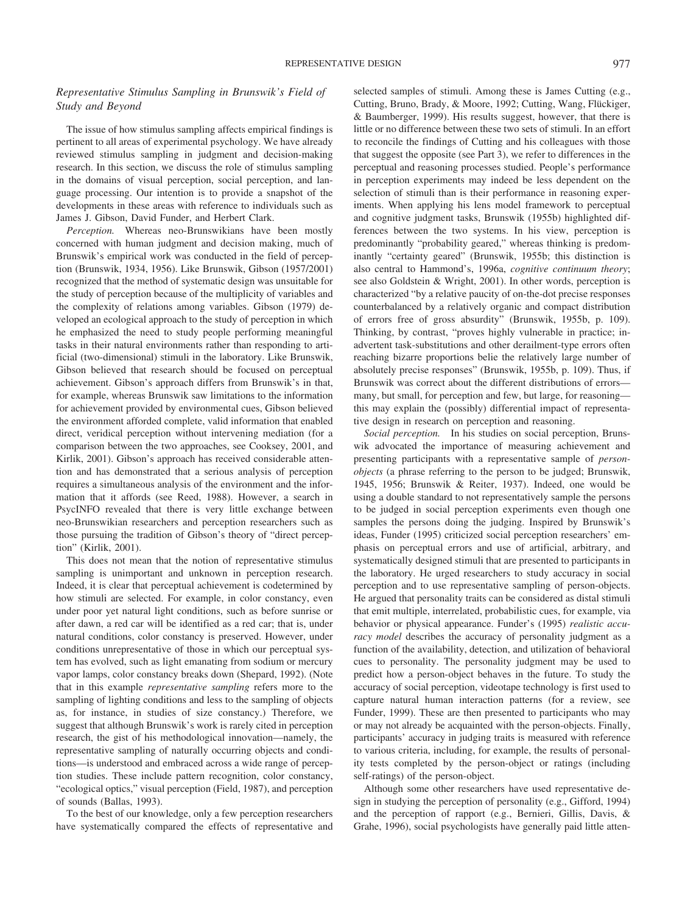### *Representative Stimulus Sampling in Brunswik's Field of Study and Beyond*

The issue of how stimulus sampling affects empirical findings is pertinent to all areas of experimental psychology. We have already reviewed stimulus sampling in judgment and decision-making research. In this section, we discuss the role of stimulus sampling in the domains of visual perception, social perception, and language processing. Our intention is to provide a snapshot of the developments in these areas with reference to individuals such as James J. Gibson, David Funder, and Herbert Clark.

*Perception.* Whereas neo-Brunswikians have been mostly concerned with human judgment and decision making, much of Brunswik's empirical work was conducted in the field of perception (Brunswik, 1934, 1956). Like Brunswik, Gibson (1957/2001) recognized that the method of systematic design was unsuitable for the study of perception because of the multiplicity of variables and the complexity of relations among variables. Gibson (1979) developed an ecological approach to the study of perception in which he emphasized the need to study people performing meaningful tasks in their natural environments rather than responding to artificial (two-dimensional) stimuli in the laboratory. Like Brunswik, Gibson believed that research should be focused on perceptual achievement. Gibson's approach differs from Brunswik's in that, for example, whereas Brunswik saw limitations to the information for achievement provided by environmental cues, Gibson believed the environment afforded complete, valid information that enabled direct, veridical perception without intervening mediation (for a comparison between the two approaches, see Cooksey, 2001, and Kirlik, 2001). Gibson's approach has received considerable attention and has demonstrated that a serious analysis of perception requires a simultaneous analysis of the environment and the information that it affords (see Reed, 1988). However, a search in PsycINFO revealed that there is very little exchange between neo-Brunswikian researchers and perception researchers such as those pursuing the tradition of Gibson's theory of "direct perception" (Kirlik, 2001).

This does not mean that the notion of representative stimulus sampling is unimportant and unknown in perception research. Indeed, it is clear that perceptual achievement is codetermined by how stimuli are selected. For example, in color constancy, even under poor yet natural light conditions, such as before sunrise or after dawn, a red car will be identified as a red car; that is, under natural conditions, color constancy is preserved. However, under conditions unrepresentative of those in which our perceptual system has evolved, such as light emanating from sodium or mercury vapor lamps, color constancy breaks down (Shepard, 1992). (Note that in this example *representative sampling* refers more to the sampling of lighting conditions and less to the sampling of objects as, for instance, in studies of size constancy.) Therefore, we suggest that although Brunswik's work is rarely cited in perception research, the gist of his methodological innovation—namely, the representative sampling of naturally occurring objects and conditions—is understood and embraced across a wide range of perception studies. These include pattern recognition, color constancy, "ecological optics," visual perception (Field, 1987), and perception of sounds (Ballas, 1993).

To the best of our knowledge, only a few perception researchers have systematically compared the effects of representative and selected samples of stimuli. Among these is James Cutting (e.g., Cutting, Bruno, Brady, & Moore, 1992; Cutting, Wang, Flückiger, & Baumberger, 1999). His results suggest, however, that there is little or no difference between these two sets of stimuli. In an effort to reconcile the findings of Cutting and his colleagues with those that suggest the opposite (see Part 3), we refer to differences in the perceptual and reasoning processes studied. People's performance in perception experiments may indeed be less dependent on the selection of stimuli than is their performance in reasoning experiments. When applying his lens model framework to perceptual and cognitive judgment tasks, Brunswik (1955b) highlighted differences between the two systems. In his view, perception is predominantly "probability geared," whereas thinking is predominantly "certainty geared" (Brunswik, 1955b; this distinction is also central to Hammond's, 1996a, *cognitive continuum theory*; see also Goldstein & Wright, 2001). In other words, perception is characterized "by a relative paucity of on-the-dot precise responses counterbalanced by a relatively organic and compact distribution of errors free of gross absurdity" (Brunswik, 1955b, p. 109). Thinking, by contrast, "proves highly vulnerable in practice; inadvertent task-substitutions and other derailment-type errors often reaching bizarre proportions belie the relatively large number of absolutely precise responses" (Brunswik, 1955b, p. 109). Thus, if Brunswik was correct about the different distributions of errors—many, but small, for perception and few, but large, for reasoning—this may explain the (possibly) differential impact of representative design in research on perception and reasoning.

*Social perception.* In his studies on social perception, Brunswik advocated the importance of measuring achievement and presenting participants with a representative sample of *person-objects* (a phrase referring to the person to be judged; Brunswik, 1945, 1956; Brunswik & Reiter, 1937). Indeed, one would be using a double standard to not representatively sample the persons to be judged in social perception experiments even though one samples the persons doing the judging. Inspired by Brunswik's ideas, Funder (1995) criticized social perception researchers' emphasis on perceptual errors and use of artificial, arbitrary, and systematically designed stimuli that are presented to participants in the laboratory. He urged researchers to study accuracy in social perception and to use representative sampling of person-objects. He argued that personality traits can be considered as distal stimuli that emit multiple, interrelated, probabilistic cues, for example, via behavior or physical appearance. Funder's (1995) *realistic accuracy model* describes the accuracy of personality judgment as a function of the availability, detection, and utilization of behavioral cues to personality. The personality judgment may be used to predict how a person-object behaves in the future. To study the accuracy of social perception, videotape technology is first used to capture natural human interaction patterns (for a review, see Funder, 1999). These are then presented to participants who may or may not already be acquainted with the person-objects. Finally, participants' accuracy in judging traits is measured with reference to various criteria, including, for example, the results of personality tests completed by the person-object or ratings (including self-ratings) of the person-object.

Although some other researchers have used representative design in studying the perception of personality (e.g., Gifford, 1994) and the perception of rapport (e.g., Bernieri, Gillis, Davis, & Grahe, 1996), social psychologists have generally paid little atten-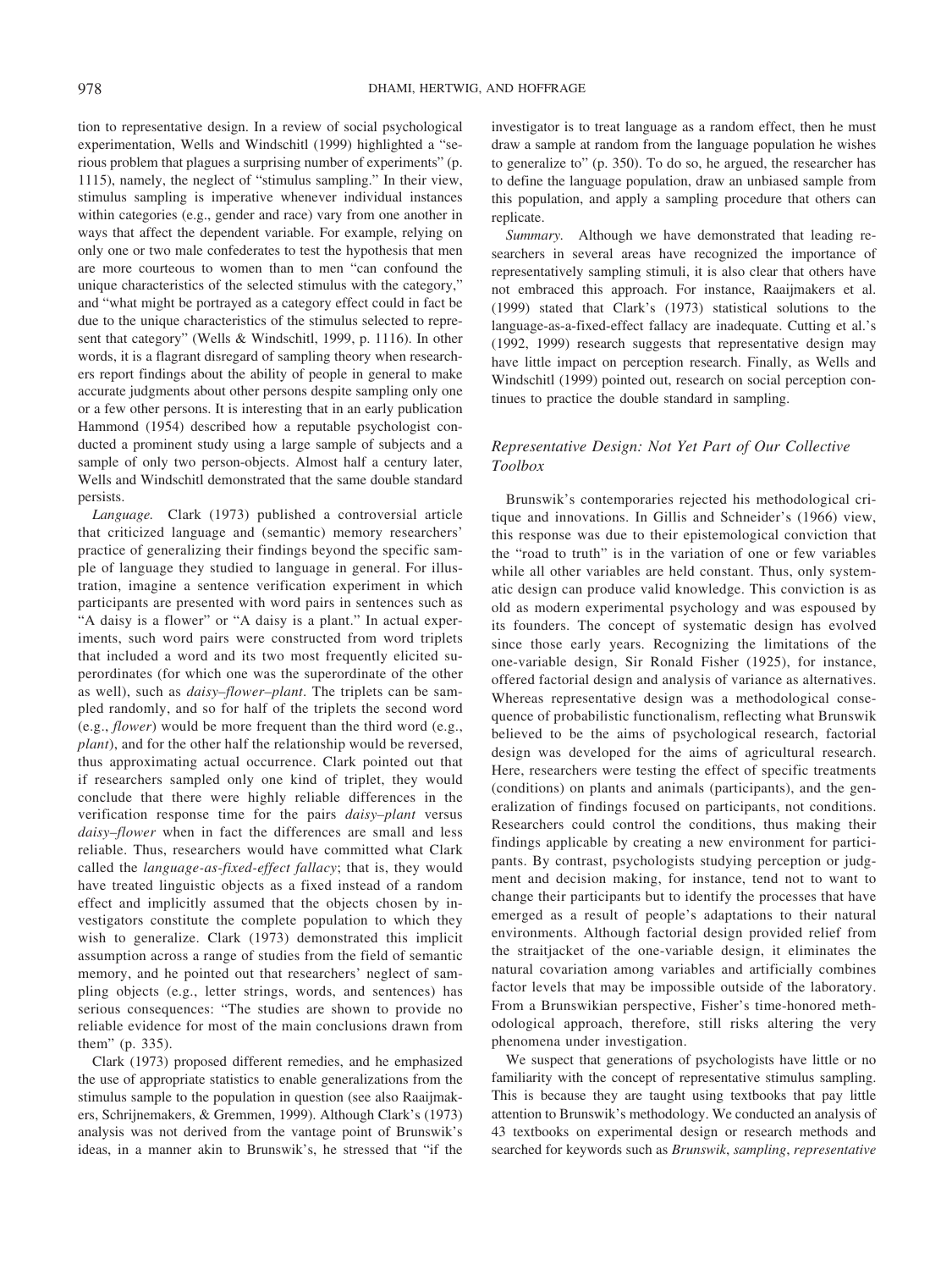tion to representative design. In a review of social psychological experimentation, Wells and Windschitl (1999) highlighted a "serious problem that plagues a surprising number of experiments" (p. 1115), namely, the neglect of "stimulus sampling." In their view, stimulus sampling is imperative whenever individual instances within categories (e.g., gender and race) vary from one another in ways that affect the dependent variable. For example, relying on only one or two male confederates to test the hypothesis that men are more courteous to women than to men "can confound the unique characteristics of the selected stimulus with the category," and "what might be portrayed as a category effect could in fact be due to the unique characteristics of the stimulus selected to represent that category" (Wells & Windschitl, 1999, p. 1116). In other words, it is a flagrant disregard of sampling theory when researchers report findings about the ability of people in general to make accurate judgments about other persons despite sampling only one or a few other persons. It is interesting that in an early publication Hammond (1954) described how a reputable psychologist conducted a prominent study using a large sample of subjects and a sample of only two person-objects. Almost half a century later, Wells and Windschitl demonstrated that the same double standard persists.

*Language.* Clark (1973) published a controversial article that criticized language and (semantic) memory researchers' practice of generalizing their findings beyond the specific sample of language they studied to language in general. For illustration, imagine a sentence verification experiment in which participants are presented with word pairs in sentences such as "A daisy is a flower" or "A daisy is a plant." In actual experiments, such word pairs were constructed from word triplets that included a word and its two most frequently elicited superordinates (for which one was the superordinate of the other as well), such as *daisy–flower–plant*. The triplets can be sampled randomly, and so for half of the triplets the second word (e.g., *flower*) would be more frequent than the third word (e.g., *plant*), and for the other half the relationship would be reversed, thus approximating actual occurrence. Clark pointed out that if researchers sampled only one kind of triplet, they would conclude that there were highly reliable differences in the verification response time for the pairs *daisy–plant* versus *daisy–flower* when in fact the differences are small and less reliable. Thus, researchers would have committed what Clark called the *language-as-fixed-effect fallacy*; that is, they would have treated linguistic objects as a fixed instead of a random effect and implicitly assumed that the objects chosen by investigators constitute the complete population to which they wish to generalize. Clark (1973) demonstrated this implicit assumption across a range of studies from the field of semantic memory, and he pointed out that researchers' neglect of sampling objects (e.g., letter strings, words, and sentences) has serious consequences: "The studies are shown to provide no reliable evidence for most of the main conclusions drawn from them" (p. 335).

Clark (1973) proposed different remedies, and he emphasized the use of appropriate statistics to enable generalizations from the stimulus sample to the population in question (see also Raaijmakers, Schrijnemakers, & Gremmen, 1999). Although Clark's (1973) analysis was not derived from the vantage point of Brunswik's ideas, in a manner akin to Brunswik's, he stressed that "if the investigator is to treat language as a random effect, then he must draw a sample at random from the language population he wishes to generalize to" (p. 350). To do so, he argued, the researcher has to define the language population, draw an unbiased sample from this population, and apply a sampling procedure that others can replicate.

*Summary.* Although we have demonstrated that leading researchers in several areas have recognized the importance of representatively sampling stimuli, it is also clear that others have not embraced this approach. For instance, Raaijmakers et al. (1999) stated that Clark's (1973) statistical solutions to the language-as-a-fixed-effect fallacy are inadequate. Cutting et al.'s (1992, 1999) research suggests that representative design may have little impact on perception research. Finally, as Wells and Windschitl (1999) pointed out, research on social perception continues to practice the double standard in sampling.

### *Representative Design: Not Yet Part of Our Collective Toolbox*

Brunswik's contemporaries rejected his methodological critique and innovations. In Gillis and Schneider's (1966) view, this response was due to their epistemological conviction that the "road to truth" is in the variation of one or few variables while all other variables are held constant. Thus, only systematic design can produce valid knowledge. This conviction is as old as modern experimental psychology and was espoused by its founders. The concept of systematic design has evolved since those early years. Recognizing the limitations of the one-variable design, Sir Ronald Fisher (1925), for instance, offered factorial design and analysis of variance as alternatives. Whereas representative design was a methodological consequence of probabilistic functionalism, reflecting what Brunswik believed to be the aims of psychological research, factorial design was developed for the aims of agricultural research. Here, researchers were testing the effect of specific treatments (conditions) on plants and animals (participants), and the generalization of findings focused on participants, not conditions. Researchers could control the conditions, thus making their findings applicable by creating a new environment for participants. By contrast, psychologists studying perception or judgment and decision making, for instance, tend not to want to change their participants but to identify the processes that have emerged as a result of people's adaptations to their natural environments. Although factorial design provided relief from the straitjacket of the one-variable design, it eliminates the natural covariation among variables and artificially combines factor levels that may be impossible outside of the laboratory. From a Brunswikian perspective, Fisher's time-honored methodological approach, therefore, still risks altering the very phenomena under investigation.

We suspect that generations of psychologists have little or no familiarity with the concept of representative stimulus sampling. This is because they are taught using textbooks that pay little attention to Brunswik's methodology. We conducted an analysis of 43 textbooks on experimental design or research methods and searched for keywords such as *Brunswik*, *sampling*, *representative*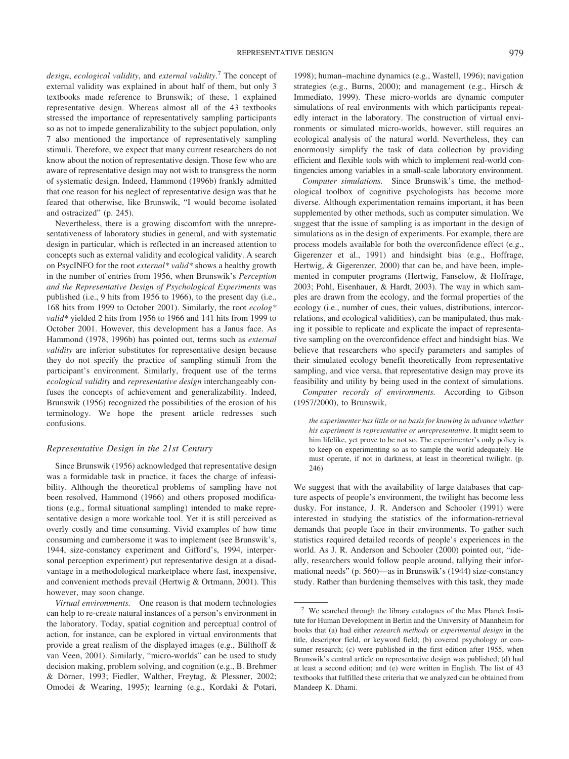*design*, *ecological validity*, and *external validity*.[7] The concept of external validity was explained in about half of them, but only 3 textbooks made reference to Brunswik; of these, 1 explained representative design. Whereas almost all of the 43 textbooks stressed the importance of representatively sampling participants so as not to impede generalizability to the subject population, only 7 also mentioned the importance of representatively sampling stimuli. Therefore, we expect that many current researchers do not know about the notion of representative design. Those few who are aware of representative design may not wish to transgress the norm of systematic design. Indeed, Hammond (1996b) frankly admitted that one reason for his neglect of representative design was that he feared that otherwise, like Brunswik, "I would become isolated and ostracized" (p. 245).

Nevertheless, there is a growing discomfort with the unrepresentativeness of laboratory studies in general, and with systematic design in particular, which is reflected in an increased attention to concepts such as external validity and ecological validity. A search on PsycINFO for the root *external* valid** shows a healthy growth in the number of entries from 1956, when Brunswik's *Perception and the Representative Design of Psychological Experiments* was published (i.e., 9 hits from 1956 to 1966), to the present day (i.e., 168 hits from 1999 to October 2001). Similarly, the root *ecolog* valid** yielded 2 hits from 1956 to 1966 and 141 hits from 1999 to October 2001. However, this development has a Janus face. As Hammond (1978, 1996b) has pointed out, terms such as *external validity* are inferior substitutes for representative design because they do not specify the practice of sampling stimuli from the participant's environment. Similarly, frequent use of the terms *ecological validity* and *representative design* interchangeably confuses the concepts of achievement and generalizability. Indeed, Brunswik (1956) recognized the possibilities of the erosion of his terminology. We hope the present article redresses such confusions.

### Representative Design in the 21st Century

Since Brunswik (1956) acknowledged that representative design was a formidable task in practice, it faces the charge of infeasibility. Although the theoretical problems of sampling have not been resolved, Hammond (1966) and others proposed modifications (e.g., formal situational sampling) intended to make representative design a more workable tool. Yet it is still perceived as overly costly and time consuming. Vivid examples of how time consuming and cumbersome it was to implement (see Brunswik's, 1944, size-constancy experiment and Gifford's, 1994, interpersonal perception experiment) put representative design at a disadvantage in a methodological marketplace where fast, inexpensive, and convenient methods prevail (Hertwig & Ortmann, 2001). This however, may soon change.

*Virtual environments.* One reason is that modern technologies can help to re-create natural instances of a person's environment in the laboratory. Today, spatial cognition and perceptual control of action, for instance, can be explored in virtual environments that provide a great realism of the displayed images (e.g., Bülthoff & van Veen, 2001). Similarly, "micro-worlds" can be used to study decision making, problem solving, and cognition (e.g., B. Brehmer & Dörner, 1993; Fiedler, Walther, Freytag, & Plessner, 2002; Omodei & Wearing, 1995); learning (e.g., Kordaki & Potari, 1998); human–machine dynamics (e.g., Wastell, 1996); navigation strategies (e.g., Burns, 2000); and management (e.g., Hirsch & Immediato, 1999). These micro-worlds are dynamic computer simulations of real environments with which participants repeatedly interact in the laboratory. The construction of virtual environments or simulated micro-worlds, however, still requires an ecological analysis of the natural world. Nevertheless, they can enormously simplify the task of data collection by providing efficient and flexible tools with which to implement real-world contingencies among variables in a small-scale laboratory environment.

*Computer simulations.* Since Brunswik's time, the methodological toolbox of cognitive psychologists has become more diverse. Although experimentation remains important, it has been supplemented by other methods, such as computer simulation. We suggest that the issue of sampling is as important in the design of simulations as in the design of experiments. For example, there are process models available for both the overconfidence effect (e.g., Gigerenzer et al., 1991) and hindsight bias (e.g., Hoffrage, Hertwig, & Gigerenzer, 2000) that can be, and have been, implemented in computer programs (Hertwig, Fanselow, & Hoffrage, 2003; Pohl, Eisenhauer, & Hardt, 2003). The way in which samples are drawn from the ecology, and the formal properties of the ecology (i.e., number of cues, their values, distributions, intercorrelations, and ecological validities), can be manipulated, thus making it possible to replicate and explicate the impact of representative sampling on the overconfidence effect and hindsight bias. We believe that researchers who specify parameters and samples of their simulated ecology benefit theoretically from representative sampling, and vice versa, that representative design may prove its feasibility and utility by being used in the context of simulations.

*Computer records of environments.* According to Gibson (1957/2000), to Brunswik,

> *the experimenter has little or no basis for knowing in advance whether his experiment is representative or unrepresentative*. It might seem to him lifelike, yet prove to be not so. The experimenter's only policy is to keep on experimenting so as to sample the world adequately. He must operate, if not in darkness, at least in theoretical twilight. (p. 246)

We suggest that with the availability of large databases that capture aspects of people's environment, the twilight has become less dusky. For instance, J. R. Anderson and Schooler (1991) were interested in studying the statistics of the information-retrieval demands that people face in their environments. To gather such statistics required detailed records of people's experiences in the world. As J. R. Anderson and Schooler (2000) pointed out, "ideally, researchers would follow people around, tallying their informational needs" (p. 560)—as in Brunswik's (1944) size-constancy study. Rather than burdening themselves with this task, they made

[7] We searched through the library catalogues of the Max Planck Institute for Human Development in Berlin and the University of Mannheim for books that (a) had either *research methods* or *experimental design* in the title, descriptor field, or keyword field; (b) covered psychology or consumer research; (c) were published in the first edition after 1955, when Brunswik's central article on representative design was published; (d) had at least a second edition; and (e) were written in English. The list of 43 textbooks that fulfilled these criteria that we analyzed can be obtained from Mandeep K. Dhami.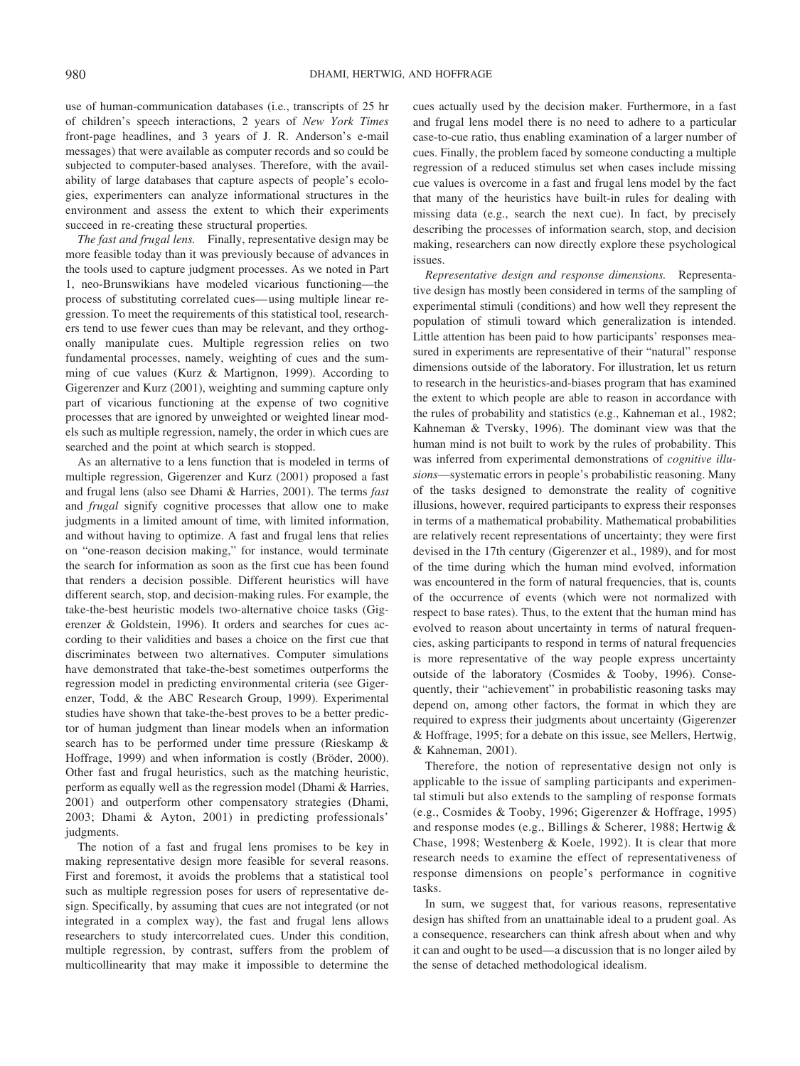use of human-communication databases (i.e., transcripts of 25 hr of children's speech interactions, 2 years of *New York Times* front-page headlines, and 3 years of J. R. Anderson's e-mail messages) that were available as computer records and so could be subjected to computer-based analyses. Therefore, with the availability of large databases that capture aspects of people's ecologies, experimenters can analyze informational structures in the environment and assess the extent to which their experiments succeed in re-creating these structural properties.

*The fast and frugal lens.* Finally, representative design may be more feasible today than it was previously because of advances in the tools used to capture judgment processes. As we noted in Part 1, neo-Brunswikians have modeled vicarious functioning—the process of substituting correlated cues—using multiple linear regression. To meet the requirements of this statistical tool, researchers tend to use fewer cues than may be relevant, and they orthogonally manipulate cues. Multiple regression relies on two fundamental processes, namely, weighting of cues and the summing of cue values (Kurz & Martignon, 1999). According to Gigerenzer and Kurz (2001), weighting and summing capture only part of vicarious functioning at the expense of two cognitive processes that are ignored by unweighted or weighted linear models such as multiple regression, namely, the order in which cues are searched and the point at which search is stopped.

As an alternative to a lens function that is modeled in terms of multiple regression, Gigerenzer and Kurz (2001) proposed a fast and frugal lens (also see Dhami & Harries, 2001). The terms *fast* and *frugal* signify cognitive processes that allow one to make judgments in a limited amount of time, with limited information, and without having to optimize. A fast and frugal lens that relies on "one-reason decision making," for instance, would terminate the search for information as soon as the first cue has been found that renders a decision possible. Different heuristics will have different search, stop, and decision-making rules. For example, the take-the-best heuristic models two-alternative choice tasks (Gigerenzer & Goldstein, 1996). It orders and searches for cues according to their validities and bases a choice on the first cue that discriminates between two alternatives. Computer simulations have demonstrated that take-the-best sometimes outperforms the regression model in predicting environmental criteria (see Gigerenzer, Todd, & the ABC Research Group, 1999). Experimental studies have shown that take-the-best proves to be a better predictor of human judgment than linear models when an information search has to be performed under time pressure (Rieskamp & Hoffrage, 1999) and when information is costly (Bröder, 2000). Other fast and frugal heuristics, such as the matching heuristic, perform as equally well as the regression model (Dhami & Harries, 2001) and outperform other compensatory strategies (Dhami, 2003; Dhami & Ayton, 2001) in predicting professionals' judgments.

The notion of a fast and frugal lens promises to be key in making representative design more feasible for several reasons. First and foremost, it avoids the problems that a statistical tool such as multiple regression poses for users of representative design. Specifically, by assuming that cues are not integrated (or not integrated in a complex way), the fast and frugal lens allows researchers to study intercorrelated cues. Under this condition, multiple regression, by contrast, suffers from the problem of multicollinearity that may make it impossible to determine the cues actually used by the decision maker. Furthermore, in a fast and frugal lens model there is no need to adhere to a particular case-to-cue ratio, thus enabling examination of a larger number of cues. Finally, the problem faced by someone conducting a multiple regression of a reduced stimulus set when cases include missing cue values is overcome in a fast and frugal lens model by the fact that many of the heuristics have built-in rules for dealing with missing data (e.g., search the next cue). In fact, by precisely describing the processes of information search, stop, and decision making, researchers can now directly explore these psychological issues.

*Representative design and response dimensions.* Representative design has mostly been considered in terms of the sampling of experimental stimuli (conditions) and how well they represent the population of stimuli toward which generalization is intended. Little attention has been paid to how participants' responses measured in experiments are representative of their "natural" response dimensions outside of the laboratory. For illustration, let us return to research in the heuristics-and-biases program that has examined the extent to which people are able to reason in accordance with the rules of probability and statistics (e.g., Kahneman et al., 1982; Kahneman & Tversky, 1996). The dominant view was that the human mind is not built to work by the rules of probability. This was inferred from experimental demonstrations of *cognitive illusions*—systematic errors in people's probabilistic reasoning. Many of the tasks designed to demonstrate the reality of cognitive illusions, however, required participants to express their responses in terms of a mathematical probability. Mathematical probabilities are relatively recent representations of uncertainty; they were first devised in the 17th century (Gigerenzer et al., 1989), and for most of the time during which the human mind evolved, information was encountered in the form of natural frequencies, that is, counts of the occurrence of events (which were not normalized with respect to base rates). Thus, to the extent that the human mind has evolved to reason about uncertainty in terms of natural frequencies, asking participants to respond in terms of natural frequencies is more representative of the way people express uncertainty outside of the laboratory (Cosmides & Tooby, 1996). Consequently, their "achievement" in probabilistic reasoning tasks may depend on, among other factors, the format in which they are required to express their judgments about uncertainty (Gigerenzer & Hoffrage, 1995; for a debate on this issue, see Mellers, Hertwig, & Kahneman, 2001).

Therefore, the notion of representative design not only is applicable to the issue of sampling participants and experimental stimuli but also extends to the sampling of response formats (e.g., Cosmides & Tooby, 1996; Gigerenzer & Hoffrage, 1995) and response modes (e.g., Billings & Scherer, 1988; Hertwig & Chase, 1998; Westenberg & Koele, 1992). It is clear that more research needs to examine the effect of representativeness of response dimensions on people's performance in cognitive tasks.

In sum, we suggest that, for various reasons, representative design has shifted from an unattainable ideal to a prudent goal. As a consequence, researchers can think afresh about when and why it can and ought to be used—a discussion that is no longer ailed by the sense of detached methodological idealism.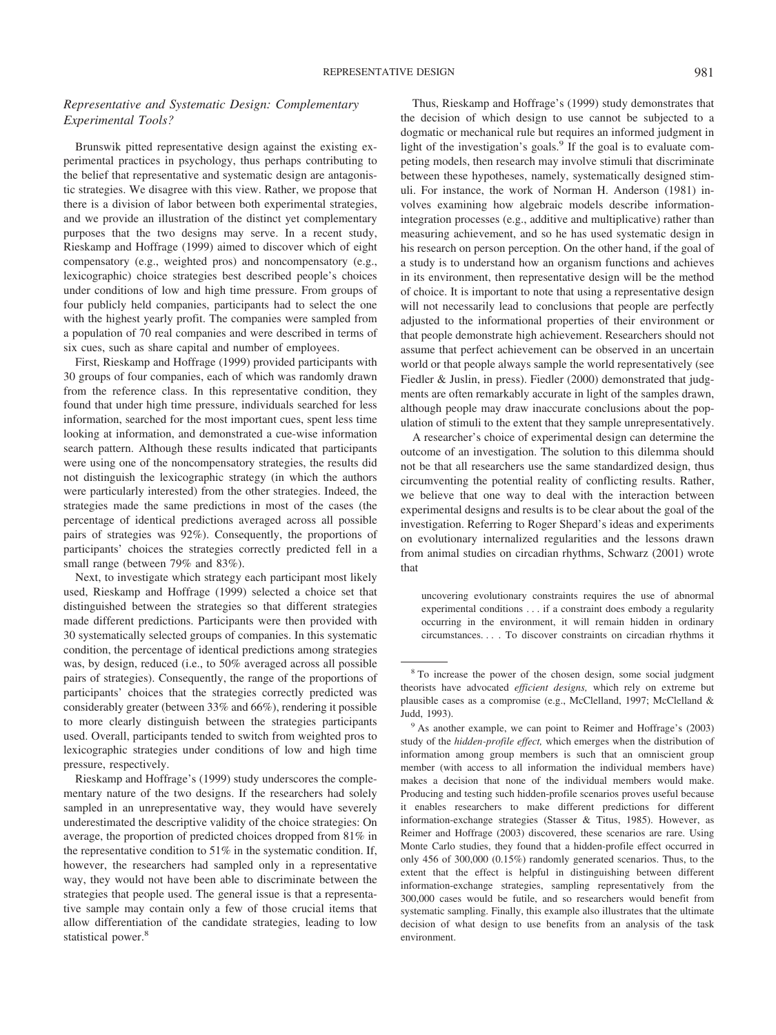### *Representative and Systematic Design: Complementary Experimental Tools?*

Brunswik pitted representative design against the existing experimental practices in psychology, thus perhaps contributing to the belief that representative and systematic design are antagonistic strategies. We disagree with this view. Rather, we propose that there is a division of labor between both experimental strategies, and we provide an illustration of the distinct yet complementary purposes that the two designs may serve. In a recent study, Rieskamp and Hoffrage (1999) aimed to discover which of eight compensatory (e.g., weighted pros) and noncompensatory (e.g., lexicographic) choice strategies best described people's choices under conditions of low and high time pressure. From groups of four publicly held companies, participants had to select the one with the highest yearly profit. The companies were sampled from a population of 70 real companies and were described in terms of six cues, such as share capital and number of employees.

First, Rieskamp and Hoffrage (1999) provided participants with 30 groups of four companies, each of which was randomly drawn from the reference class. In this representative condition, they found that under high time pressure, individuals searched for less information, searched for the most important cues, spent less time looking at information, and demonstrated a cue-wise information search pattern. Although these results indicated that participants were using one of the noncompensatory strategies, the results did not distinguish the lexicographic strategy (in which the authors were particularly interested) from the other strategies. Indeed, the strategies made the same predictions in most of the cases (the percentage of identical predictions averaged across all possible pairs of strategies was 92%). Consequently, the proportions of participants' choices the strategies correctly predicted fell in a small range (between 79% and 83%).

Next, to investigate which strategy each participant most likely used, Rieskamp and Hoffrage (1999) selected a choice set that distinguished between the strategies so that different strategies made different predictions. Participants were then provided with 30 systematically selected groups of companies. In this systematic condition, the percentage of identical predictions among strategies was, by design, reduced (i.e., to 50% averaged across all possible pairs of strategies). Consequently, the range of the proportions of participants' choices that the strategies correctly predicted was considerably greater (between 33% and 66%), rendering it possible to more clearly distinguish between the strategies participants used. Overall, participants tended to switch from weighted pros to lexicographic strategies under conditions of low and high time pressure, respectively.

Rieskamp and Hoffrage's (1999) study underscores the complementary nature of the two designs. If the researchers had solely sampled in an unrepresentative way, they would have severely underestimated the descriptive validity of the choice strategies: On average, the proportion of predicted choices dropped from 81% in the representative condition to 51% in the systematic condition. If, however, the researchers had sampled only in a representative way, they would not have been able to discriminate between the strategies that people used. The general issue is that a representative sample may contain only a few of those crucial items that allow differentiation of the candidate strategies, leading to low statistical power.[8]

Thus, Rieskamp and Hoffrage's (1999) study demonstrates that the decision of which design to use cannot be subjected to a dogmatic or mechanical rule but requires an informed judgment in light of the investigation's goals.[9] If the goal is to evaluate competing models, then research may involve stimuli that discriminate between these hypotheses, namely, systematically designed stimuli. For instance, the work of Norman H. Anderson (1981) involves examining how algebraic models describe information-integration processes (e.g., additive and multiplicative) rather than measuring achievement, and so he has used systematic design in his research on person perception. On the other hand, if the goal of a study is to understand how an organism functions and achieves in its environment, then representative design will be the method of choice. It is important to note that using a representative design will not necessarily lead to conclusions that people are perfectly adjusted to the informational properties of their environment or that people demonstrate high achievement. Researchers should not assume that perfect achievement can be observed in an uncertain world or that people always sample the world representatively (see Fiedler & Juslin, in press). Fiedler (2000) demonstrated that judgments are often remarkably accurate in light of the samples drawn, although people may draw inaccurate conclusions about the population of stimuli to the extent that they sample unrepresentatively.

A researcher's choice of experimental design can determine the outcome of an investigation. The solution to this dilemma should not be that all researchers use the same standardized design, thus circumventing the potential reality of conflicting results. Rather, we believe that one way to deal with the interaction between experimental designs and results is to be clear about the goal of the investigation. Referring to Roger Shepard's ideas and experiments on evolutionary internalized regularities and the lessons drawn from animal studies on circadian rhythms, Schwarz (2001) wrote that

> uncovering evolutionary constraints requires the use of abnormal experimental conditions . . . if a constraint does embody a regularity occurring in the environment, it will remain hidden in ordinary circumstances. . . . To discover constraints on circadian rhythms it

---

[8] To increase the power of the chosen design, some social judgment theorists have advocated *efficient designs,* which rely on extreme but plausible cases as a compromise (e.g., McClelland, 1997; McClelland & Judd, 1993).

[9] As another example, we can point to Reimer and Hoffrage's (2003) study of the *hidden-profile effect,* which emerges when the distribution of information among group members is such that an omniscient group member (with access to all information the individual members have) makes a decision that none of the individual members would make. Producing and testing such hidden-profile scenarios proves useful because it enables researchers to make different predictions for different information-exchange strategies (Stasser & Titus, 1985). However, as Reimer and Hoffrage (2003) discovered, these scenarios are rare. Using Monte Carlo studies, they found that a hidden-profile effect occurred in only 456 of 300,000 (0.15%) randomly generated scenarios. Thus, to the extent that the effect is helpful in distinguishing between different information-exchange strategies, sampling representatively from the 300,000 cases would be futile, and so researchers would benefit from systematic sampling. Finally, this example also illustrates that the ultimate decision of what design to use benefits from an analysis of the task environment.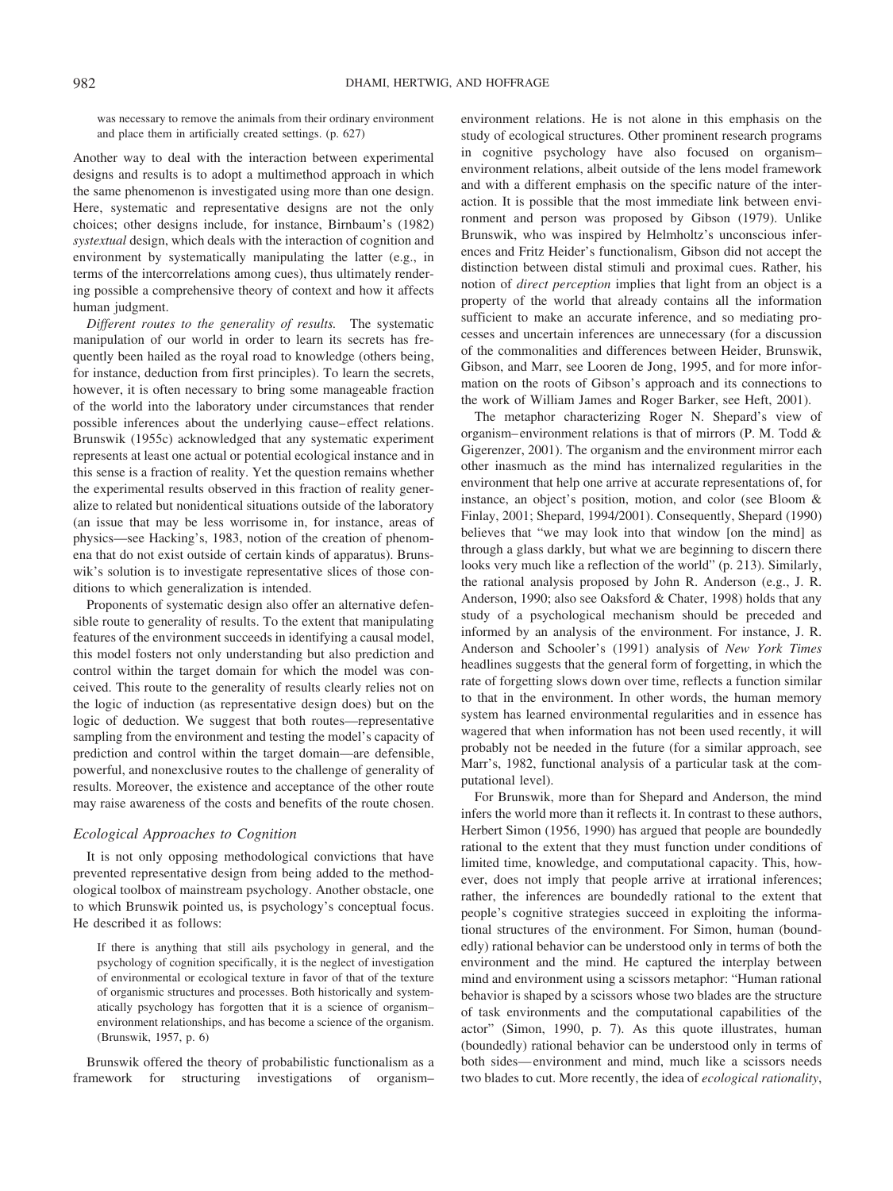was necessary to remove the animals from their ordinary environment and place them in artificially created settings. (p. 627)

Another way to deal with the interaction between experimental designs and results is to adopt a multimethod approach in which the same phenomenon is investigated using more than one design. Here, systematic and representative designs are not the only choices; other designs include, for instance, Birnbaum's (1982) *systextual* design, which deals with the interaction of cognition and environment by systematically manipulating the latter (e.g., in terms of the intercorrelations among cues), thus ultimately rendering possible a comprehensive theory of context and how it affects human judgment.

*Different routes to the generality of results.* The systematic manipulation of our world in order to learn its secrets has frequently been hailed as the royal road to knowledge (others being, for instance, deduction from first principles). To learn the secrets, however, it is often necessary to bring some manageable fraction of the world into the laboratory under circumstances that render possible inferences about the underlying cause–effect relations. Brunswik (1955c) acknowledged that any systematic experiment represents at least one actual or potential ecological instance and in this sense is a fraction of reality. Yet the question remains whether the experimental results observed in this fraction of reality generalize to related but nonidentical situations outside of the laboratory (an issue that may be less worrisome in, for instance, areas of physics—see Hacking's, 1983, notion of the creation of phenomena that do not exist outside of certain kinds of apparatus). Brunswik's solution is to investigate representative slices of those conditions to which generalization is intended.

Proponents of systematic design also offer an alternative defensible route to generality of results. To the extent that manipulating features of the environment succeeds in identifying a causal model, this model fosters not only understanding but also prediction and control within the target domain for which the model was conceived. This route to the generality of results clearly relies not on the logic of induction (as representative design does) but on the logic of deduction. We suggest that both routes—representative sampling from the environment and testing the model's capacity of prediction and control within the target domain—are defensible, powerful, and nonexclusive routes to the challenge of generality of results. Moreover, the existence and acceptance of the other route may raise awareness of the costs and benefits of the route chosen.

### Ecological Approaches to Cognition

It is not only opposing methodological convictions that have prevented representative design from being added to the methodological toolbox of mainstream psychology. Another obstacle, one to which Brunswik pointed us, is psychology's conceptual focus. He described it as follows:

> If there is anything that still ails psychology in general, and the psychology of cognition specifically, it is the neglect of investigation of environmental or ecological texture in favor of that of the texture of organismic structures and processes. Both historically and systematically psychology has forgotten that it is a science of organism–environment relationships, and has become a science of the organism. (Brunswik, 1957, p. 6)

Brunswik offered the theory of probabilistic functionalism as a framework for structuring investigations of organism–environment relations. He is not alone in this emphasis on the study of ecological structures. Other prominent research programs in cognitive psychology have also focused on organism–environment relations, albeit outside of the lens model framework and with a different emphasis on the specific nature of the interaction. It is possible that the most immediate link between environment and person was proposed by Gibson (1979). Unlike Brunswik, who was inspired by Helmholtz's unconscious inferences and Fritz Heider's functionalism, Gibson did not accept the distinction between distal stimuli and proximal cues. Rather, his notion of *direct perception* implies that light from an object is a property of the world that already contains all the information sufficient to make an accurate inference, and so mediating processes and uncertain inferences are unnecessary (for a discussion of the commonalities and differences between Heider, Brunswik, Gibson, and Marr, see Looren de Jong, 1995, and for more information on the roots of Gibson's approach and its connections to the work of William James and Roger Barker, see Heft, 2001).

The metaphor characterizing Roger N. Shepard's view of organism–environment relations is that of mirrors (P. M. Todd & Gigerenzer, 2001). The organism and the environment mirror each other inasmuch as the mind has internalized regularities in the environment that help one arrive at accurate representations of, for instance, an object's position, motion, and color (see Bloom & Finlay, 2001; Shepard, 1994/2001). Consequently, Shepard (1990) believes that "we may look into that window [on the mind] as through a glass darkly, but what we are beginning to discern there looks very much like a reflection of the world" (p. 213). Similarly, the rational analysis proposed by John R. Anderson (e.g., J. R. Anderson, 1990; also see Oaksford & Chater, 1998) holds that any study of a psychological mechanism should be preceded and informed by an analysis of the environment. For instance, J. R. Anderson and Schooler's (1991) analysis of *New York Times* headlines suggests that the general form of forgetting, in which the rate of forgetting slows down over time, reflects a function similar to that in the environment. In other words, the human memory system has learned environmental regularities and in essence has wagered that when information has not been used recently, it will probably not be needed in the future (for a similar approach, see Marr's, 1982, functional analysis of a particular task at the computational level).

For Brunswik, more than for Shepard and Anderson, the mind infers the world more than it reflects it. In contrast to these authors, Herbert Simon (1956, 1990) has argued that people are boundedly rational to the extent that they must function under conditions of limited time, knowledge, and computational capacity. This, however, does not imply that people arrive at irrational inferences; rather, the inferences are boundedly rational to the extent that people's cognitive strategies succeed in exploiting the informational structures of the environment. For Simon, human (boundedly) rational behavior can be understood only in terms of both the environment and the mind. He captured the interplay between mind and environment using a scissors metaphor: "Human rational behavior is shaped by a scissors whose two blades are the structure of task environments and the computational capabilities of the actor" (Simon, 1990, p. 7). As this quote illustrates, human (boundedly) rational behavior can be understood only in terms of both sides—environment and mind, much like a scissors needs two blades to cut. More recently, the idea of *ecological rationality*,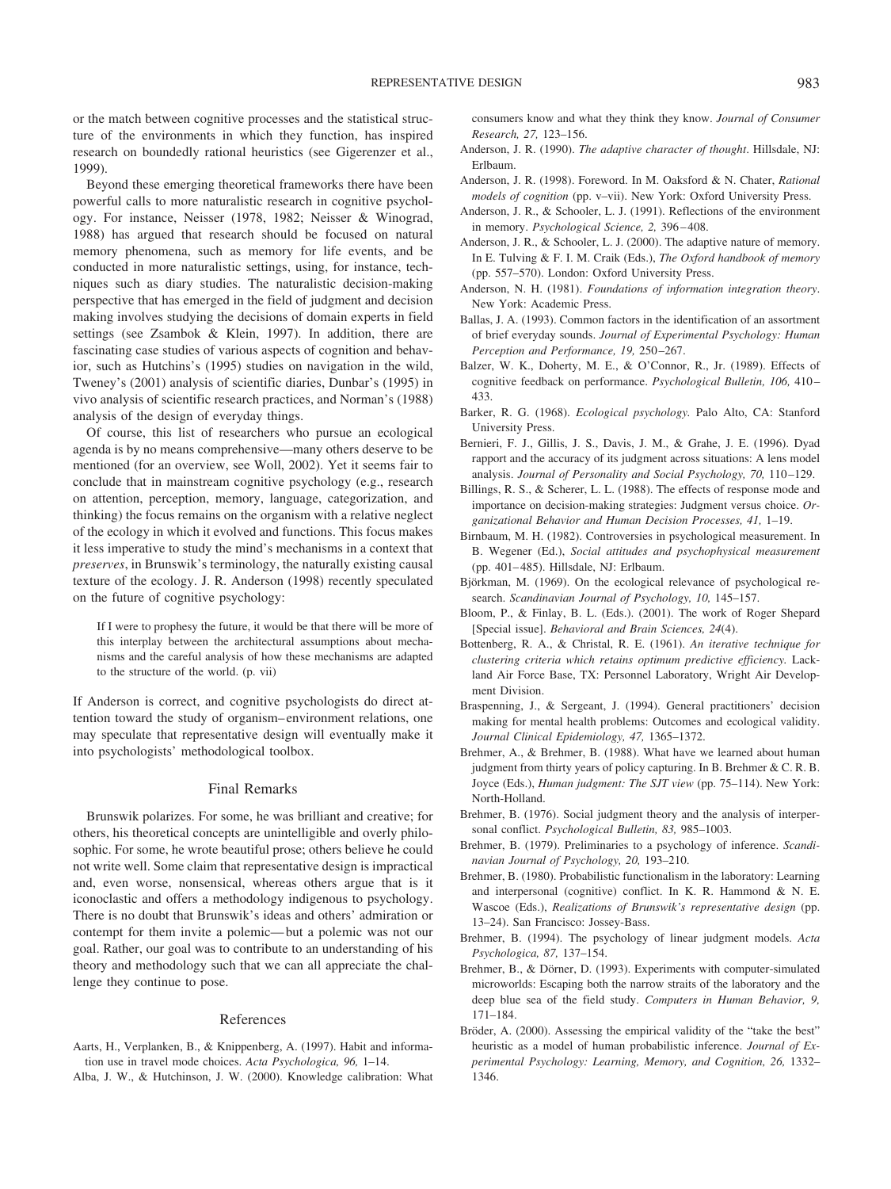or the match between cognitive processes and the statistical structure of the environments in which they function, has inspired research on boundedly rational heuristics (see Gigerenzer et al., 1999).

Beyond these emerging theoretical frameworks there have been powerful calls to more naturalistic research in cognitive psychology. For instance, Neisser (1978, 1982; Neisser & Winograd, 1988) has argued that research should be focused on natural memory phenomena, such as memory for life events, and be conducted in more naturalistic settings, using, for instance, techniques such as diary studies. The naturalistic decision-making perspective that has emerged in the field of judgment and decision making involves studying the decisions of domain experts in field settings (see Zsambok & Klein, 1997). In addition, there are fascinating case studies of various aspects of cognition and behavior, such as Hutchins's (1995) studies on navigation in the wild, Tweney's (2001) analysis of scientific diaries, Dunbar's (1995) in vivo analysis of scientific research practices, and Norman's (1988) analysis of the design of everyday things.

Of course, this list of researchers who pursue an ecological agenda is by no means comprehensive—many others deserve to be mentioned (for an overview, see Woll, 2002). Yet it seems fair to conclude that in mainstream cognitive psychology (e.g., research on attention, perception, memory, language, categorization, and thinking) the focus remains on the organism with a relative neglect of the ecology in which it evolved and functions. This focus makes it less imperative to study the mind's mechanisms in a context that *preserves*, in Brunswik's terminology, the naturally existing causal texture of the ecology. J. R. Anderson (1998) recently speculated on the future of cognitive psychology:

> If I were to prophesy the future, it would be that there will be more of this interplay between the architectural assumptions about mechanisms and the careful analysis of how these mechanisms are adapted to the structure of the world. (p. vii)

If Anderson is correct, and cognitive psychologists do direct attention toward the study of organism–environment relations, one may speculate that representative design will eventually make it into psychologists' methodological toolbox.

## Final Remarks

Brunswik polarizes. For some, he was brilliant and creative; for others, his theoretical concepts are unintelligible and overly philosophic. For some, he wrote beautiful prose; others believe he could not write well. Some claim that representative design is impractical and, even worse, nonsensical, whereas others argue that is it iconoclastic and offers a methodology indigenous to psychology. There is no doubt that Brunswik's ideas and others' admiration or contempt for them invite a polemic—but a polemic was not our goal. Rather, our goal was to contribute to an understanding of his theory and methodology such that we can all appreciate the challenge they continue to pose.

## References

Aarts, H., Verplanken, B., & Knippenberg, A. (1997). Habit and information use in travel mode choices. *Acta Psychologica, 96,* 1–14.

Alba, J. W., & Hutchinson, J. W. (2000). Knowledge calibration: What consumers know and what they think they know. *Journal of Consumer Research, 27,* 123–156.

Anderson, J. R. (1990). *The adaptive character of thought*. Hillsdale, NJ: Erlbaum.

Anderson, J. R. (1998). Foreword. In M. Oaksford & N. Chater, *Rational models of cognition* (pp. v–vii). New York: Oxford University Press.

Anderson, J. R., & Schooler, L. J. (1991). Reflections of the environment in memory. *Psychological Science, 2,* 396–408.

Anderson, J. R., & Schooler, L. J. (2000). The adaptive nature of memory. In E. Tulving & F. I. M. Craik (Eds.), *The Oxford handbook of memory* (pp. 557–570). London: Oxford University Press.

Anderson, N. H. (1981). *Foundations of information integration theory*. New York: Academic Press.

Ballas, J. A. (1993). Common factors in the identification of an assortment of brief everyday sounds. *Journal of Experimental Psychology: Human Perception and Performance, 19,* 250–267.

Balzer, W. K., Doherty, M. E., & O'Connor, R., Jr. (1989). Effects of cognitive feedback on performance. *Psychological Bulletin, 106,* 410–433.

Barker, R. G. (1968). *Ecological psychology.* Palo Alto, CA: Stanford University Press.

Bernieri, F. J., Gillis, J. S., Davis, J. M., & Grahe, J. E. (1996). Dyad rapport and the accuracy of its judgment across situations: A lens model analysis. *Journal of Personality and Social Psychology, 70,* 110–129.

Billings, R. S., & Scherer, L. L. (1988). The effects of response mode and importance on decision-making strategies: Judgment versus choice. *Organizational Behavior and Human Decision Processes, 41,* 1–19.

Birnbaum, M. H. (1982). Controversies in psychological measurement. In B. Wegener (Ed.), *Social attitudes and psychophysical measurement* (pp. 401–485). Hillsdale, NJ: Erlbaum.

Björkman, M. (1969). On the ecological relevance of psychological research. *Scandinavian Journal of Psychology, 10,* 145–157.

Bloom, P., & Finlay, B. L. (Eds.). (2001). The work of Roger Shepard [Special issue]. *Behavioral and Brain Sciences, 24*(4).

Bottenberg, R. A., & Christal, R. E. (1961). *An iterative technique for clustering criteria which retains optimum predictive efficiency.* Lackland Air Force Base, TX: Personnel Laboratory, Wright Air Development Division.

Braspenning, J., & Sergeant, J. (1994). General practitioners' decision making for mental health problems: Outcomes and ecological validity. *Journal Clinical Epidemiology, 47,* 1365–1372.

Brehmer, A., & Brehmer, B. (1988). What have we learned about human judgment from thirty years of policy capturing. In B. Brehmer & C. R. B. Joyce (Eds.), *Human judgment: The SJT view* (pp. 75–114). New York: North-Holland.

Brehmer, B. (1976). Social judgment theory and the analysis of interpersonal conflict. *Psychological Bulletin, 83,* 985–1003.

Brehmer, B. (1979). Preliminaries to a psychology of inference. *Scandinavian Journal of Psychology, 20,* 193–210.

Brehmer, B. (1980). Probabilistic functionalism in the laboratory: Learning and interpersonal (cognitive) conflict. In K. R. Hammond & N. E. Wascoe (Eds.), *Realizations of Brunswik's representative design* (pp. 13–24). San Francisco: Jossey-Bass.

Brehmer, B. (1994). The psychology of linear judgment models. *Acta Psychologica, 87,* 137–154.

Brehmer, B., & Dörner, D. (1993). Experiments with computer-simulated microworlds: Escaping both the narrow straits of the laboratory and the deep blue sea of the field study. *Computers in Human Behavior, 9,* 171–184.

Bröder, A. (2000). Assessing the empirical validity of the "take the best" heuristic as a model of human probabilistic inference. *Journal of Experimental Psychology: Learning, Memory, and Cognition, 26,* 1332–1346.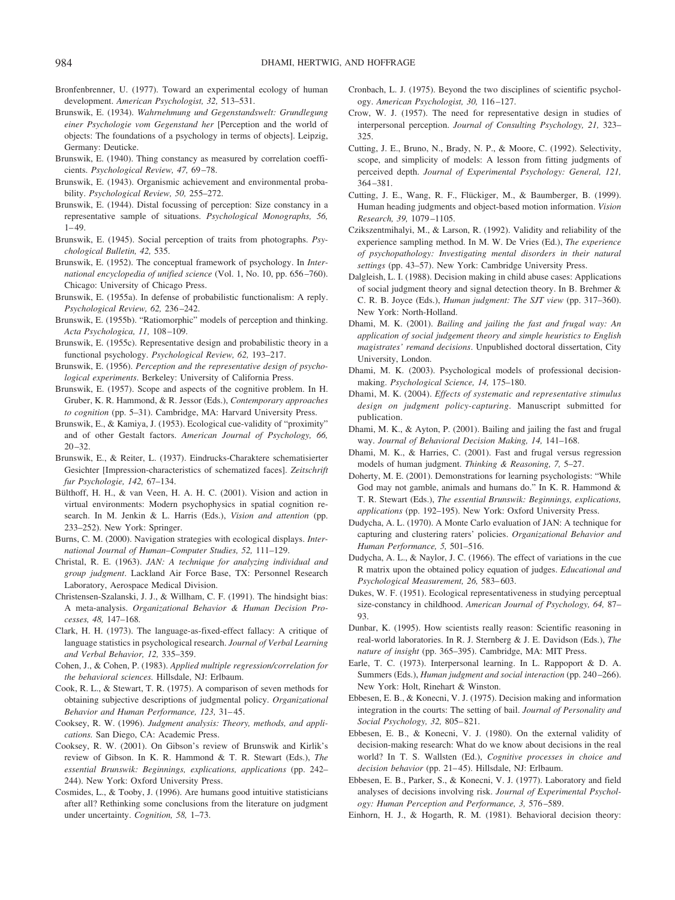Bronfenbrenner, U. (1977). Toward an experimental ecology of human development. *American Psychologist, 32,* 513–531.

Brunswik, E. (1934). *Wahrnehmung und Gegenstandswelt: Grundlegung einer Psychologie vom Gegenstand her* [Perception and the world of objects: The foundations of a psychology in terms of objects]. Leipzig, Germany: Deuticke.

Brunswik, E. (1940). Thing constancy as measured by correlation coefficients. *Psychological Review, 47,* 69–78.

Brunswik, E. (1943). Organismic achievement and environmental probability. *Psychological Review, 50,* 255–272.

Brunswik, E. (1944). Distal focussing of perception: Size constancy in a representative sample of situations. *Psychological Monographs, 56,* 1–49.

Brunswik, E. (1945). Social perception of traits from photographs. *Psychological Bulletin, 42,* 535.

Brunswik, E. (1952). The conceptual framework of psychology. In *International encyclopedia of unified science* (Vol. 1, No. 10, pp. 656–760). Chicago: University of Chicago Press.

Brunswik, E. (1955a). In defense of probabilistic functionalism: A reply. *Psychological Review, 62,* 236–242.

Brunswik, E. (1955b). "Ratiomorphic" models of perception and thinking. *Acta Psychologica, 11,* 108–109.

Brunswik, E. (1955c). Representative design and probabilistic theory in a functional psychology. *Psychological Review, 62,* 193–217.

Brunswik, E. (1956). *Perception and the representative design of psychological experiments.* Berkeley: University of California Press.

Brunswik, E. (1957). Scope and aspects of the cognitive problem. In H. Gruber, K. R. Hammond, & R. Jessor (Eds.), *Contemporary approaches to cognition* (pp. 5–31). Cambridge, MA: Harvard University Press.

Brunswik, E., & Kamiya, J. (1953). Ecological cue-validity of "proximity" and of other Gestalt factors. *American Journal of Psychology, 66,* 20–32.

Brunswik, E., & Reiter, L. (1937). Eindrucks-Charaktere schematisierter Gesichter [Impression-characteristics of schematized faces]. *Zeitschrift fur Psychologie, 142,* 67–134.

Bülthoff, H. H., & van Veen, H. A. H. C. (2001). Vision and action in virtual environments: Modern psychophysics in spatial cognition research. In M. Jenkin & L. Harris (Eds.), *Vision and attention* (pp. 233–252). New York: Springer.

Burns, C. M. (2000). Navigation strategies with ecological displays. *International Journal of Human–Computer Studies, 52,* 111–129.

Christal, R. E. (1963). *JAN: A technique for analyzing individual and group judgment.* Lackland Air Force Base, TX: Personnel Research Laboratory, Aerospace Medical Division.

Christensen-Szalanski, J. J., & Willham, C. F. (1991). The hindsight bias: A meta-analysis. *Organizational Behavior & Human Decision Processes, 48,* 147–168.

Clark, H. H. (1973). The language-as-fixed-effect fallacy: A critique of language statistics in psychological research. *Journal of Verbal Learning and Verbal Behavior, 12,* 335–359.

Cohen, J., & Cohen, P. (1983). *Applied multiple regression/correlation for the behavioral sciences.* Hillsdale, NJ: Erlbaum.

Cook, R. L., & Stewart, T. R. (1975). A comparison of seven methods for obtaining subjective descriptions of judgmental policy. *Organizational Behavior and Human Performance, 123,* 31–45.

Cooksey, R. W. (1996). *Judgment analysis: Theory, methods, and applications.* San Diego, CA: Academic Press.

Cooksey, R. W. (2001). On Gibson's review of Brunswik and Kirlik's review of Gibson. In K. R. Hammond & T. R. Stewart (Eds.), *The essential Brunswik: Beginnings, explications, applications* (pp. 242–244). New York: Oxford University Press.

Cosmides, L., & Tooby, J. (1996). Are humans good intuitive statisticians after all? Rethinking some conclusions from the literature on judgment under uncertainty. *Cognition, 58,* 1–73.

Cronbach, L. J. (1975). Beyond the two disciplines of scientific psychology. *American Psychologist, 30,* 116–127.

Crow, W. J. (1957). The need for representative design in studies of interpersonal perception. *Journal of Consulting Psychology, 21,* 323–325.

Cutting, J. E., Bruno, N., Brady, N. P., & Moore, C. (1992). Selectivity, scope, and simplicity of models: A lesson from fitting judgments of perceived depth. *Journal of Experimental Psychology: General, 121,* 364–381.

Cutting, J. E., Wang, R. F., Flückiger, M., & Baumberger, B. (1999). Human heading judgments and object-based motion information. *Vision Research, 39,* 1079–1105.

Czikszentmihalyi, M., & Larson, R. (1992). Validity and reliability of the experience sampling method. In M. W. De Vries (Ed.), *The experience of psychopathology: Investigating mental disorders in their natural settings* (pp. 43–57). New York: Cambridge University Press.

Dalgleish, L. I. (1988). Decision making in child abuse cases: Applications of social judgment theory and signal detection theory. In B. Brehmer & C. R. B. Joyce (Eds.), *Human judgment: The SJT view* (pp. 317–360). New York: North-Holland.

Dhami, M. K. (2001). *Bailing and jailing the fast and frugal way: An application of social judgement theory and simple heuristics to English magistrates' remand decisions.* Unpublished doctoral dissertation, City University, London.

Dhami, M. K. (2003). Psychological models of professional decision-making. *Psychological Science, 14,* 175–180.

Dhami, M. K. (2004). *Effects of systematic and representative stimulus design on judgment policy-capturing.* Manuscript submitted for publication.

Dhami, M. K., & Ayton, P. (2001). Bailing and jailing the fast and frugal way. *Journal of Behavioral Decision Making, 14,* 141–168.

Dhami, M. K., & Harries, C. (2001). Fast and frugal versus regression models of human judgment. *Thinking & Reasoning, 7,* 5–27.

Doherty, M. E. (2001). Demonstrations for learning psychologists: "While God may not gamble, animals and humans do." In K. R. Hammond & T. R. Stewart (Eds.), *The essential Brunswik: Beginnings, explications, applications* (pp. 192–195). New York: Oxford University Press.

Dudycha, A. L. (1970). A Monte Carlo evaluation of JAN: A technique for capturing and clustering raters' policies. *Organizational Behavior and Human Performance, 5,* 501–516.

Dudycha, A. L., & Naylor, J. C. (1966). The effect of variations in the cue R matrix upon the obtained policy equation of judges. *Educational and Psychological Measurement, 26,* 583–603.

Dukes, W. F. (1951). Ecological representativeness in studying perceptual size-constancy in childhood. *American Journal of Psychology, 64,* 87–93.

Dunbar, K. (1995). How scientists really reason: Scientific reasoning in real-world laboratories. In R. J. Sternberg & J. E. Davidson (Eds.), *The nature of insight* (pp. 365–395). Cambridge, MA: MIT Press.

Earle, T. C. (1973). Interpersonal learning. In L. Rappoport & D. A. Summers (Eds.), *Human judgment and social interaction* (pp. 240–266). New York: Holt, Rinehart & Winston.

Ebbesen, E. B., & Konecni, V. J. (1975). Decision making and information integration in the courts: The setting of bail. *Journal of Personality and Social Psychology, 32,* 805–821.

Ebbesen, E. B., & Konecni, V. J. (1980). On the external validity of decision-making research: What do we know about decisions in the real world? In T. S. Wallsten (Ed.), *Cognitive processes in choice and decision behavior* (pp. 21–45). Hillsdale, NJ: Erlbaum.

Ebbesen, E. B., Parker, S., & Konecni, V. J. (1977). Laboratory and field analyses of decisions involving risk. *Journal of Experimental Psychology: Human Perception and Performance, 3,* 576–589.

Einhorn, H. J., & Hogarth, R. M. (1981). Behavioral decision theory: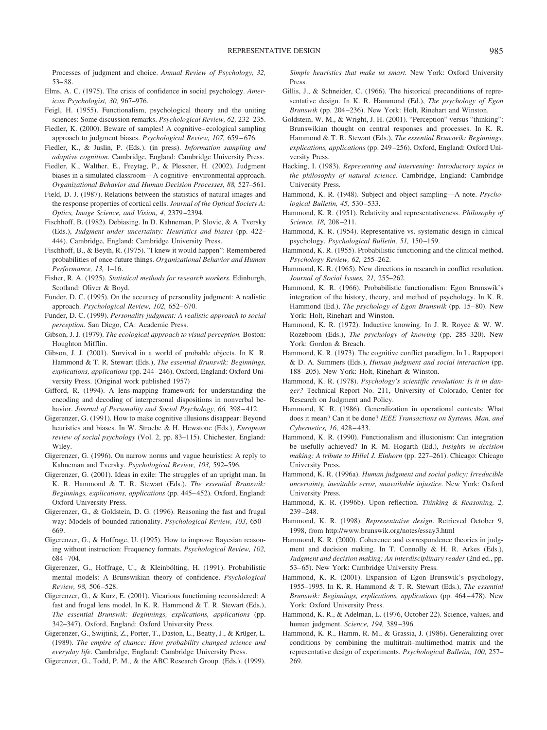Processes of judgment and choice. *Annual Review of Psychology, 32,* 53–88.

Elms, A. C. (1975). The crisis of confidence in social psychology. *American Psychologist, 30,* 967–976.

Feigl, H. (1955). Functionalism, psychological theory and the uniting sciences: Some discussion remarks. *Psychological Review, 62,* 232–235.

Fiedler, K. (2000). Beware of samples! A cognitive–ecological sampling approach to judgment biases. *Psychological Review, 107,* 659–676.

Fiedler, K., & Juslin, P. (Eds.). (in press). *Information sampling and adaptive cognition*. Cambridge, England: Cambridge University Press.

Fiedler, K., Walther, E., Freytag, P., & Plessner, H. (2002). Judgment biases in a simulated classroom—A cognitive–environmental approach. *Organizational Behavior and Human Decision Processes, 88,* 527–561.

Field, D. J. (1987). Relations between the statistics of natural images and the response properties of cortical cells. *Journal of the Optical Society A: Optics, Image Science, and Vision, 4,* 2379–2394.

Fischhoff, B. (1982). Debiasing. In D. Kahneman, P. Slovic, & A. Tversky (Eds.), *Judgment under uncertainty: Heuristics and biases* (pp. 422–444). Cambridge, England: Cambridge University Press.

Fischhoff, B., & Beyth, R. (1975). "I knew it would happen": Remembered probabilities of once-future things. *Organizational Behavior and Human Performance, 13,* 1–16.

Fisher, R. A. (1925). *Statistical methods for research workers*. Edinburgh, Scotland: Oliver & Boyd.

Funder, D. C. (1995). On the accuracy of personality judgment: A realistic approach. *Psychological Review, 102,* 652–670.

Funder, D. C. (1999). *Personality judgment: A realistic approach to social perception*. San Diego, CA: Academic Press.

Gibson, J. J. (1979). *The ecological approach to visual perception.* Boston: Houghton Mifflin.

Gibson, J. J. (2001). Survival in a world of probable objects. In K. R. Hammond & T. R. Stewart (Eds.), *The essential Brunswik: Beginnings, explications, applications* (pp. 244–246). Oxford, England: Oxford University Press. (Original work published 1957)

Gifford, R. (1994). A lens-mapping framework for understanding the encoding and decoding of interpersonal dispositions in nonverbal behavior. *Journal of Personality and Social Psychology, 66,* 398–412.

Gigerenzer, G. (1991). How to make cognitive illusions disappear: Beyond heuristics and biases. In W. Stroebe & H. Hewstone (Eds.), *European review of social psychology* (Vol. 2, pp. 83–115). Chichester, England: Wiley.

Gigerenzer, G. (1996). On narrow norms and vague heuristics: A reply to Kahneman and Tversky. *Psychological Review, 103,* 592–596.

Gigerenzer, G. (2001). Ideas in exile: The struggles of an upright man. In K. R. Hammond & T. R. Stewart (Eds.), *The essential Brunswik: Beginnings, explications, applications* (pp. 445–452). Oxford, England: Oxford University Press.

Gigerenzer, G., & Goldstein, D. G. (1996). Reasoning the fast and frugal way: Models of bounded rationality. *Psychological Review, 103,* 650–669.

Gigerenzer, G., & Hoffrage, U. (1995). How to improve Bayesian reasoning without instruction: Frequency formats. *Psychological Review, 102,* 684–704.

Gigerenzer, G., Hoffrage, U., & Kleinbölting, H. (1991). Probabilistic mental models: A Brunswikian theory of confidence. *Psychological Review, 98,* 506–528.

Gigerenzer, G., & Kurz, E. (2001). Vicarious functioning reconsidered: A fast and frugal lens model. In K. R. Hammond & T. R. Stewart (Eds.), *The essential Brunswik: Beginnings, explications, applications* (pp. 342–347). Oxford, England: Oxford University Press.

Gigerenzer, G., Swijtink, Z., Porter, T., Daston, L., Beatty, J., & Krüger, L. (1989). *The empire of chance: How probability changed science and everyday life*. Cambridge, England: Cambridge University Press.

Gigerenzer, G., Todd, P. M., & the ABC Research Group. (Eds.). (1999). *Simple heuristics that make us smart.* New York: Oxford University Press.

Gillis, J., & Schneider, C. (1966). The historical preconditions of representative design. In K. R. Hammond (Ed.), *The psychology of Egon Brunswik* (pp. 204–236). New York: Holt, Rinehart and Winston.

Goldstein, W. M., & Wright, J. H. (2001). "Perception" versus "thinking": Brunswikian thought on central responses and processes. In K. R. Hammond & T. R. Stewart (Eds.), *The essential Brunswik: Beginnings, explications, applications* (pp. 249–256). Oxford, England: Oxford University Press.

Hacking, I. (1983). *Representing and intervening: Introductory topics in the philosophy of natural science*. Cambridge, England: Cambridge University Press.

Hammond, K. R. (1948). Subject and object sampling—A note. *Psychological Bulletin, 45,* 530–533.

Hammond, K. R. (1951). Relativity and representativeness. *Philosophy of Science, 18,* 208–211.

Hammond, K. R. (1954). Representative vs. systematic design in clinical psychology. *Psychological Bulletin, 51,* 150–159.

Hammond, K. R. (1955). Probabilistic functioning and the clinical method. *Psychology Review, 62,* 255–262.

Hammond, K. R. (1965). New directions in research in conflict resolution. *Journal of Social Issues, 21,* 255–262.

Hammond, K. R. (1966). Probabilistic functionalism: Egon Brunswik's integration of the history, theory, and method of psychology. In K. R. Hammond (Ed.), *The psychology of Egon Brunswik* (pp. 15–80). New York: Holt, Rinehart and Winston.

Hammond, K. R. (1972). Inductive knowing. In J. R. Royce & W. W. Rozeboom (Eds.), *The psychology of knowing* (pp. 285–320). New York: Gordon & Breach.

Hammond, K. R. (1973). The cognitive conflict paradigm. In L. Rappoport & D. A. Summers (Eds.), *Human judgment and social interaction* (pp. 188–205). New York: Holt, Rinehart & Winston.

Hammond, K. R. (1978). *Psychology's scientific revolution: Is it in danger?* Technical Report No. 211, University of Colorado, Center for Research on Judgment and Policy.

Hammond, K. R. (1986). Generalization in operational contexts: What does it mean? Can it be done? *IEEE Transactions on Systems, Man, and Cybernetics, 16,* 428–433.

Hammond, K. R. (1990). Functionalism and illusionism: Can integration be usefully achieved? In R. M. Hogarth (Ed.), *Insights in decision making: A tribute to Hillel J. Einhorn* (pp. 227–261). Chicago: Chicago University Press.

Hammond, K. R. (1996a). *Human judgment and social policy: Irreducible uncertainty, inevitable error, unavailable injustice.* New York: Oxford University Press.

Hammond, K. R. (1996b). Upon reflection. *Thinking & Reasoning, 2,* 239–248.

Hammond, K. R. (1998). *Representative design*. Retrieved October 9, 1998, from http://www.brunswik.org/notes/essay3.html

Hammond, K. R. (2000). Coherence and correspondence theories in judgment and decision making. In T. Connolly & H. R. Arkes (Eds.), *Judgment and decision making: An interdisciplinary reader* (2nd ed., pp. 53–65). New York: Cambridge University Press.

Hammond, K. R. (2001). Expansion of Egon Brunswik's psychology, 1955–1995. In K. R. Hammond & T. R. Stewart (Eds.), *The essential Brunswik: Beginnings, explications, applications* (pp. 464–478). New York: Oxford University Press.

Hammond, K. R., & Adelman, L. (1976, October 22). Science, values, and human judgment. *Science, 194,* 389–396.

Hammond, K. R., Hamm, R. M., & Grassia, J. (1986). Generalizing over conditions by combining the multitrait–multimethod matrix and the representative design of experiments. *Psychological Bulletin, 100,* 257–269.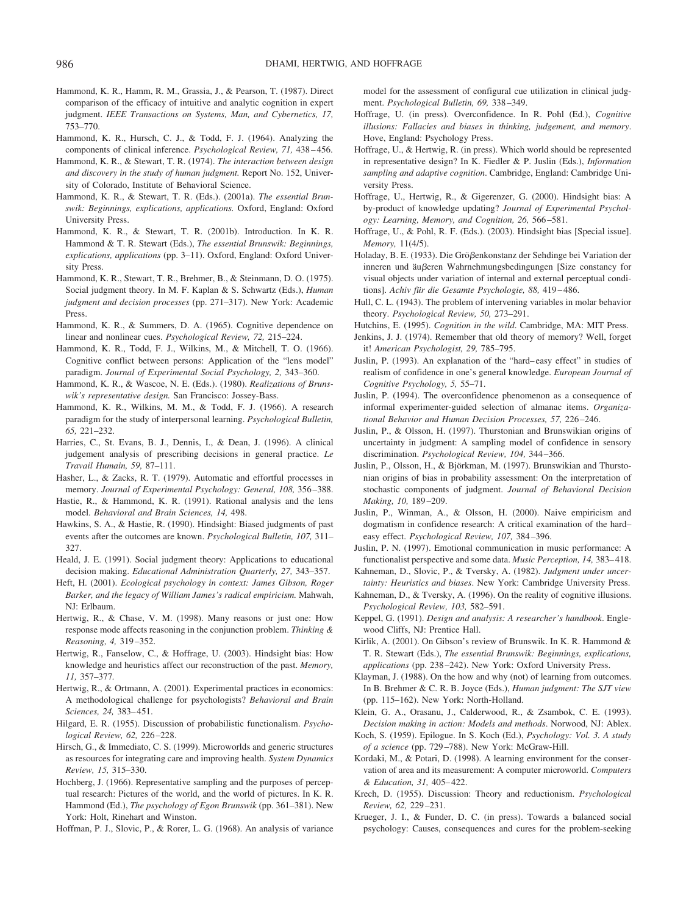Hammond, K. R., Hamm, R. M., Grassia, J., & Pearson, T. (1987). Direct comparison of the efficacy of intuitive and analytic cognition in expert judgment. *IEEE Transactions on Systems, Man, and Cybernetics, 17,* 753–770.

Hammond, K. R., Hursch, C. J., & Todd, F. J. (1964). Analyzing the components of clinical inference. *Psychological Review, 71,* 438–456.

Hammond, K. R., & Stewart, T. R. (1974). *The interaction between design and discovery in the study of human judgment.* Report No. 152, University of Colorado, Institute of Behavioral Science.

Hammond, K. R., & Stewart, T. R. (Eds.). (2001a). *The essential Brunswik: Beginnings, explications, applications.* Oxford, England: Oxford University Press.

Hammond, K. R., & Stewart, T. R. (2001b). Introduction. In K. R. Hammond & T. R. Stewart (Eds.), *The essential Brunswik: Beginnings, explications, applications* (pp. 3–11). Oxford, England: Oxford University Press.

Hammond, K. R., Stewart, T. R., Brehmer, B., & Steinmann, D. O. (1975). Social judgment theory. In M. F. Kaplan & S. Schwartz (Eds.), *Human judgment and decision processes* (pp. 271–317). New York: Academic Press.

Hammond, K. R., & Summers, D. A. (1965). Cognitive dependence on linear and nonlinear cues. *Psychological Review, 72,* 215–224.

Hammond, K. R., Todd, F. J., Wilkins, M., & Mitchell, T. O. (1966). Cognitive conflict between persons: Application of the "lens model" paradigm. *Journal of Experimental Social Psychology, 2,* 343–360.

Hammond, K. R., & Wascoe, N. E. (Eds.). (1980). *Realizations of Brunswik's representative design.* San Francisco: Jossey-Bass.

Hammond, K. R., Wilkins, M. M., & Todd, F. J. (1966). A research paradigm for the study of interpersonal learning. *Psychological Bulletin, 65,* 221–232.

Harries, C., St. Evans, B. J., Dennis, I., & Dean, J. (1996). A clinical judgement analysis of prescribing decisions in general practice. *Le Travail Humain, 59,* 87–111.

Hasher, L., & Zacks, R. T. (1979). Automatic and effortful processes in memory. *Journal of Experimental Psychology: General, 108,* 356–388.

Hastie, R., & Hammond, K. R. (1991). Rational analysis and the lens model. *Behavioral and Brain Sciences, 14,* 498.

Hawkins, S. A., & Hastie, R. (1990). Hindsight: Biased judgments of past events after the outcomes are known. *Psychological Bulletin, 107,* 311–327.

Heald, J. E. (1991). Social judgment theory: Applications to educational decision making. *Educational Administration Quarterly, 27,* 343–357.

Heft, H. (2001). *Ecological psychology in context: James Gibson, Roger Barker, and the legacy of William James's radical empiricism.* Mahwah, NJ: Erlbaum.

Hertwig, R., & Chase, V. M. (1998). Many reasons or just one: How response mode affects reasoning in the conjunction problem. *Thinking & Reasoning, 4,* 319–352.

Hertwig, R., Fanselow, C., & Hoffrage, U. (2003). Hindsight bias: How knowledge and heuristics affect our reconstruction of the past. *Memory, 11,* 357–377.

Hertwig, R., & Ortmann, A. (2001). Experimental practices in economics: A methodological challenge for psychologists? *Behavioral and Brain Sciences, 24,* 383–451.

Hilgard, E. R. (1955). Discussion of probabilistic functionalism. *Psychological Review, 62,* 226–228.

Hirsch, G., & Immediato, C. S. (1999). Microworlds and generic structures as resources for integrating care and improving health. *System Dynamics Review, 15,* 315–330.

Hochberg, J. (1966). Representative sampling and the purposes of perceptual research: Pictures of the world, and the world of pictures. In K. R. Hammond (Ed.), *The psychology of Egon Brunswik* (pp. 361–381). New York: Holt, Rinehart and Winston.

Hoffman, P. J., Slovic, P., & Rorer, L. G. (1968). An analysis of variance model for the assessment of configural cue utilization in clinical judgment. *Psychological Bulletin, 69,* 338–349.

Hoffrage, U. (in press). Overconfidence. In R. Pohl (Ed.), *Cognitive illusions: Fallacies and biases in thinking, judgement, and memory*. Hove, England: Psychology Press.

Hoffrage, U., & Hertwig, R. (in press). Which world should be represented in representative design? In K. Fiedler & P. Juslin (Eds.), *Information sampling and adaptive cognition*. Cambridge, England: Cambridge University Press.

Hoffrage, U., Hertwig, R., & Gigerenzer, G. (2000). Hindsight bias: A by-product of knowledge updating? *Journal of Experimental Psychology: Learning, Memory, and Cognition, 26,* 566–581.

Hoffrage, U., & Pohl, R. F. (Eds.). (2003). Hindsight bias [Special issue]. *Memory,* 11(4/5).

Holaday, B. E. (1933). Die Gröβenkonstanz der Sehdinge bei Variation der inneren und äuβeren Wahrnehmungsbedingungen [Size constancy for visual objects under variation of internal and external perceptual conditions]. *Achiv für die Gesamte Psychologie, 88,* 419–486.

Hull, C. L. (1943). The problem of intervening variables in molar behavior theory. *Psychological Review, 50,* 273–291.

Hutchins, E. (1995). *Cognition in the wild*. Cambridge, MA: MIT Press.

Jenkins, J. J. (1974). Remember that old theory of memory? Well, forget it! *American Psychologist, 29,* 785–795.

Juslin, P. (1993). An explanation of the "hard–easy effect" in studies of realism of confidence in one's general knowledge. *European Journal of Cognitive Psychology, 5,* 55–71.

Juslin, P. (1994). The overconfidence phenomenon as a consequence of informal experimenter-guided selection of almanac items. *Organizational Behavior and Human Decision Processes, 57,* 226–246.

Juslin, P., & Olsson, H. (1997). Thurstonian and Brunswikian origins of uncertainty in judgment: A sampling model of confidence in sensory discrimination. *Psychological Review, 104,* 344–366.

Juslin, P., Olsson, H., & Björkman, M. (1997). Brunswikian and Thurstonian origins of bias in probability assessment: On the interpretation of stochastic components of judgment. *Journal of Behavioral Decision Making, 10,* 189–209.

Juslin, P., Winman, A., & Olsson, H. (2000). Naive empiricism and dogmatism in confidence research: A critical examination of the hard–easy effect. *Psychological Review, 107,* 384–396.

Juslin, P. N. (1997). Emotional communication in music performance: A functionalist perspective and some data. *Music Perception, 14,* 383–418.

Kahneman, D., Slovic, P., & Tversky, A. (1982). *Judgment under uncertainty: Heuristics and biases*. New York: Cambridge University Press.

Kahneman, D., & Tversky, A. (1996). On the reality of cognitive illusions. *Psychological Review, 103,* 582–591.

Keppel, G. (1991). *Design and analysis: A researcher's handbook*. Englewood Cliffs, NJ: Prentice Hall.

Kirlik, A. (2001). On Gibson's review of Brunswik. In K. R. Hammond & T. R. Stewart (Eds.), *The essential Brunswik: Beginnings, explications, applications* (pp. 238–242). New York: Oxford University Press.

Klayman, J. (1988). On the how and why (not) of learning from outcomes. In B. Brehmer & C. R. B. Joyce (Eds.), *Human judgment: The SJT view* (pp. 115–162). New York: North-Holland.

Klein, G. A., Orasanu, J., Calderwood, R., & Zsambok, C. E. (1993). *Decision making in action: Models and methods*. Norwood, NJ: Ablex.

Koch, S. (1959). Epilogue. In S. Koch (Ed.), *Psychology: Vol. 3. A study of a science* (pp. 729–788). New York: McGraw-Hill.

Kordaki, M., & Potari, D. (1998). A learning environment for the conservation of area and its measurement: A computer microworld. *Computers & Education, 31,* 405–422.

Krech, D. (1955). Discussion: Theory and reductionism. *Psychological Review, 62,* 229–231.

Krueger, J. I., & Funder, D. C. (in press). Towards a balanced social psychology: Causes, consequences and cures for the problem-seeking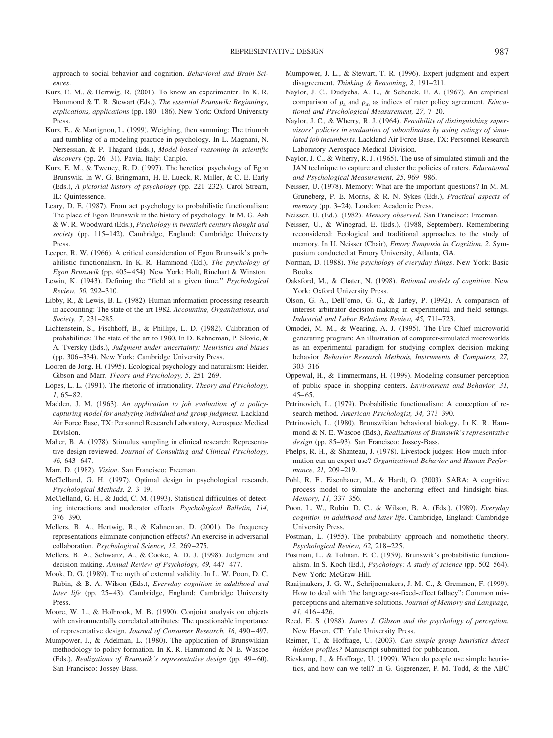approach to social behavior and cognition. *Behavioral and Brain Sciences*.

Kurz, E. M., & Hertwig, R. (2001). To know an experimenter. In K. R. Hammond & T. R. Stewart (Eds.), *The essential Brunswik: Beginnings, explications, applications* (pp. 180–186). New York: Oxford University Press.

Kurz, E., & Martignon, L. (1999). Weighing, then summing: The triumph and tumbling of a modeling practice in psychology. In L. Magnani, N. Nersessian, & P. Thagard (Eds.), *Model-based reasoning in scientific discovery* (pp. 26–31). Pavia, Italy: Cariplo.

Kurz, E. M., & Tweney, R. D. (1997). The heretical psychology of Egon Brunswik. In W. G. Bringmann, H. E. Lueck, R. Miller, & C. E. Early (Eds.), *A pictorial history of psychology* (pp. 221–232). Carol Stream, IL: Quintessence.

Leary, D. E. (1987). From act psychology to probabilistic functionalism: The place of Egon Brunswik in the history of psychology. In M. G. Ash & W. R. Woodward (Eds.), *Psychology in twentieth century thought and society* (pp. 115–142). Cambridge, England: Cambridge University Press.

Leeper, R. W. (1966). A critical consideration of Egon Brunswik's probabilistic functionalism. In K. R. Hammond (Ed.), *The psychology of Egon Brunswik* (pp. 405–454). New York: Holt, Rinehart & Winston.

Lewin, K. (1943). Defining the "field at a given time." *Psychological Review, 50,* 292–310.

Libby, R., & Lewis, B. L. (1982). Human information processing research in accounting: The state of the art 1982. *Accounting, Organizations, and Society, 7,* 231–285.

Lichtenstein, S., Fischhoff, B., & Phillips, L. D. (1982). Calibration of probabilities: The state of the art to 1980. In D. Kahneman, P. Slovic, & A. Tversky (Eds.), *Judgment under uncertainty: Heuristics and biases* (pp. 306–334). New York: Cambridge University Press.

Looren de Jong, H. (1995). Ecological psychology and naturalism: Heider, Gibson and Marr. *Theory and Psychology, 5,* 251–269.

Lopes, L. L. (1991). The rhetoric of irrationality. *Theory and Psychology, 1,* 65–82.

Madden, J. M. (1963). *An application to job evaluation of a policy-capturing model for analyzing individual and group judgment.* Lackland Air Force Base, TX: Personnel Research Laboratory, Aerospace Medical Division.

Maher, B. A. (1978). Stimulus sampling in clinical research: Representative design reviewed. *Journal of Consulting and Clinical Psychology, 46,* 643–647.

Marr, D. (1982). *Vision*. San Francisco: Freeman.

McClelland, G. H. (1997). Optimal design in psychological research. *Psychological Methods, 2,* 3–19.

McClelland, G. H., & Judd, C. M. (1993). Statistical difficulties of detecting interactions and moderator effects. *Psychological Bulletin, 114,* 376–390.

Mellers, B. A., Hertwig, R., & Kahneman, D. (2001). Do frequency representations eliminate conjunction effects? An exercise in adversarial collaboration. *Psychological Science, 12,* 269–275.

Mellers, B. A., Schwartz, A., & Cooke, A. D. J. (1998). Judgment and decision making. *Annual Review of Psychology, 49,* 447–477.

Mook, D. G. (1989). The myth of external validity. In L. W. Poon, D. C. Rubin, & B. A. Wilson (Eds.), *Everyday cognition in adulthood and later life* (pp. 25–43). Cambridge, England: Cambridge University Press.

Moore, W. L., & Holbrook, M. B. (1990). Conjoint analysis on objects with environmentally correlated attributes: The questionable importance of representative design. *Journal of Consumer Research, 16,* 490–497.

Mumpower, J., & Adelman, L. (1980). The application of Brunswikian methodology to policy formation. In K. R. Hammond & N. E. Wascoe (Eds.), *Realizations of Brunswik's representative design* (pp. 49–60). San Francisco: Jossey-Bass.

Mumpower, J. L., & Stewart, T. R. (1996). Expert judgment and expert disagreement. *Thinking & Reasoning, 2,* 191–211.

Naylor, J. C., Dudycha, A. L., & Schenck, E. A. (1967). An empirical comparison of $\rho_a$ and $\rho_m$ as indices of rater policy agreement. *Educational and Psychological Measurement, 27,* 7–20.

Naylor, J. C., & Wherry, R. J. (1964). *Feasibility of distinguishing supervisors' policies in evaluation of subordinates by using ratings of simulated job incumbents.* Lackland Air Force Base, TX: Personnel Research Laboratory Aerospace Medical Division.

Naylor, J. C., & Wherry, R. J. (1965). The use of simulated stimuli and the JAN technique to capture and cluster the policies of raters. *Educational and Psychological Measurement, 25,* 969–986.

Neisser, U. (1978). Memory: What are the important questions? In M. M. Gruneberg, P. E. Morris, & R. N. Sykes (Eds.), *Practical aspects of memory* (pp. 3–24). London: Academic Press.

Neisser, U. (Ed.). (1982). *Memory observed*. San Francisco: Freeman.

Neisser, U., & Winograd, E. (Eds.). (1988, September). Remembering reconsidered: Ecological and traditional approaches to the study of memory. In U. Neisser (Chair), *Emory Symposia in Cognition, 2*. Symposium conducted at Emory University, Atlanta, GA.

Norman, D. (1988). *The psychology of everyday things*. New York: Basic Books.

Oaksford, M., & Chater, N. (1998). *Rational models of cognition*. New York: Oxford University Press.

Olson, G. A., Dell'omo, G. G., & Jarley, P. (1992). A comparison of interest arbitrator decision-making in experimental and field settings. *Industrial and Labor Relations Review, 45,* 711–723.

Omodei, M. M., & Wearing, A. J. (1995). The Fire Chief microworld generating program: An illustration of computer-simulated microworlds as an experimental paradigm for studying complex decision making behavior. *Behavior Research Methods, Instruments & Computers, 27,* 303–316.

Oppewal, H., & Timmermans, H. (1999). Modeling consumer perception of public space in shopping centers. *Environment and Behavior, 31,* 45–65.

Petrinovich, L. (1979). Probabilistic functionalism: A conception of research method. *American Psychologist, 34,* 373–390.

Petrinovich, L. (1980). Brunswikian behavioral biology. In K. R. Hammond & N. E. Wascoe (Eds.), *Realizations of Brunswik's representative design* (pp. 85–93). San Francisco: Jossey-Bass.

Phelps, R. H., & Shanteau, J. (1978). Livestock judges: How much information can an expert use? *Organizational Behavior and Human Performance, 21,* 209–219.

Pohl, R. F., Eisenhauer, M., & Hardt, O. (2003). SARA: A cognitive process model to simulate the anchoring effect and hindsight bias. *Memory, 11,* 337–356.

Poon, L. W., Rubin, D. C., & Wilson, B. A. (Eds.). (1989). *Everyday cognition in adulthood and later life*. Cambridge, England: Cambridge University Press.

Postman, L. (1955). The probability approach and nomothetic theory. *Psychological Review, 62,* 218–225.

Postman, L., & Tolman, E. C. (1959). Brunswik's probabilistic functionalism. In S. Koch (Ed.), *Psychology: A study of science* (pp. 502–564). New York: McGraw-Hill.

Raaijmakers, J. G. W., Schrijnemakers, J. M. C., & Gremmen, F. (1999). How to deal with "the language-as-fixed-effect fallacy": Common misperceptions and alternative solutions. *Journal of Memory and Language, 41,* 416–426.

Reed, E. S. (1988). *James J. Gibson and the psychology of perception.* New Haven, CT: Yale University Press.

Reimer, T., & Hoffrage, U. (2003). *Can simple group heuristics detect hidden profiles?* Manuscript submitted for publication.

Rieskamp, J., & Hoffrage, U. (1999). When do people use simple heuristics, and how can we tell? In G. Gigerenzer, P. M. Todd, & the ABC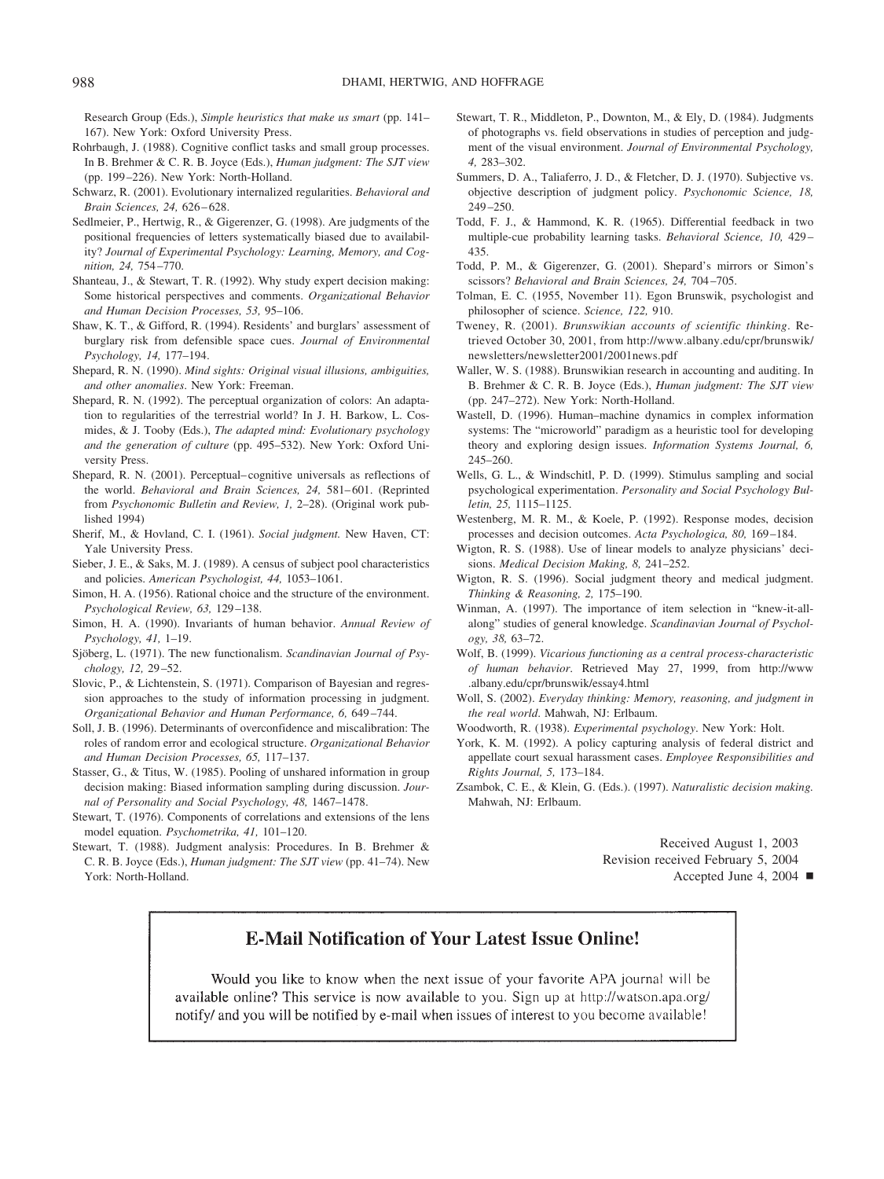Research Group (Eds.), *Simple heuristics that make us smart* (pp. 141–167). New York: Oxford University Press.

Rohrbaugh, J. (1988). Cognitive conflict tasks and small group processes. In B. Brehmer & C. R. B. Joyce (Eds.), *Human judgment: The SJT view* (pp. 199–226). New York: North-Holland.

Schwarz, R. (2001). Evolutionary internalized regularities. *Behavioral and Brain Sciences, 24,* 626–628.

Sedlmeier, P., Hertwig, R., & Gigerenzer, G. (1998). Are judgments of the positional frequencies of letters systematically biased due to availability? *Journal of Experimental Psychology: Learning, Memory, and Cognition, 24,* 754–770.

Shanteau, J., & Stewart, T. R. (1992). Why study expert decision making: Some historical perspectives and comments. *Organizational Behavior and Human Decision Processes, 53,* 95–106.

Shaw, K. T., & Gifford, R. (1994). Residents' and burglars' assessment of burglary risk from defensible space cues. *Journal of Environmental Psychology, 14,* 177–194.

Shepard, R. N. (1990). *Mind sights: Original visual illusions, ambiguities, and other anomalies*. New York: Freeman.

Shepard, R. N. (1992). The perceptual organization of colors: An adaptation to regularities of the terrestrial world? In J. H. Barkow, L. Cosmides, & J. Tooby (Eds.), *The adapted mind: Evolutionary psychology and the generation of culture* (pp. 495–532). New York: Oxford University Press.

Shepard, R. N. (2001). Perceptual–cognitive universals as reflections of the world. *Behavioral and Brain Sciences, 24,* 581–601. (Reprinted from *Psychonomic Bulletin and Review, 1,* 2–28). (Original work published 1994)

Sherif, M., & Hovland, C. I. (1961). *Social judgment.* New Haven, CT: Yale University Press.

Sieber, J. E., & Saks, M. J. (1989). A census of subject pool characteristics and policies. *American Psychologist, 44,* 1053–1061.

Simon, H. A. (1956). Rational choice and the structure of the environment. *Psychological Review, 63,* 129–138.

Simon, H. A. (1990). Invariants of human behavior. *Annual Review of Psychology, 41,* 1–19.

Sjöberg, L. (1971). The new functionalism. *Scandinavian Journal of Psychology, 12,* 29–52.

Slovic, P., & Lichtenstein, S. (1971). Comparison of Bayesian and regression approaches to the study of information processing in judgment. *Organizational Behavior and Human Performance, 6,* 649–744.

Soll, J. B. (1996). Determinants of overconfidence and miscalibration: The roles of random error and ecological structure. *Organizational Behavior and Human Decision Processes, 65,* 117–137.

Stasser, G., & Titus, W. (1985). Pooling of unshared information in group decision making: Biased information sampling during discussion. *Journal of Personality and Social Psychology, 48,* 1467–1478.

Stewart, T. (1976). Components of correlations and extensions of the lens model equation. *Psychometrika, 41,* 101–120.

Stewart, T. (1988). Judgment analysis: Procedures. In B. Brehmer & C. R. B. Joyce (Eds.), *Human judgment: The SJT view* (pp. 41–74). New York: North-Holland.

Stewart, T. R., Middleton, P., Downton, M., & Ely, D. (1984). Judgments of photographs vs. field observations in studies of perception and judgment of the visual environment. *Journal of Environmental Psychology, 4,* 283–302.

Summers, D. A., Taliaferro, J. D., & Fletcher, D. J. (1970). Subjective vs. objective description of judgment policy. *Psychonomic Science, 18,* 249–250.

Todd, F. J., & Hammond, K. R. (1965). Differential feedback in two multiple-cue probability learning tasks. *Behavioral Science, 10,* 429–435.

Todd, P. M., & Gigerenzer, G. (2001). Shepard's mirrors or Simon's scissors? *Behavioral and Brain Sciences, 24,* 704–705.

Tolman, E. C. (1955, November 11). Egon Brunswik, psychologist and philosopher of science. *Science, 122,* 910.

Tweney, R. (2001). *Brunswikian accounts of scientific thinking*. Retrieved October 30, 2001, from http://www.albany.edu/cpr/brunswik/newsletters/newsletter2001/2001news.pdf

Waller, W. S. (1988). Brunswikian research in accounting and auditing. In B. Brehmer & C. R. B. Joyce (Eds.), *Human judgment: The SJT view* (pp. 247–272). New York: North-Holland.

Wastell, D. (1996). Human–machine dynamics in complex information systems: The "microworld" paradigm as a heuristic tool for developing theory and exploring design issues. *Information Systems Journal, 6,* 245–260.

Wells, G. L., & Windschitl, P. D. (1999). Stimulus sampling and social psychological experimentation. *Personality and Social Psychology Bulletin, 25,* 1115–1125.

Westenberg, M. R. M., & Koele, P. (1992). Response modes, decision processes and decision outcomes. *Acta Psychologica, 80,* 169–184.

Wigton, R. S. (1988). Use of linear models to analyze physicians' decisions. *Medical Decision Making, 8,* 241–252.

Wigton, R. S. (1996). Social judgment theory and medical judgment. *Thinking & Reasoning, 2,* 175–190.

Winman, A. (1997). The importance of item selection in "knew-it-all-along" studies of general knowledge. *Scandinavian Journal of Psychology, 38,* 63–72.

Wolf, B. (1999). *Vicarious functioning as a central process-characteristic of human behavior*. Retrieved May 27, 1999, from http://www.albany.edu/cpr/brunswik/essay4.html

Woll, S. (2002). *Everyday thinking: Memory, reasoning, and judgment in the real world*. Mahwah, NJ: Erlbaum.

Woodworth, R. (1938). *Experimental psychology*. New York: Holt.

York, K. M. (1992). A policy capturing analysis of federal district and appellate court sexual harassment cases. *Employee Responsibilities and Rights Journal, 5,* 173–184.

Zsambok, C. E., & Klein, G. (Eds.). (1997). *Naturalistic decision making.* Mahwah, NJ: Erlbaum.

Received August 1, 2003
Revision received February 5, 2004
Accepted June 4, 2004 ■

## E-Mail Notification of Your Latest Issue Online!

Would you like to know when the next issue of your favorite APA journal will be available online? This service is now available to you. Sign up at http://watson.apa.org/notify/ and you will be notified by e-mail when issues of interest to you become available!